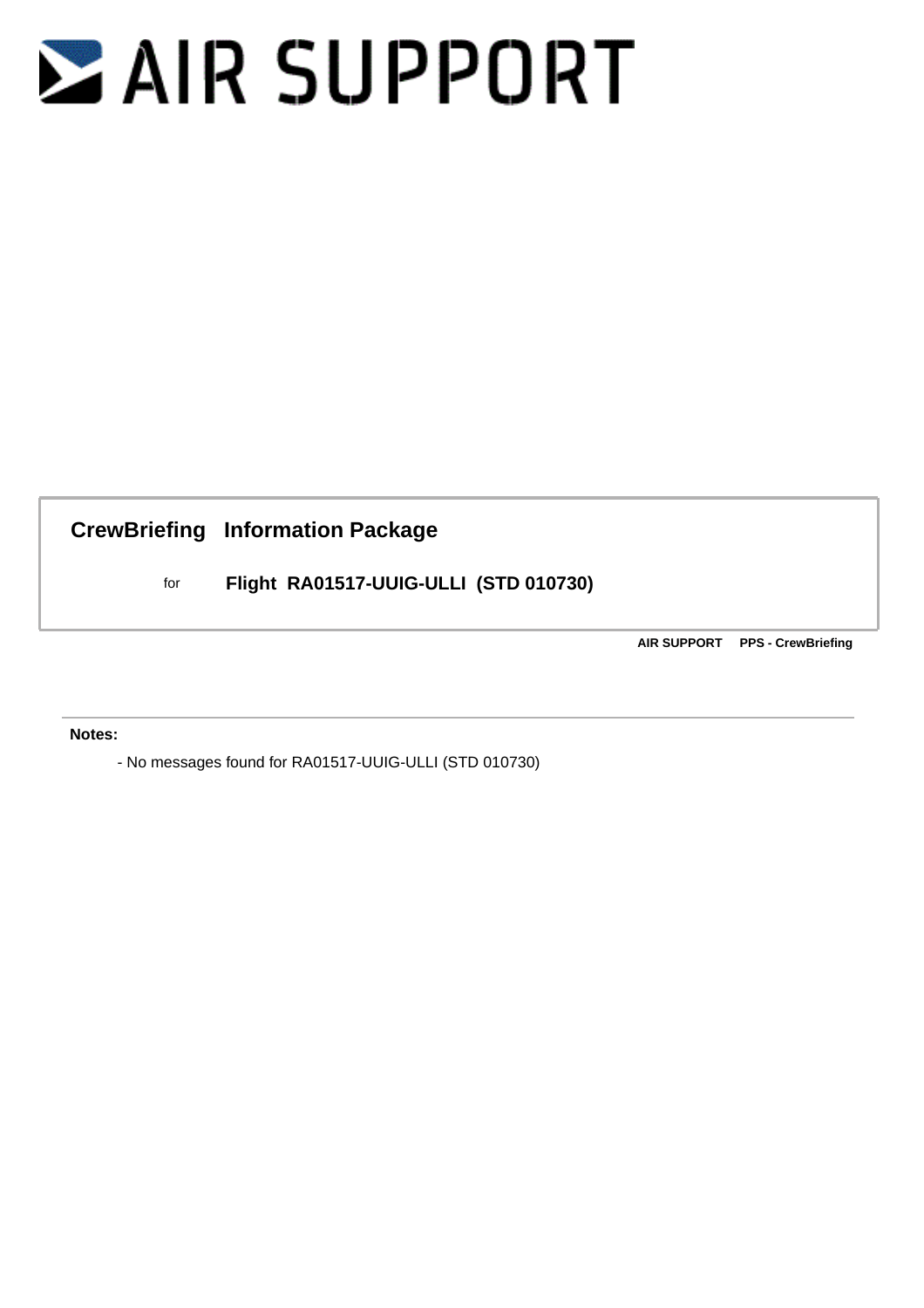# AIR SUPPORT

## CrewBriefing Information Package

for **Flight RA01517-UUIG-ULLI (STD 010730)**

**AIR SUPPORT PPS - CrewBriefing**

---

**Notes:**

- No messages found for RA01517-UUIG-ULLI (STD 010730)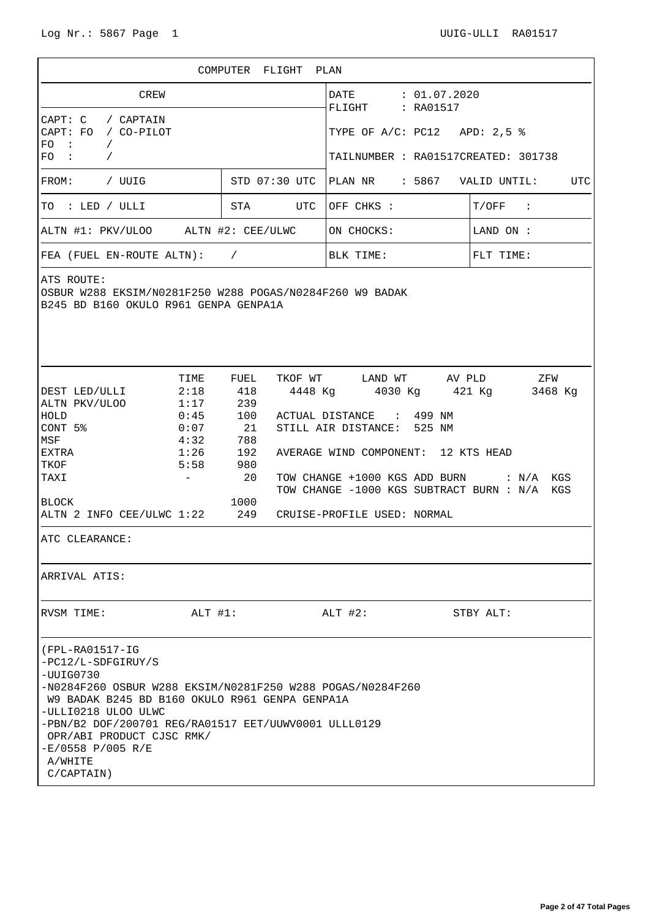Log Nr.: 5867 Page 1 UUIG-ULLI RA01517

## COMPUTER FLIGHT PLAN

| CREW | | DATE : 01.07.2020<br>FLIGHT : RA01517 | |
|---|---|---|---|
| CAPT: C / CAPTAIN<br>CAPT: FO / CO-PILOT<br>FO : /<br>FO : / | | TYPE OF A/C: PC12 APD: 2,5 %<br><br>TAILNUMBER : RA01517CREATED: 301738 | |
| FROM: / UUIG | STD 07:30 UTC | PLAN NR : 5867 VALID UNTIL: UTC | |
| TO : LED / ULLI | STA UTC | OFF CHKS : | T/OFF : |
| ALTN #1: PKV/ULOO ALTN #2: CEE/ULWC | | ON CHOCKS: | LAND ON : |
| FEA (FUEL EN-ROUTE ALTN): / | | BLK TIME: | FLT TIME: |

ATS ROUTE:
OSBUR W288 EKSIM/N0281F250 W288 POGAS/N0284F260 W9 BADAK
B245 BD B160 OKULO R961 GENPA GENPA1A

| | TIME | FUEL | |
|---|---|---|---|
| DEST LED/ULLI | 2:18 | 418 | TKOF WT 4448 Kg, LAND WT 4030 Kg, AV PLD 421 Kg, ZFW 3468 Kg |
| ALTN PKV/ULOO | 1:17 | 239 | |
| HOLD | 0:45 | 100 | ACTUAL DISTANCE : 499 NM |
| CONT 5% | 0:07 | 21 | STILL AIR DISTANCE: 525 NM |
| MSF | 4:32 | 788 | |
| EXTRA | 1:26 | 192 | AVERAGE WIND COMPONENT: 12 KTS HEAD |
| TKOF | 5:58 | 980 | |
| TAXI | - | 20 | TOW CHANGE +1000 KGS ADD BURN : N/A KGS<br>TOW CHANGE -1000 KGS SUBTRACT BURN : N/A KGS |
| BLOCK | | 1000 | |
| ALTN 2 INFO CEE/ULWC | 1:22 | 249 | CRUISE-PROFILE USED: NORMAL |

ATC CLEARANCE:

ARRIVAL ATIS:

RVSM TIME: ALT #1: ALT #2: STBY ALT:

```
(FPL-RA01517-IG
-PC12/L-SDFGIRUY/S
-UUIG0730
-N0284F260 OSBUR W288 EKSIM/N0281F250 W288 POGAS/N0284F260
 W9 BADAK B245 BD B160 OKULO R961 GENPA GENPA1A
-ULLI0218 ULOO ULWC
-PBN/B2 DOF/200701 REG/RA01517 EET/UUWV0001 ULLL0129
 OPR/ABI PRODUCT CJSC RMK/
-E/0558 P/005 R/E
 A/WHITE
 C/CAPTAIN)
```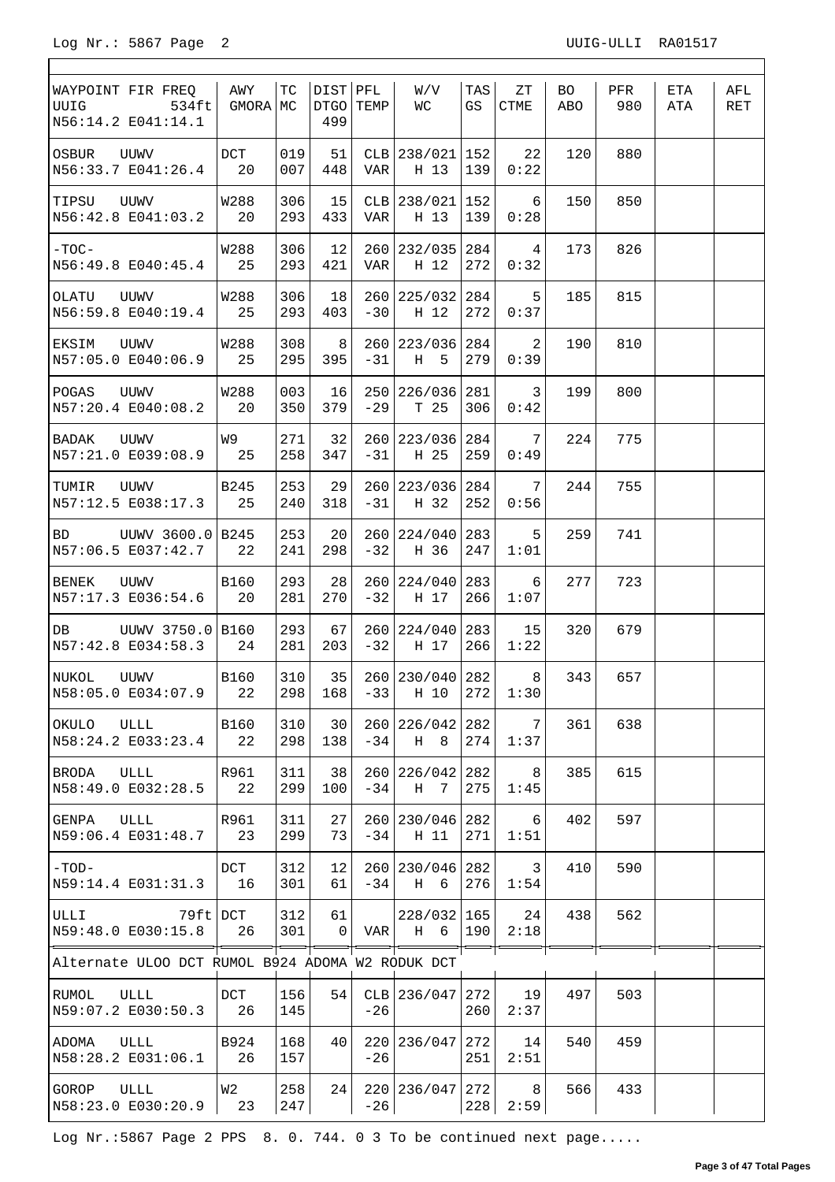Log Nr.: 5867 Page 2 UUIG-ULLI RA01517

| WAYPOINT FIR FREQ UUIG 534ft N56:14.2 E041:14.1 | AWY GMORA | TC MC | DIST DTGO 499 | PFL TEMP | W/V WC | TAS GS | ZT CTME | BO ABO | PFR 980 | ETA ATA | AFL RET |
|---|---|---|---|---|---|---|---|---|---|---|---|
| OSBUR UUWV N56:33.7 E041:26.4 | DCT 20 | 019 007 | 51 448 | CLB VAR | 238/021 H 13 | 152 139 | 22 0:22 | 120 | 880 | | |
| TIPSU UUWV N56:42.8 E041:03.2 | W288 20 | 306 293 | 15 433 | CLB VAR | 238/021 H 13 | 152 139 | 6 0:28 | 150 | 850 | | |
| -TOC- N56:49.8 E040:45.4 | W288 25 | 306 293 | 12 421 | 260 VAR | 232/035 H 12 | 284 272 | 4 0:32 | 173 | 826 | | |
| OLATU UUWV N56:59.8 E040:19.4 | W288 25 | 306 293 | 18 403 | 260 -30 | 225/032 H 12 | 284 272 | 5 0:37 | 185 | 815 | | |
| EKSIM UUWV N57:05.0 E040:06.9 | W288 25 | 308 295 | 8 395 | 260 -31 | 223/036 H 5 | 284 279 | 2 0:39 | 190 | 810 | | |
| POGAS UUWV N57:20.4 E040:08.2 | W288 20 | 003 350 | 16 379 | 250 -29 | 226/036 T 25 | 281 306 | 3 0:42 | 199 | 800 | | |
| BADAK UUWV N57:21.0 E039:08.9 | W9 25 | 271 258 | 32 347 | 260 -31 | 223/036 H 25 | 284 259 | 7 0:49 | 224 | 775 | | |
| TUMIR UUWV N57:12.5 E038:17.3 | B245 25 | 253 240 | 29 318 | 260 -31 | 223/036 H 32 | 284 252 | 7 0:56 | 244 | 755 | | |
| BD UUWV 3600.0 N57:06.5 E037:42.7 | B245 22 | 253 241 | 20 298 | 260 -32 | 224/040 H 36 | 283 247 | 5 1:01 | 259 | 741 | | |
| BENEK UUWV N57:17.3 E036:54.6 | B160 20 | 293 281 | 28 270 | 260 -32 | 224/040 H 17 | 283 266 | 6 1:07 | 277 | 723 | | |
| DB UUWV 3750.0 N57:42.8 E034:58.3 | B160 24 | 293 281 | 67 203 | 260 -32 | 224/040 H 17 | 283 266 | 15 1:22 | 320 | 679 | | |
| NUKOL UUWV N58:05.0 E034:07.9 | B160 22 | 310 298 | 35 168 | 260 -33 | 230/040 H 10 | 282 272 | 8 1:30 | 343 | 657 | | |
| OKULO ULLL N58:24.2 E033:23.4 | B160 22 | 310 298 | 30 138 | 260 -34 | 226/042 H 8 | 282 274 | 7 1:37 | 361 | 638 | | |
| BRODA ULLL N58:49.0 E032:28.5 | R961 22 | 311 299 | 38 100 | 260 -34 | 226/042 H 7 | 282 275 | 8 1:45 | 385 | 615 | | |
| GENPA ULLL N59:06.4 E031:48.7 | R961 23 | 311 299 | 27 73 | 260 -34 | 230/046 H 11 | 282 271 | 6 1:51 | 402 | 597 | | |
| -TOD- N59:14.4 E031:31.3 | DCT 16 | 312 301 | 12 61 | 260 -34 | 230/046 H 6 | 282 276 | 3 1:54 | 410 | 590 | | |
| ULLI 79ft N59:48.0 E030:15.8 | DCT 26 | 312 301 | 61 0 | VAR | 228/032 H 6 | 165 190 | 24 2:18 | 438 | 562 | | |
| Alternate ULOO DCT RUMOL B924 ADOMA W2 RODUK DCT | | | | | | | | | | | |
| RUMOL ULLL N59:07.2 E030:50.3 | DCT 26 | 156 145 | 54 | CLB -26 | 236/047 | 272 260 | 19 2:37 | 497 | 503 | | |
| ADOMA ULLL N58:28.2 E031:06.1 | B924 26 | 168 157 | 40 | 220 -26 | 236/047 | 272 251 | 14 2:51 | 540 | 459 | | |
| GOROP ULLL N58:23.0 E030:20.9 | W2 23 | 258 247 | 24 | 220 -26 | 236/047 | 272 228 | 8 2:59 | 566 | 433 | | |

Log Nr.:5867 Page 2 PPS 8. 0. 744. 0 3 To be continued next page.....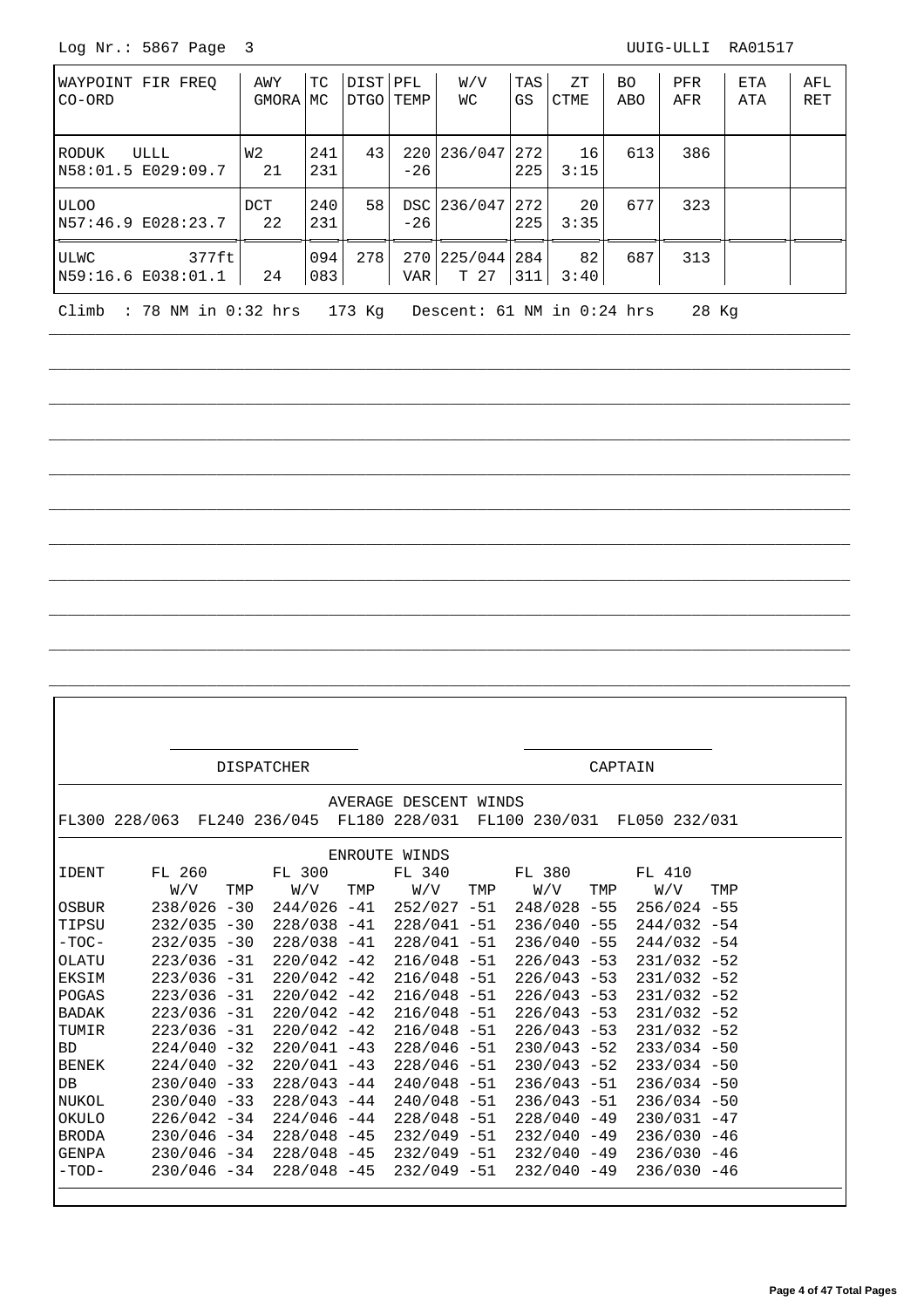Log Nr.: 5867 Page 3 UUIG-ULLI RA01517

| WAYPOINT FIR FREQ<br>CO-ORD | AWY<br>GMORA | TC<br>MC | DIST<br>DTGO | PFL<br>TEMP | W/V<br>WC | TAS<br>GS | ZT<br>CTME | BO<br>ABO | PFR<br>AFR | ETA<br>ATA | AFL<br>RET |
|---|---|---|---|---|---|---|---|---|---|---|---|
| RODUK ULLL<br>N58:01.5 E029:09.7 | W2<br>21 | 241<br>231 | 43 | 220<br>-26 | 236/047 | 272<br>225 | 16<br>3:15 | 613 | 386 | | |
| ULOO<br>N57:46.9 E028:23.7 | DCT<br>22 | 240<br>231 | 58 | DSC<br>-26 | 236/047 | 272<br>225 | 20<br>3:35 | 677 | 323 | | |
| ULWC 377ft<br>N59:16.6 E038:01.1 | 24 | 094<br>083 | 278 | 270<br>VAR | 225/044<br>T 27 | 284<br>311 | 82<br>3:40 | 687 | 313 | | |

Climb : 78 NM in 0:32 hrs 173 Kg Descent: 61 NM in 0:24 hrs 28 Kg

DISPATCHER CAPTAIN

AVERAGE DESCENT WINDS

FL300 228/063 FL240 236/045 FL180 228/031 FL100 230/031 FL050 232/031

ENROUTE WINDS

| IDENT | FL 260 W/V | TMP | FL 300 W/V | TMP | FL 340 W/V | TMP | FL 380 W/V | TMP | FL 410 W/V | TMP |
|---|---|---|---|---|---|---|---|---|---|---|
| OSBUR | 238/026 | -30 | 244/026 | -41 | 252/027 | -51 | 248/028 | -55 | 256/024 | -55 |
| TIPSU | 232/035 | -30 | 228/038 | -41 | 228/041 | -51 | 236/040 | -55 | 244/032 | -54 |
| -TOC- | 232/035 | -30 | 228/038 | -41 | 228/041 | -51 | 236/040 | -55 | 244/032 | -54 |
| OLATU | 223/036 | -31 | 220/042 | -42 | 216/048 | -51 | 226/043 | -53 | 231/032 | -52 |
| EKSIM | 223/036 | -31 | 220/042 | -42 | 216/048 | -51 | 226/043 | -53 | 231/032 | -52 |
| POGAS | 223/036 | -31 | 220/042 | -42 | 216/048 | -51 | 226/043 | -53 | 231/032 | -52 |
| BADAK | 223/036 | -31 | 220/042 | -42 | 216/048 | -51 | 226/043 | -53 | 231/032 | -52 |
| TUMIR | 223/036 | -31 | 220/042 | -42 | 216/048 | -51 | 226/043 | -53 | 231/032 | -52 |
| BD | 224/040 | -32 | 220/041 | -43 | 228/046 | -51 | 230/043 | -52 | 233/034 | -50 |
| BENEK | 224/040 | -32 | 220/041 | -43 | 228/046 | -51 | 230/043 | -52 | 233/034 | -50 |
| DB | 230/040 | -33 | 228/043 | -44 | 240/048 | -51 | 236/043 | -51 | 236/034 | -50 |
| NUKOL | 230/040 | -33 | 228/043 | -44 | 240/048 | -51 | 236/043 | -51 | 236/034 | -50 |
| OKULO | 226/042 | -34 | 224/046 | -44 | 228/048 | -51 | 228/040 | -49 | 230/031 | -47 |
| BRODA | 230/046 | -34 | 228/048 | -45 | 232/049 | -51 | 232/040 | -49 | 236/030 | -46 |
| GENPA | 230/046 | -34 | 228/048 | -45 | 232/049 | -51 | 232/040 | -49 | 236/030 | -46 |
| -TOD- | 230/046 | -34 | 228/048 | -45 | 232/049 | -51 | 232/040 | -49 | 236/030 | -46 |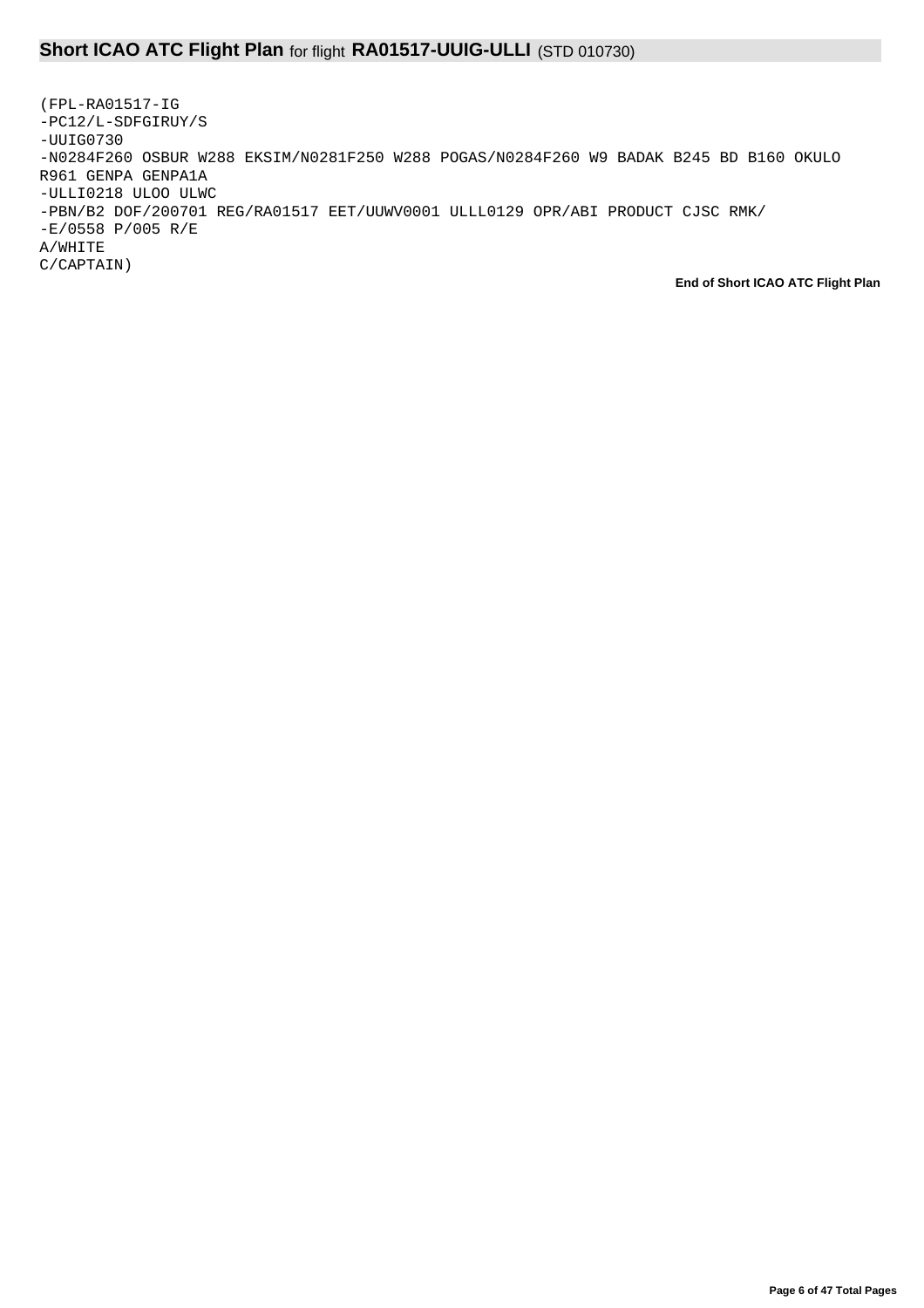## **Short ICAO ATC Flight Plan** for flight **RA01517-UUIG-ULLI** (STD 010730)

```
(FPL-RA01517-IG
-PC12/L-SDFGIRUY/S
-UUIG0730
-N0284F260 OSBUR W288 EKSIM/N0281F250 W288 POGAS/N0284F260 W9 BADAK B245 BD B160 OKULO
R961 GENPA GENPA1A
-ULLI0218 ULOO ULWC
-PBN/B2 DOF/200701 REG/RA01517 EET/UUWV0001 ULLL0129 OPR/ABI PRODUCT CJSC RMK/
-E/0558 P/005 R/E
A/WHITE
C/CAPTAIN)
```

**End of Short ICAO ATC Flight Plan**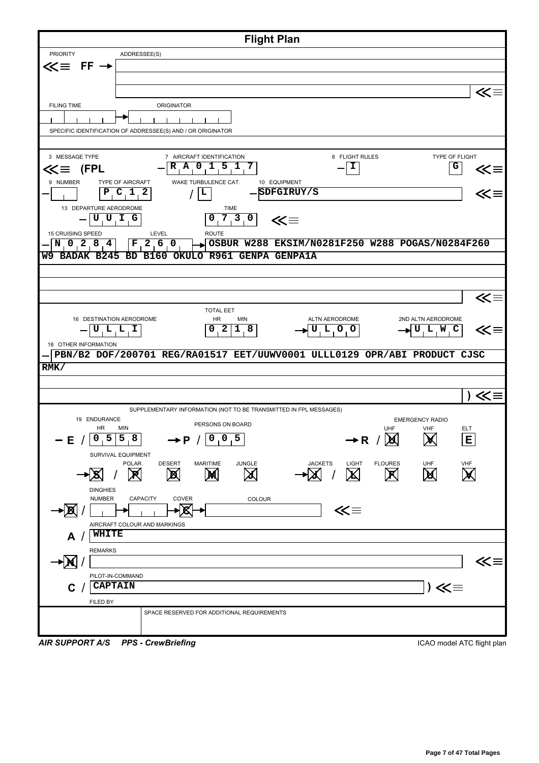# Flight Plan

PRIORITY ADDRESSEE(S)

<<≡ FF →

<<≡

FILING TIME ORIGINATOR

SPECIFIC IDENTIFICATION OF ADDRESSEE(S) AND / OR ORIGINATOR

| 3 MESSAGE TYPE | 7 AIRCRAFT IDENTIFICATION | 8 FLIGHT RULES | TYPE OF FLIGHT |
|---|---|---|---|
| <<≡ (FPL | – RA01517 | – I | G <<≡ |

| 9 NUMBER | TYPE OF AIRCRAFT | WAKE TURBULENCE CAT. | 10 EQUIPMENT |
|---|---|---|---|
| – | PC12 | / L | – SDFGIRUY/S <<≡ |

| 13 DEPARTURE AERODROME | TIME |
|---|---|
| – UUIG | 0730 <<≡ |

| 15 CRUISING SPEED | LEVEL | ROUTE |
|---|---|---|
| – N0284 | F260 | → OSBUR W288 EKSIM/N0281F250 W288 POGAS/N0284F260 |

W9 BADAK B245 BD B160 OKULO R961 GENPA GENPA1A

<<≡

| 16 DESTINATION AERODROME | TOTAL EET HR MIN | ALTN AERODROME | 2ND ALTN AERODROME |
|---|---|---|---|
| – ULLI | 0218 | → ULOO | → ULWC <<≡ |

18 OTHER INFORMATION

– PBN/B2 DOF/200701 REG/RA01517 EET/UUWV0001 ULLL0129 OPR/ABI PRODUCT CJSC

RMK/

) <<≡

SUPPLEMENTARY INFORMATION (NOT TO BE TRANSMITTED IN FPL MESSAGES)

| 19 ENDURANCE HR MIN | PERSONS ON BOARD | EMERGENCY RADIO UHF | VHF | ELT |
|---|---|---|---|---|
| – E / 0558 | → P / 005 | → R / ~~U~~ | ~~V~~ | E |

SURVIVAL EQUIPMENT

| | POLAR | DESERT | MARITIME | JUNGLE | JACKETS | LIGHT | FLOURES | UHF | VHF |
|---|---|---|---|---|---|---|---|---|---|
| → ~~S~~ / | ~~P~~ | ~~D~~ | ~~M~~ | ~~J~~ | → ~~J~~ / | ~~L~~ | ~~F~~ | ~~U~~ | ~~V~~ |

DINGHIES

| | NUMBER | CAPACITY | COVER | COLOUR |
|---|---|---|---|---|
| → ~~D~~ / | | | → ~~C~~ → | <<≡ |

AIRCRAFT COLOUR AND MARKINGS

A / WHITE

REMARKS

→ ~~N~~ / <<≡

PILOT-IN-COMMAND

C / CAPTAIN ) <<≡

FILED BY

SPACE RESERVED FOR ADDITIONAL REQUIREMENTS

***AIR SUPPORT A/S PPS - CrewBriefing***

ICAO model ATC flight plan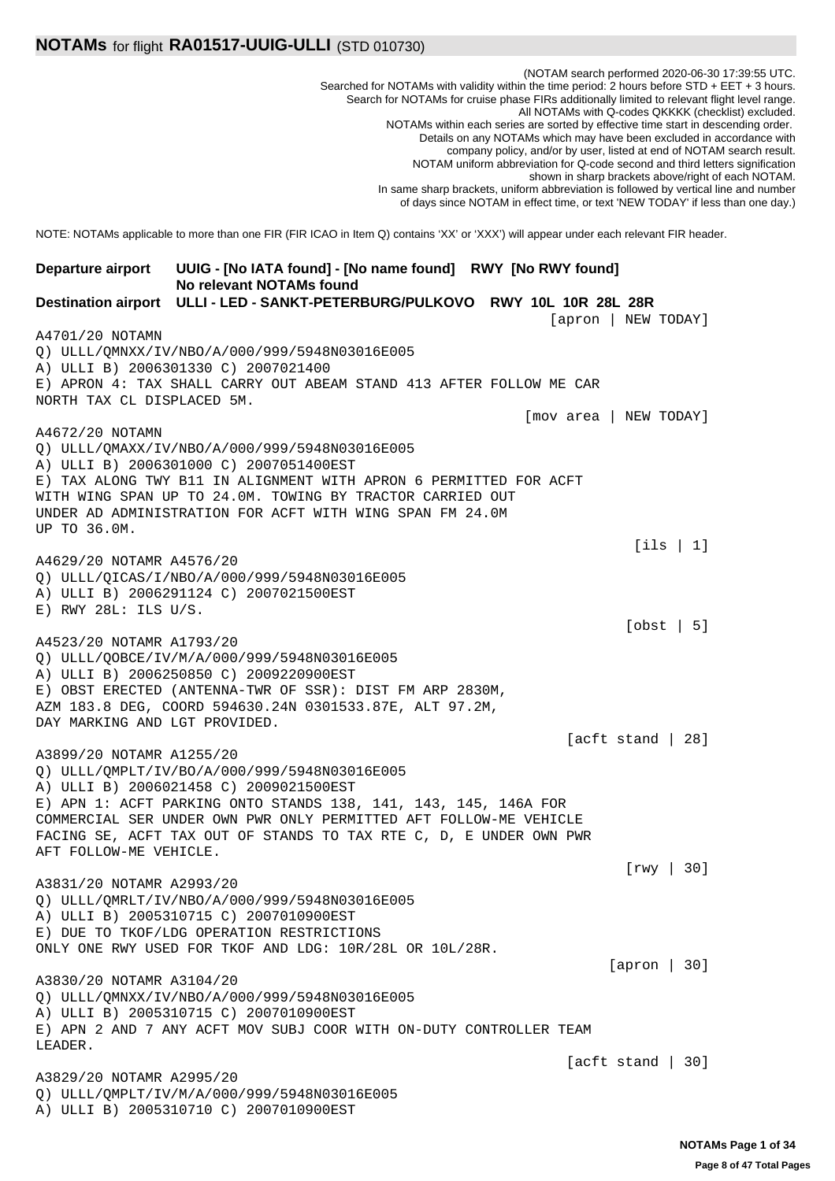## NOTAMs for flight RA01517-UUIG-ULLI (STD 010730)

(NOTAM search performed 2020-06-30 17:39:55 UTC.
Searched for NOTAMs with validity within the time period: 2 hours before STD + EET + 3 hours.
Search for NOTAMs for cruise phase FIRs additionally limited to relevant flight level range.
All NOTAMs with Q-codes QKKKK (checklist) excluded.
NOTAMs within each series are sorted by effective time start in descending order.
Details on any NOTAMs which may have been excluded in accordance with company policy, and/or by user, listed at end of NOTAM search result.
NOTAM uniform abbreviation for Q-code second and third letters signification shown in sharp brackets above/right of each NOTAM.
In same sharp brackets, uniform abbreviation is followed by vertical line and number of days since NOTAM in effect time, or text 'NEW TODAY' if less than one day.)

NOTE: NOTAMs applicable to more than one FIR (FIR ICAO in Item Q) contains 'XX' or 'XXX') will appear under each relevant FIR header.

**Departure airport** **UUIG - [No IATA found] - [No name found] RWY [No RWY found]**
**No relevant NOTAMs found**

**Destination airport** **ULLI - LED - SANKT-PETERBURG/PULKOVO RWY 10L 10R 28L 28R**

```
                                                       [apron | NEW TODAY]
A4701/20 NOTAMN
Q) ULLL/QMNXX/IV/NBO/A/000/999/5948N03016E005
A) ULLI B) 2006301330 C) 2007021400
E) APRON 4: TAX SHALL CARRY OUT ABEAM STAND 413 AFTER FOLLOW ME CAR
NORTH TAX CL DISPLACED 5M.
                                                    [mov area | NEW TODAY]
A4672/20 NOTAMN
Q) ULLL/QMAXX/IV/NBO/A/000/999/5948N03016E005
A) ULLI B) 2006301000 C) 2007051400EST
E) TAX ALONG TWY B11 IN ALIGNMENT WITH APRON 6 PERMITTED FOR ACFT
WITH WING SPAN UP TO 24.0M. TOWING BY TRACTOR CARRIED OUT
UNDER AD ADMINISTRATION FOR ACFT WITH WING SPAN FM 24.0M
UP TO 36.0M.
                                                                 [ils | 1]
A4629/20 NOTAMR A4576/20
Q) ULLL/QICAS/I/NBO/A/000/999/5948N03016E005
A) ULLI B) 2006291124 C) 2007021500EST
E) RWY 28L: ILS U/S.
                                                                [obst | 5]
A4523/20 NOTAMR A1793/20
Q) ULLL/QOBCE/IV/M/A/000/999/5948N03016E005
A) ULLI B) 2006250850 C) 2009220900EST
E) OBST ERECTED (ANTENNA-TWR OF SSR): DIST FM ARP 2830M,
AZM 183.8 DEG, COORD 594630.24N 0301533.87E, ALT 97.2M,
DAY MARKING AND LGT PROVIDED.
                                                         [acft stand | 28]
A3899/20 NOTAMR A1255/20
Q) ULLL/QMPLT/IV/BO/A/000/999/5948N03016E005
A) ULLI B) 2006021458 C) 2009021500EST
E) APN 1: ACFT PARKING ONTO STANDS 138, 141, 143, 145, 146A FOR
COMMERCIAL SER UNDER OWN PWR ONLY PERMITTED AFT FOLLOW-ME VEHICLE
FACING SE, ACFT TAX OUT OF STANDS TO TAX RTE C, D, E UNDER OWN PWR
AFT FOLLOW-ME VEHICLE.
                                                                [rwy | 30]
A3831/20 NOTAMR A2993/20
Q) ULLL/QMRLT/IV/NBO/A/000/999/5948N03016E005
A) ULLI B) 2005310715 C) 2007010900EST
E) DUE TO TKOF/LDG OPERATION RESTRICTIONS
ONLY ONE RWY USED FOR TKOF AND LDG: 10R/28L OR 10L/28R.
                                                              [apron | 30]
A3830/20 NOTAMR A3104/20
Q) ULLL/QMNXX/IV/NBO/A/000/999/5948N03016E005
A) ULLI B) 2005310715 C) 2007010900EST
E) APN 2 AND 7 ANY ACFT MOV SUBJ COOR WITH ON-DUTY CONTROLLER TEAM
LEADER.
                                                         [acft stand | 30]
A3829/20 NOTAMR A2995/20
Q) ULLL/QMPLT/IV/M/A/000/999/5948N03016E005
A) ULLI B) 2005310710 C) 2007010900EST
```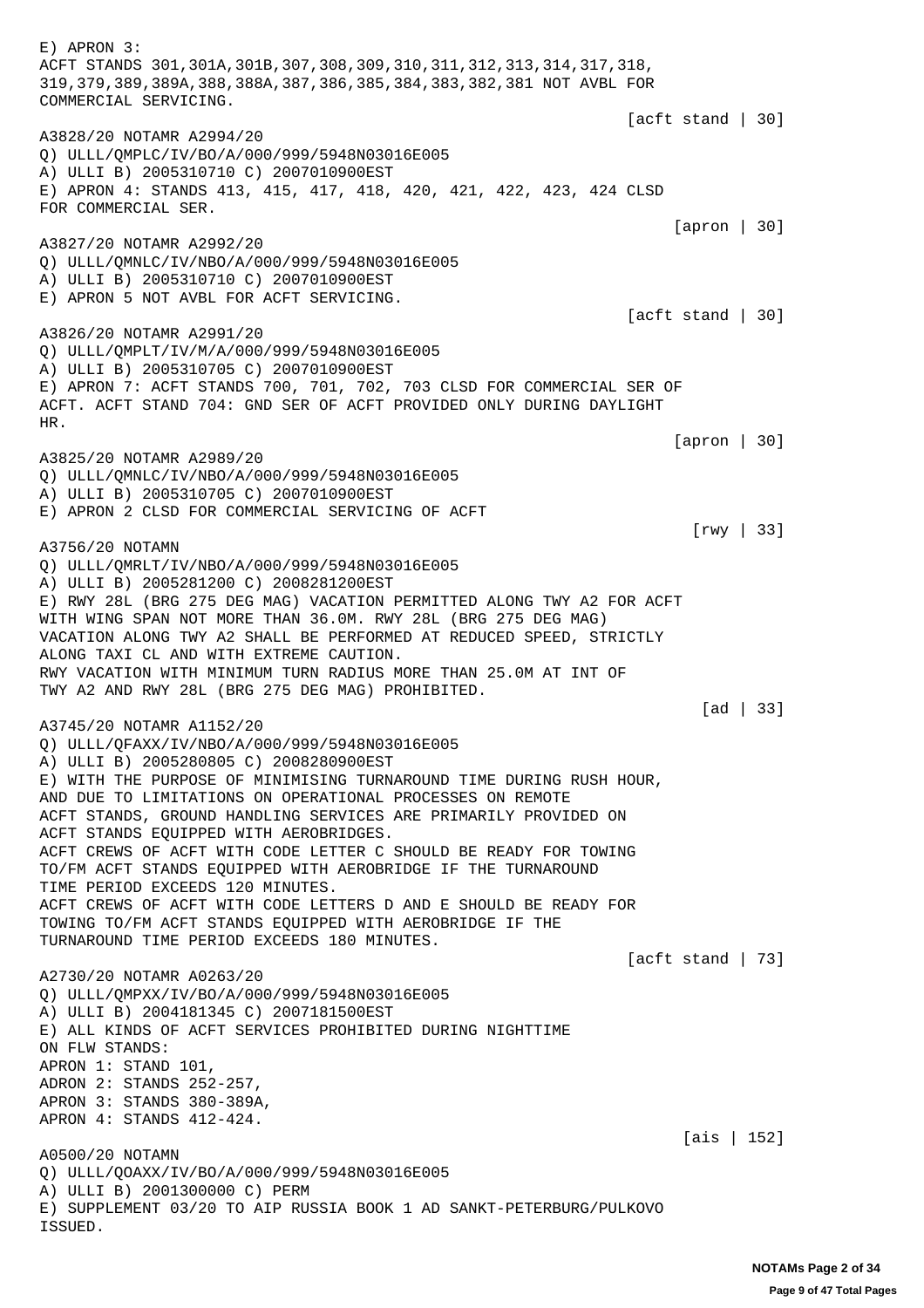E) APRON 3:
ACFT STANDS 301,301A,301B,307,308,309,310,311,312,313,314,317,318,
319,379,389,389A,388,388A,387,386,385,384,383,382,381 NOT AVBL FOR
COMMERCIAL SERVICING.

[acft stand | 30]

A3828/20 NOTAMR A2994/20
Q) ULLL/QMPLC/IV/BO/A/000/999/5948N03016E005
A) ULLI B) 2005310710 C) 2007010900EST
E) APRON 4: STANDS 413, 415, 417, 418, 420, 421, 422, 423, 424 CLSD
FOR COMMERCIAL SER.

[apron | 30]

A3827/20 NOTAMR A2992/20
Q) ULLL/QMNLC/IV/NBO/A/000/999/5948N03016E005
A) ULLI B) 2005310710 C) 2007010900EST
E) APRON 5 NOT AVBL FOR ACFT SERVICING.

[acft stand | 30]

A3826/20 NOTAMR A2991/20
Q) ULLL/QMPLT/IV/M/A/000/999/5948N03016E005
A) ULLI B) 2005310705 C) 2007010900EST
E) APRON 7: ACFT STANDS 700, 701, 702, 703 CLSD FOR COMMERCIAL SER OF
ACFT. ACFT STAND 704: GND SER OF ACFT PROVIDED ONLY DURING DAYLIGHT
HR.

[apron | 30]

A3825/20 NOTAMR A2989/20
Q) ULLL/QMNLC/IV/NBO/A/000/999/5948N03016E005
A) ULLI B) 2005310705 C) 2007010900EST
E) APRON 2 CLSD FOR COMMERCIAL SERVICING OF ACFT

[rwy | 33]

A3756/20 NOTAMN
Q) ULLL/QMRLT/IV/NBO/A/000/999/5948N03016E005
A) ULLI B) 2005281200 C) 2008281200EST
E) RWY 28L (BRG 275 DEG MAG) VACATION PERMITTED ALONG TWY A2 FOR ACFT
WITH WING SPAN NOT MORE THAN 36.0M. RWY 28L (BRG 275 DEG MAG)
VACATION ALONG TWY A2 SHALL BE PERFORMED AT REDUCED SPEED, STRICTLY
ALONG TAXI CL AND WITH EXTREME CAUTION.
RWY VACATION WITH MINIMUM TURN RADIUS MORE THAN 25.0M AT INT OF
TWY A2 AND RWY 28L (BRG 275 DEG MAG) PROHIBITED.

[ad | 33]

A3745/20 NOTAMR A1152/20
Q) ULLL/QFAXX/IV/NBO/A/000/999/5948N03016E005
A) ULLI B) 2005280805 C) 2008280900EST
E) WITH THE PURPOSE OF MINIMISING TURNAROUND TIME DURING RUSH HOUR,
AND DUE TO LIMITATIONS ON OPERATIONAL PROCESSES ON REMOTE
ACFT STANDS, GROUND HANDLING SERVICES ARE PRIMARILY PROVIDED ON
ACFT STANDS EQUIPPED WITH AEROBRIDGES.
ACFT CREWS OF ACFT WITH CODE LETTER C SHOULD BE READY FOR TOWING
TO/FM ACFT STANDS EQUIPPED WITH AEROBRIDGE IF THE TURNAROUND
TIME PERIOD EXCEEDS 120 MINUTES.
ACFT CREWS OF ACFT WITH CODE LETTERS D AND E SHOULD BE READY FOR
TOWING TO/FM ACFT STANDS EQUIPPED WITH AEROBRIDGE IF THE
TURNAROUND TIME PERIOD EXCEEDS 180 MINUTES.

[acft stand | 73]

A2730/20 NOTAMR A0263/20
Q) ULLL/QMPXX/IV/BO/A/000/999/5948N03016E005
A) ULLI B) 2004181345 C) 2007181500EST
E) ALL KINDS OF ACFT SERVICES PROHIBITED DURING NIGHTTIME
ON FLW STANDS:
APRON 1: STAND 101,
ADRON 2: STANDS 252-257,
APRON 3: STANDS 380-389A,
APRON 4: STANDS 412-424.

[ais | 152]

A0500/20 NOTAMN
Q) ULLL/QOAXX/IV/BO/A/000/999/5948N03016E005
A) ULLI B) 2001300000 C) PERM
E) SUPPLEMENT 03/20 TO AIP RUSSIA BOOK 1 AD SANKT-PETERBURG/PULKOVO
ISSUED.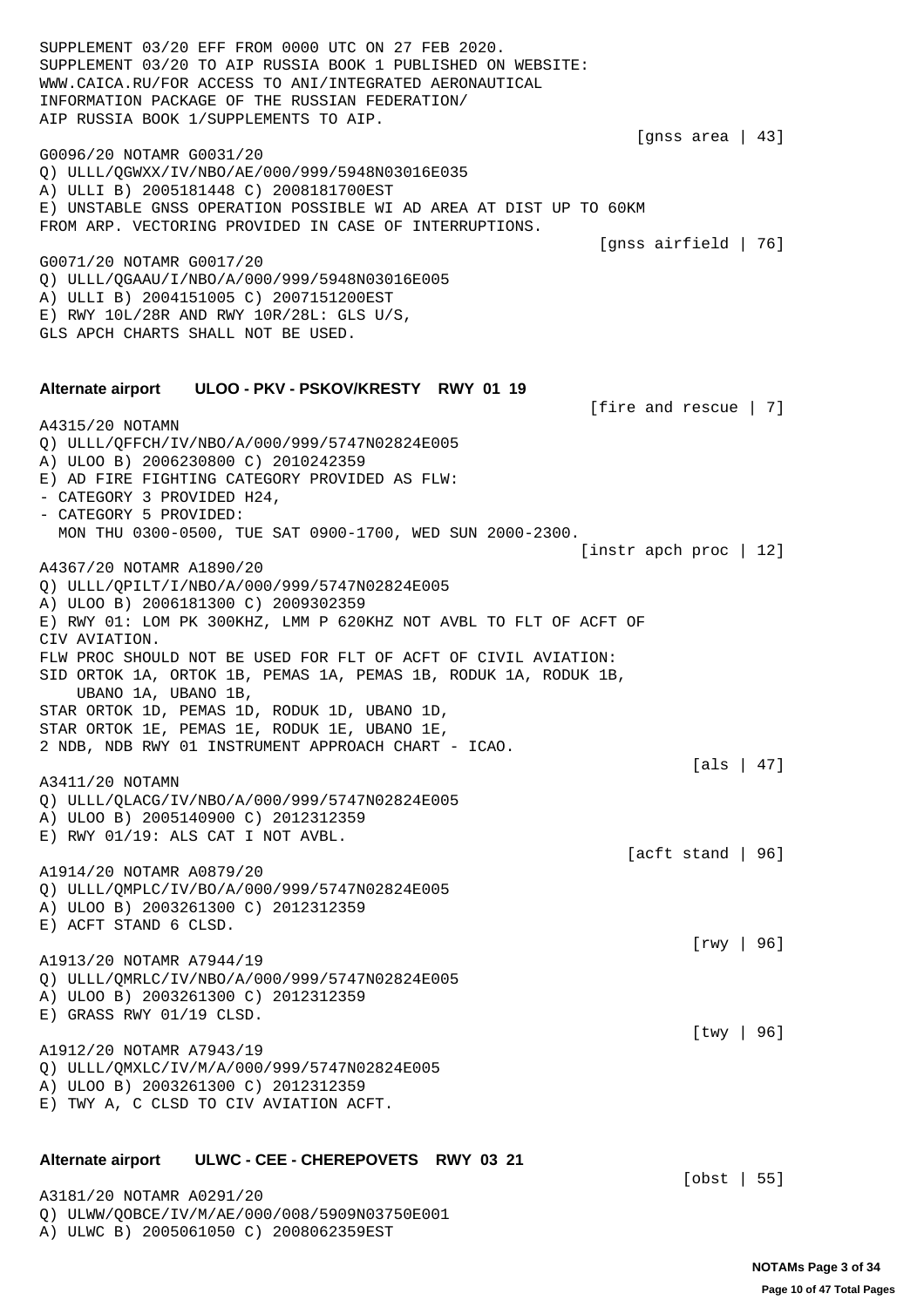SUPPLEMENT 03/20 EFF FROM 0000 UTC ON 27 FEB 2020.
SUPPLEMENT 03/20 TO AIP RUSSIA BOOK 1 PUBLISHED ON WEBSITE:
WWW.CAICA.RU/FOR ACCESS TO ANI/INTEGRATED AERONAUTICAL
INFORMATION PACKAGE OF THE RUSSIAN FEDERATION/
AIP RUSSIA BOOK 1/SUPPLEMENTS TO AIP.

[gnss area | 43]

G0096/20 NOTAMR G0031/20
Q) ULLL/QGWXX/IV/NBO/AE/000/999/5948N03016E035
A) ULLI B) 2005181448 C) 2008181700EST
E) UNSTABLE GNSS OPERATION POSSIBLE WI AD AREA AT DIST UP TO 60KM
FROM ARP. VECTORING PROVIDED IN CASE OF INTERRUPTIONS.

[gnss airfield | 76]

G0071/20 NOTAMR G0017/20
Q) ULLL/QGAAU/I/NBO/A/000/999/5948N03016E005
A) ULLI B) 2004151005 C) 2007151200EST
E) RWY 10L/28R AND RWY 10R/28L: GLS U/S,
GLS APCH CHARTS SHALL NOT BE USED.

**Alternate airport ULOO - PKV - PSKOV/KRESTY RWY 01 19**

[fire and rescue | 7]

A4315/20 NOTAMN
Q) ULLL/QFFCH/IV/NBO/A/000/999/5747N02824E005
A) ULOO B) 2006230800 C) 2010242359
E) AD FIRE FIGHTING CATEGORY PROVIDED AS FLW:
- CATEGORY 3 PROVIDED H24,
- CATEGORY 5 PROVIDED:
  MON THU 0300-0500, TUE SAT 0900-1700, WED SUN 2000-2300.

[instr apch proc | 12]

A4367/20 NOTAMR A1890/20
Q) ULLL/QPILT/I/NBO/A/000/999/5747N02824E005
A) ULOO B) 2006181300 C) 2009302359
E) RWY 01: LOM PK 300KHZ, LMM P 620KHZ NOT AVBL TO FLT OF ACFT OF
CIV AVIATION.
FLW PROC SHOULD NOT BE USED FOR FLT OF ACFT OF CIVIL AVIATION:
SID ORTOK 1A, ORTOK 1B, PEMAS 1A, PEMAS 1B, RODUK 1A, RODUK 1B,
UBANO 1A, UBANO 1B,
STAR ORTOK 1D, PEMAS 1D, RODUK 1D, UBANO 1D,
STAR ORTOK 1E, PEMAS 1E, RODUK 1E, UBANO 1E,
2 NDB, NDB RWY 01 INSTRUMENT APPROACH CHART - ICAO.

[als | 47]

A3411/20 NOTAMN
Q) ULLL/QLACG/IV/NBO/A/000/999/5747N02824E005
A) ULOO B) 2005140900 C) 2012312359
E) RWY 01/19: ALS CAT I NOT AVBL.

[acft stand | 96]

A1914/20 NOTAMR A0879/20
Q) ULLL/QMPLC/IV/BO/A/000/999/5747N02824E005
A) ULOO B) 2003261300 C) 2012312359
E) ACFT STAND 6 CLSD.

[rwy | 96]

A1913/20 NOTAMR A7944/19
Q) ULLL/QMRLC/IV/NBO/A/000/999/5747N02824E005
A) ULOO B) 2003261300 C) 2012312359
E) GRASS RWY 01/19 CLSD.

[twy | 96]

A1912/20 NOTAMR A7943/19
Q) ULLL/QMXLC/IV/M/A/000/999/5747N02824E005
A) ULOO B) 2003261300 C) 2012312359
E) TWY A, C CLSD TO CIV AVIATION ACFT.

**Alternate airport ULWC - CEE - CHEREPOVETS RWY 03 21**

[obst | 55]

A3181/20 NOTAMR A0291/20
Q) ULWW/QOBCE/IV/M/AE/000/008/5909N03750E001
A) ULWC B) 2005061050 C) 2008062359EST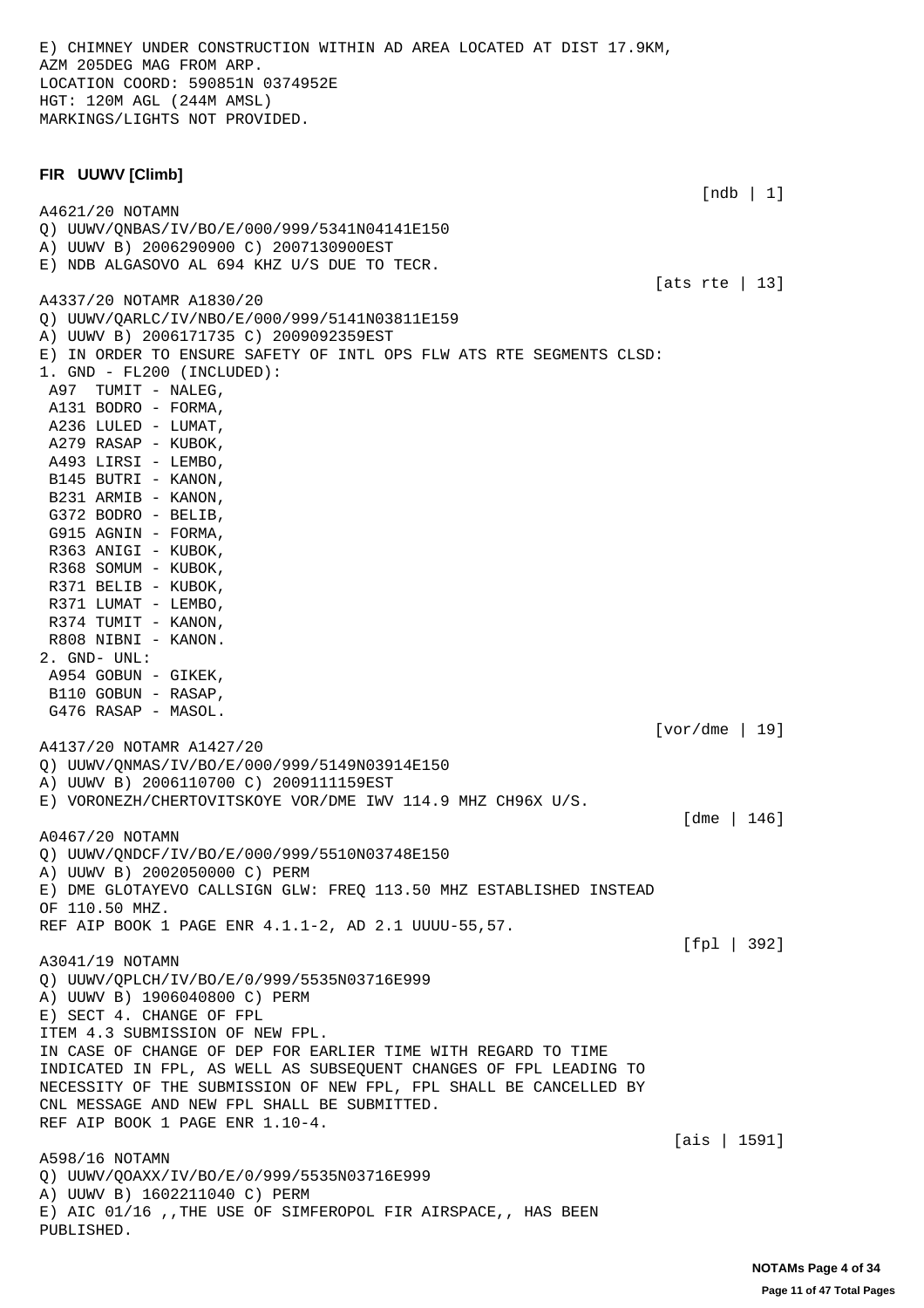```
E) CHIMNEY UNDER CONSTRUCTION WITHIN AD AREA LOCATED AT DIST 17.9KM,
AZM 205DEG MAG FROM ARP.
LOCATION COORD: 590851N 0374952E
HGT: 120M AGL (244M AMSL)
MARKINGS/LIGHTS NOT PROVIDED.
```

**FIR UUWV [Climb]**

[ndb | 1]

```
A4621/20 NOTAMN
Q) UUWV/QNBAS/IV/BO/E/000/999/5341N04141E150
A) UUWV B) 2006290900 C) 2007130900EST
E) NDB ALGASOVO AL 694 KHZ U/S DUE TO TECR.
```

[ats rte | 13]

```
A4337/20 NOTAMR A1830/20
Q) UUWV/QARLC/IV/NBO/E/000/999/5141N03811E159
A) UUWV B) 2006171735 C) 2009092359EST
E) IN ORDER TO ENSURE SAFETY OF INTL OPS FLW ATS RTE SEGMENTS CLSD:
1. GND - FL200 (INCLUDED):
 A97  TUMIT - NALEG,
 A131 BODRO - FORMA,
 A236 LULED - LUMAT,
 A279 RASAP - KUBOK,
 A493 LIRSI - LEMBO,
 B145 BUTRI - KANON,
 B231 ARMIB - KANON,
 G372 BODRO - BELIB,
 G915 AGNIN - FORMA,
 R363 ANIGI - KUBOK,
 R368 SOMUM - KUBOK,
 R371 BELIB - KUBOK,
 R371 LUMAT - LEMBO,
 R374 TUMIT - KANON,
 R808 NIBNI - KANON.
2. GND- UNL:
 A954 GOBUN - GIKEK,
 B110 GOBUN - RASAP,
 G476 RASAP - MASOL.
```

[vor/dme | 19]

```
A4137/20 NOTAMR A1427/20
Q) UUWV/QNMAS/IV/BO/E/000/999/5149N03914E150
A) UUWV B) 2006110700 C) 2009111159EST
E) VORONEZH/CHERTOVITSKOYE VOR/DME IWV 114.9 MHZ CH96X U/S.
```

[dme | 146]

```
A0467/20 NOTAMN
Q) UUWV/QNDCF/IV/BO/E/000/999/5510N03748E150
A) UUWV B) 2002050000 C) PERM
E) DME GLOTAYEVO CALLSIGN GLW: FREQ 113.50 MHZ ESTABLISHED INSTEAD
OF 110.50 MHZ.
REF AIP BOOK 1 PAGE ENR 4.1.1-2, AD 2.1 UUUU-55,57.
```

[fpl | 392]

```
A3041/19 NOTAMN
Q) UUWV/QPLCH/IV/BO/E/0/999/5535N03716E999
A) UUWV B) 1906040800 C) PERM
E) SECT 4. CHANGE OF FPL
ITEM 4.3 SUBMISSION OF NEW FPL.
IN CASE OF CHANGE OF DEP FOR EARLIER TIME WITH REGARD TO TIME
INDICATED IN FPL, AS WELL AS SUBSEQUENT CHANGES OF FPL LEADING TO
NECESSITY OF THE SUBMISSION OF NEW FPL, FPL SHALL BE CANCELLED BY
CNL MESSAGE AND NEW FPL SHALL BE SUBMITTED.
REF AIP BOOK 1 PAGE ENR 1.10-4.
```

[ais | 1591]

```
A598/16 NOTAMN
Q) UUWV/QOAXX/IV/BO/E/0/999/5535N03716E999
A) UUWV B) 1602211040 C) PERM
E) AIC 01/16 ,,THE USE OF SIMFEROPOL FIR AIRSPACE,, HAS BEEN
PUBLISHED.
```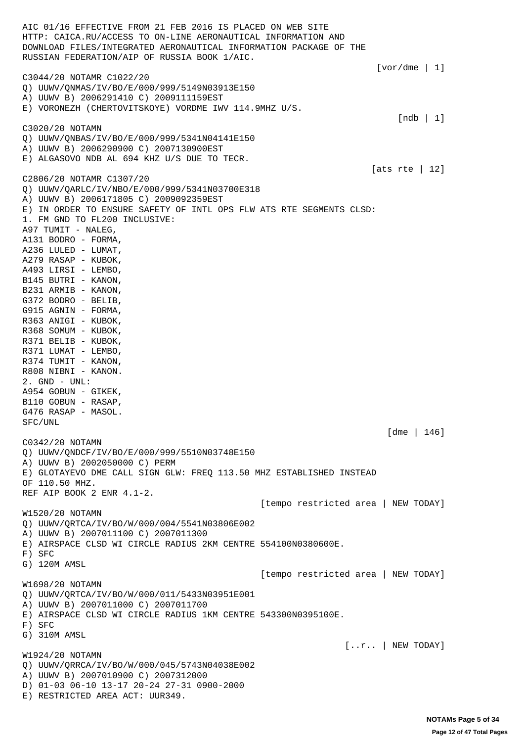AIC 01/16 EFFECTIVE FROM 21 FEB 2016 IS PLACED ON WEB SITE
HTTP: CAICA.RU/ACCESS TO ON-LINE AERONAUTICAL INFORMATION AND
DOWNLOAD FILES/INTEGRATED AERONAUTICAL INFORMATION PACKAGE OF THE
RUSSIAN FEDERATION/AIP OF RUSSIA BOOK 1/AIC.

[vor/dme | 1]

C3044/20 NOTAMR C1022/20
Q) UUWV/QNMAS/IV/BO/E/000/999/5149N03913E150
A) UUWV B) 2006291410 C) 2009111159EST
E) VORONEZH (CHERTOVITSKOYE) VORDME IWV 114.9MHZ U/S.

[ndb | 1]

C3020/20 NOTAMN
Q) UUWV/QNBAS/IV/BO/E/000/999/5341N04141E150
A) UUWV B) 2006290900 C) 2007130900EST
E) ALGASOVO NDB AL 694 KHZ U/S DUE TO TECR.

[ats rte | 12]

C2806/20 NOTAMR C1307/20
Q) UUWV/QARLC/IV/NBO/E/000/999/5341N03700E318
A) UUWV B) 2006171805 C) 2009092359EST
E) IN ORDER TO ENSURE SAFETY OF INTL OPS FLW ATS RTE SEGMENTS CLSD:
1. FM GND TO FL200 INCLUSIVE:
A97 TUMIT - NALEG,
A131 BODRO - FORMA,
A236 LULED - LUMAT,
A279 RASAP - KUBOK,
A493 LIRSI - LEMBO,
B145 BUTRI - KANON,
B231 ARMIB - KANON,
G372 BODRO - BELIB,
G915 AGNIN - FORMA,
R363 ANIGI - KUBOK,
R368 SOMUM - KUBOK,
R371 BELIB - KUBOK,
R371 LUMAT - LEMBO,
R374 TUMIT - KANON,
R808 NIBNI - KANON.
2. GND - UNL:
A954 GOBUN - GIKEK,
B110 GOBUN - RASAP,
G476 RASAP - MASOL.
SFC/UNL

[dme | 146]

C0342/20 NOTAMN
Q) UUWV/QNDCF/IV/BO/E/000/999/5510N03748E150
A) UUWV B) 2002050000 C) PERM
E) GLOTAYEVO DME CALL SIGN GLW: FREQ 113.50 MHZ ESTABLISHED INSTEAD
OF 110.50 MHZ.
REF AIP BOOK 2 ENR 4.1-2.

[tempo restricted area | NEW TODAY]

W1520/20 NOTAMN
Q) UUWV/QRTCA/IV/BO/W/000/004/5541N03806E002
A) UUWV B) 2007011100 C) 2007011300
E) AIRSPACE CLSD WI CIRCLE RADIUS 2KM CENTRE 554100N0380600E.
F) SFC
G) 120M AMSL

[tempo restricted area | NEW TODAY]

W1698/20 NOTAMN
Q) UUWV/QRTCA/IV/BO/W/000/011/5433N03951E001
A) UUWV B) 2007011000 C) 2007011700
E) AIRSPACE CLSD WI CIRCLE RADIUS 1KM CENTRE 543300N0395100E.
F) SFC
G) 310M AMSL

[..r.. | NEW TODAY]

W1924/20 NOTAMN
Q) UUWV/QRRCA/IV/BO/W/000/045/5743N04038E002
A) UUWV B) 2007010900 C) 2007312000
D) 01-03 06-10 13-17 20-24 27-31 0900-2000
E) RESTRICTED AREA ACT: UUR349.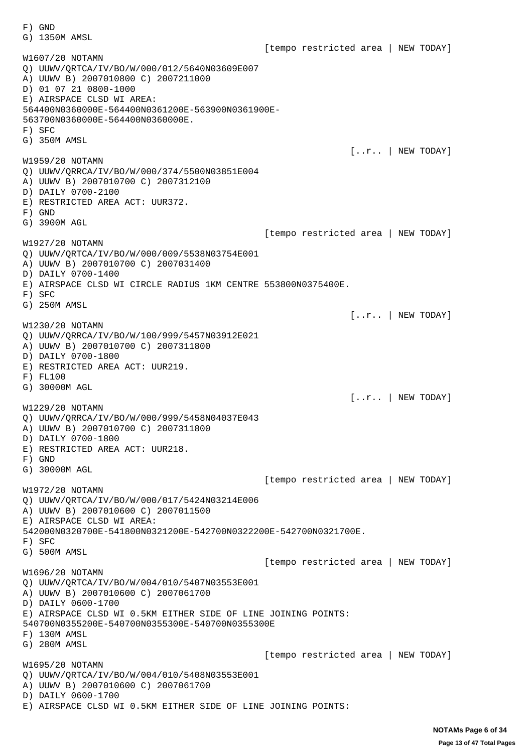F) GND
G) 1350M AMSL

[tempo restricted area | NEW TODAY]

W1607/20 NOTAMN
Q) UUWV/QRTCA/IV/BO/W/000/012/5640N03609E007
A) UUWV B) 2007010800 C) 2007211000
D) 01 07 21 0800-1000
E) AIRSPACE CLSD WI AREA:
564400N0360000E-564400N0361200E-563900N0361900E-
563700N0360000E-564400N0360000E.
F) SFC
G) 350M AMSL

[..r.. | NEW TODAY]

W1959/20 NOTAMN
Q) UUWV/QRRCA/IV/BO/W/000/374/5500N03851E004
A) UUWV B) 2007010700 C) 2007312100
D) DAILY 0700-2100
E) RESTRICTED AREA ACT: UUR372.
F) GND
G) 3900M AGL

[tempo restricted area | NEW TODAY]

W1927/20 NOTAMN
Q) UUWV/QRTCA/IV/BO/W/000/009/5538N03754E001
A) UUWV B) 2007010700 C) 2007031400
D) DAILY 0700-1400
E) AIRSPACE CLSD WI CIRCLE RADIUS 1KM CENTRE 553800N0375400E.
F) SFC
G) 250M AMSL

[..r.. | NEW TODAY]

W1230/20 NOTAMN
Q) UUWV/QRRCA/IV/BO/W/100/999/5457N03912E021
A) UUWV B) 2007010700 C) 2007311800
D) DAILY 0700-1800
E) RESTRICTED AREA ACT: UUR219.
F) FL100
G) 30000M AGL

[..r.. | NEW TODAY]

W1229/20 NOTAMN
Q) UUWV/QRRCA/IV/BO/W/000/999/5458N04037E043
A) UUWV B) 2007010700 C) 2007311800
D) DAILY 0700-1800
E) RESTRICTED AREA ACT: UUR218.
F) GND
G) 30000M AGL

[tempo restricted area | NEW TODAY]

W1972/20 NOTAMN
Q) UUWV/QRTCA/IV/BO/W/000/017/5424N03214E006
A) UUWV B) 2007010600 C) 2007011500
E) AIRSPACE CLSD WI AREA:
542000N0320700E-541800N0321200E-542700N0322200E-542700N0321700E.
F) SFC
G) 500M AMSL

[tempo restricted area | NEW TODAY]

W1696/20 NOTAMN
Q) UUWV/QRTCA/IV/BO/W/004/010/5407N03553E001
A) UUWV B) 2007010600 C) 2007061700
D) DAILY 0600-1700
E) AIRSPACE CLSD WI 0.5KM EITHER SIDE OF LINE JOINING POINTS:
540700N0355200E-540700N0355300E-540700N0355300E
F) 130M AMSL
G) 280M AMSL

[tempo restricted area | NEW TODAY]

W1695/20 NOTAMN
Q) UUWV/QRTCA/IV/BO/W/004/010/5408N03553E001
A) UUWV B) 2007010600 C) 2007061700
D) DAILY 0600-1700
E) AIRSPACE CLSD WI 0.5KM EITHER SIDE OF LINE JOINING POINTS: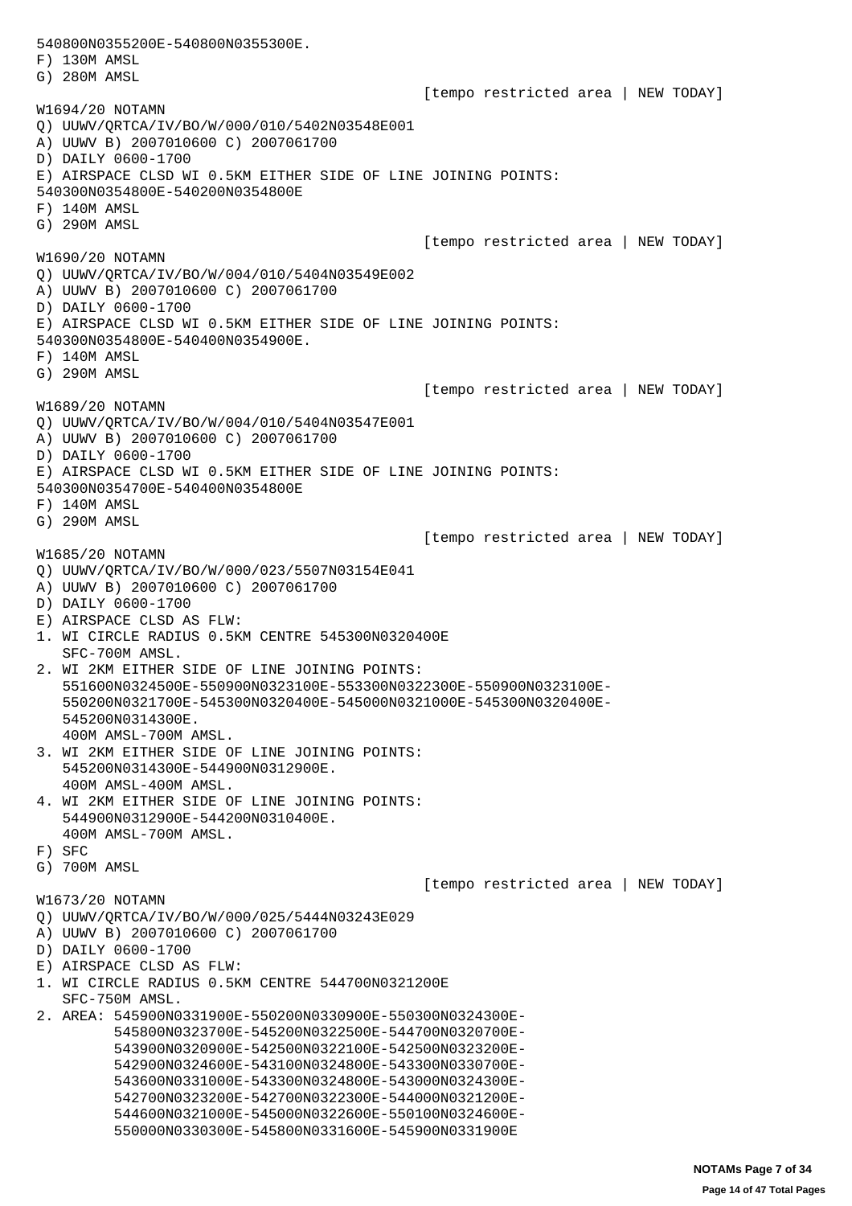540800N0355200E-540800N0355300E.
F) 130M AMSL
G) 280M AMSL

[tempo restricted area | NEW TODAY]

W1694/20 NOTAMN
Q) UUWV/QRTCA/IV/BO/W/000/010/5402N03548E001
A) UUWV B) 2007010600 C) 2007061700
D) DAILY 0600-1700
E) AIRSPACE CLSD WI 0.5KM EITHER SIDE OF LINE JOINING POINTS:
540300N0354800E-540200N0354800E
F) 140M AMSL
G) 290M AMSL

[tempo restricted area | NEW TODAY]

W1690/20 NOTAMN
Q) UUWV/QRTCA/IV/BO/W/004/010/5404N03549E002
A) UUWV B) 2007010600 C) 2007061700
D) DAILY 0600-1700
E) AIRSPACE CLSD WI 0.5KM EITHER SIDE OF LINE JOINING POINTS:
540300N0354800E-540400N0354900E.
F) 140M AMSL
G) 290M AMSL

[tempo restricted area | NEW TODAY]

W1689/20 NOTAMN
Q) UUWV/QRTCA/IV/BO/W/004/010/5404N03547E001
A) UUWV B) 2007010600 C) 2007061700
D) DAILY 0600-1700
E) AIRSPACE CLSD WI 0.5KM EITHER SIDE OF LINE JOINING POINTS:
540300N0354700E-540400N0354800E
F) 140M AMSL
G) 290M AMSL

[tempo restricted area | NEW TODAY]

W1685/20 NOTAMN
Q) UUWV/QRTCA/IV/BO/W/000/023/5507N03154E041
A) UUWV B) 2007010600 C) 2007061700
D) DAILY 0600-1700
E) AIRSPACE CLSD AS FLW:
1. WI CIRCLE RADIUS 0.5KM CENTRE 545300N0320400E
   SFC-700M AMSL.
2. WI 2KM EITHER SIDE OF LINE JOINING POINTS:
   551600N0324500E-550900N0323100E-553300N0322300E-550900N0323100E-
   550200N0321700E-545300N0320400E-545000N0321000E-545300N0320400E-
   545200N0314300E.
   400M AMSL-700M AMSL.
3. WI 2KM EITHER SIDE OF LINE JOINING POINTS:
   545200N0314300E-544900N0312900E.
   400M AMSL-400M AMSL.
4. WI 2KM EITHER SIDE OF LINE JOINING POINTS:
   544900N0312900E-544200N0310400E.
   400M AMSL-700M AMSL.
F) SFC
G) 700M AMSL

[tempo restricted area | NEW TODAY]

W1673/20 NOTAMN
Q) UUWV/QRTCA/IV/BO/W/000/025/5444N03243E029
A) UUWV B) 2007010600 C) 2007061700
D) DAILY 0600-1700
E) AIRSPACE CLSD AS FLW:
1. WI CIRCLE RADIUS 0.5KM CENTRE 544700N0321200E
   SFC-750M AMSL.
2. AREA: 545900N0331900E-550200N0330900E-550300N0324300E-
   545800N0323700E-545200N0322500E-544700N0320700E-
   543900N0320900E-542500N0322100E-542500N0323200E-
   542900N0324600E-543100N0324800E-543300N0330700E-
   543600N0331000E-543300N0324800E-543000N0324300E-
   542700N0323200E-542700N0322300E-544000N0321200E-
   544600N0321000E-545000N0322600E-550100N0324600E-
   550000N0330300E-545800N0331600E-545900N0331900E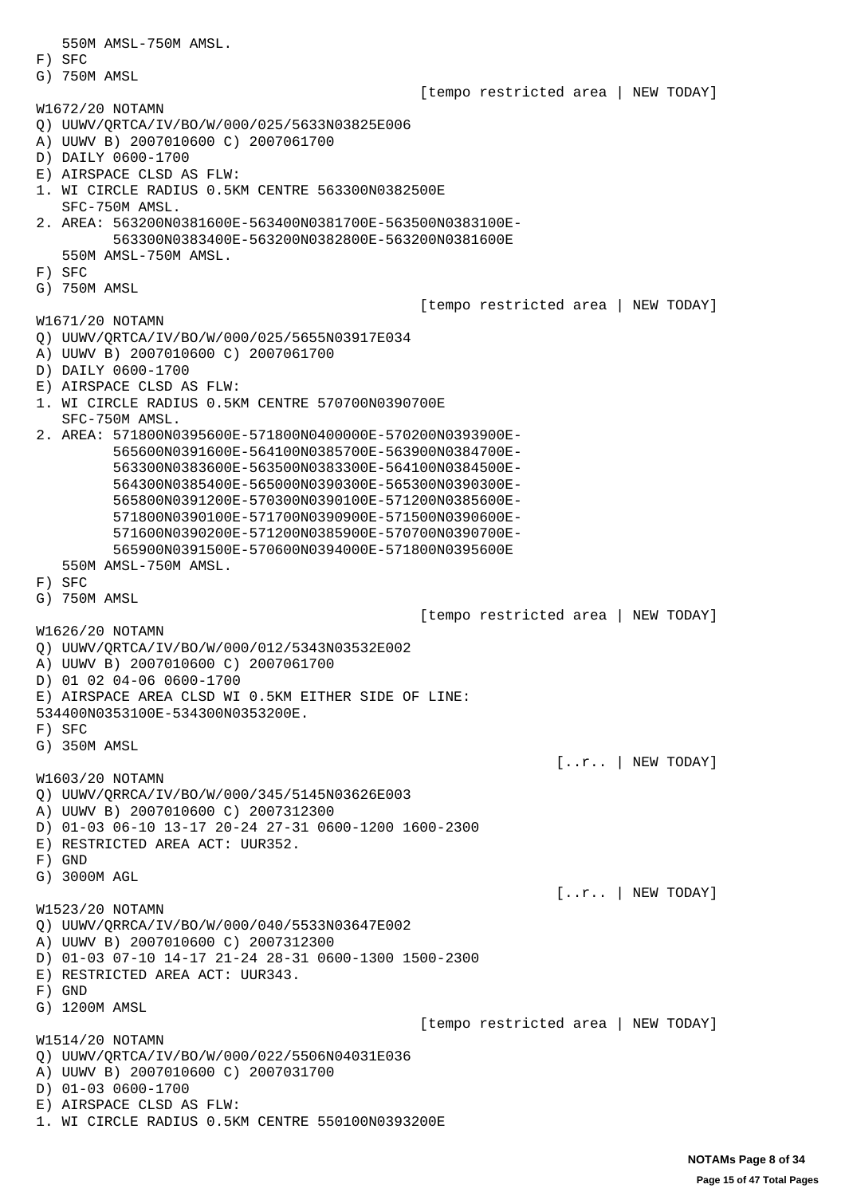```
   550M AMSL-750M AMSL.
F) SFC
G) 750M AMSL
                                                  [tempo restricted area | NEW TODAY]
W1672/20 NOTAMN
Q) UUWV/QRTCA/IV/BO/W/000/025/5633N03825E006
A) UUWV B) 2007010600 C) 2007061700
D) DAILY 0600-1700
E) AIRSPACE CLSD AS FLW:
1. WI CIRCLE RADIUS 0.5KM CENTRE 563300N0382500E
   SFC-750M AMSL.
2. AREA: 563200N0381600E-563400N0381700E-563500N0383100E-
         563300N0383400E-563200N0382800E-563200N0381600E
   550M AMSL-750M AMSL.
F) SFC
G) 750M AMSL
                                                  [tempo restricted area | NEW TODAY]
W1671/20 NOTAMN
Q) UUWV/QRTCA/IV/BO/W/000/025/5655N03917E034
A) UUWV B) 2007010600 C) 2007061700
D) DAILY 0600-1700
E) AIRSPACE CLSD AS FLW:
1. WI CIRCLE RADIUS 0.5KM CENTRE 570700N0390700E
   SFC-750M AMSL.
2. AREA: 571800N0395600E-571800N0400000E-570200N0393900E-
         565600N0391600E-564100N0385700E-563900N0384700E-
         563300N0383600E-563500N0383300E-564100N0384500E-
         564300N0385400E-565000N0390300E-565300N0390300E-
         565800N0391200E-570300N0390100E-571200N0385600E-
         571800N0390100E-571700N0390900E-571500N0390600E-
         571600N0390200E-571200N0385900E-570700N0390700E-
         565900N0391500E-570600N0394000E-571800N0395600E
   550M AMSL-750M AMSL.
F) SFC
G) 750M AMSL
                                                  [tempo restricted area | NEW TODAY]
W1626/20 NOTAMN
Q) UUWV/QRTCA/IV/BO/W/000/012/5343N03532E002
A) UUWV B) 2007010600 C) 2007061700
D) 01 02 04-06 0600-1700
E) AIRSPACE AREA CLSD WI 0.5KM EITHER SIDE OF LINE:
534400N0353100E-534300N0353200E.
F) SFC
G) 350M AMSL
                                                                  [..r.. | NEW TODAY]
W1603/20 NOTAMN
Q) UUWV/QRRCA/IV/BO/W/000/345/5145N03626E003
A) UUWV B) 2007010600 C) 2007312300
D) 01-03 06-10 13-17 20-24 27-31 0600-1200 1600-2300
E) RESTRICTED AREA ACT: UUR352.
F) GND
G) 3000M AGL
                                                                  [..r.. | NEW TODAY]
W1523/20 NOTAMN
Q) UUWV/QRRCA/IV/BO/W/000/040/5533N03647E002
A) UUWV B) 2007010600 C) 2007312300
D) 01-03 07-10 14-17 21-24 28-31 0600-1300 1500-2300
E) RESTRICTED AREA ACT: UUR343.
F) GND
G) 1200M AMSL
                                                  [tempo restricted area | NEW TODAY]
W1514/20 NOTAMN
Q) UUWV/QRTCA/IV/BO/W/000/022/5506N04031E036
A) UUWV B) 2007010600 C) 2007031700
D) 01-03 0600-1700
E) AIRSPACE CLSD AS FLW:
1. WI CIRCLE RADIUS 0.5KM CENTRE 550100N0393200E
```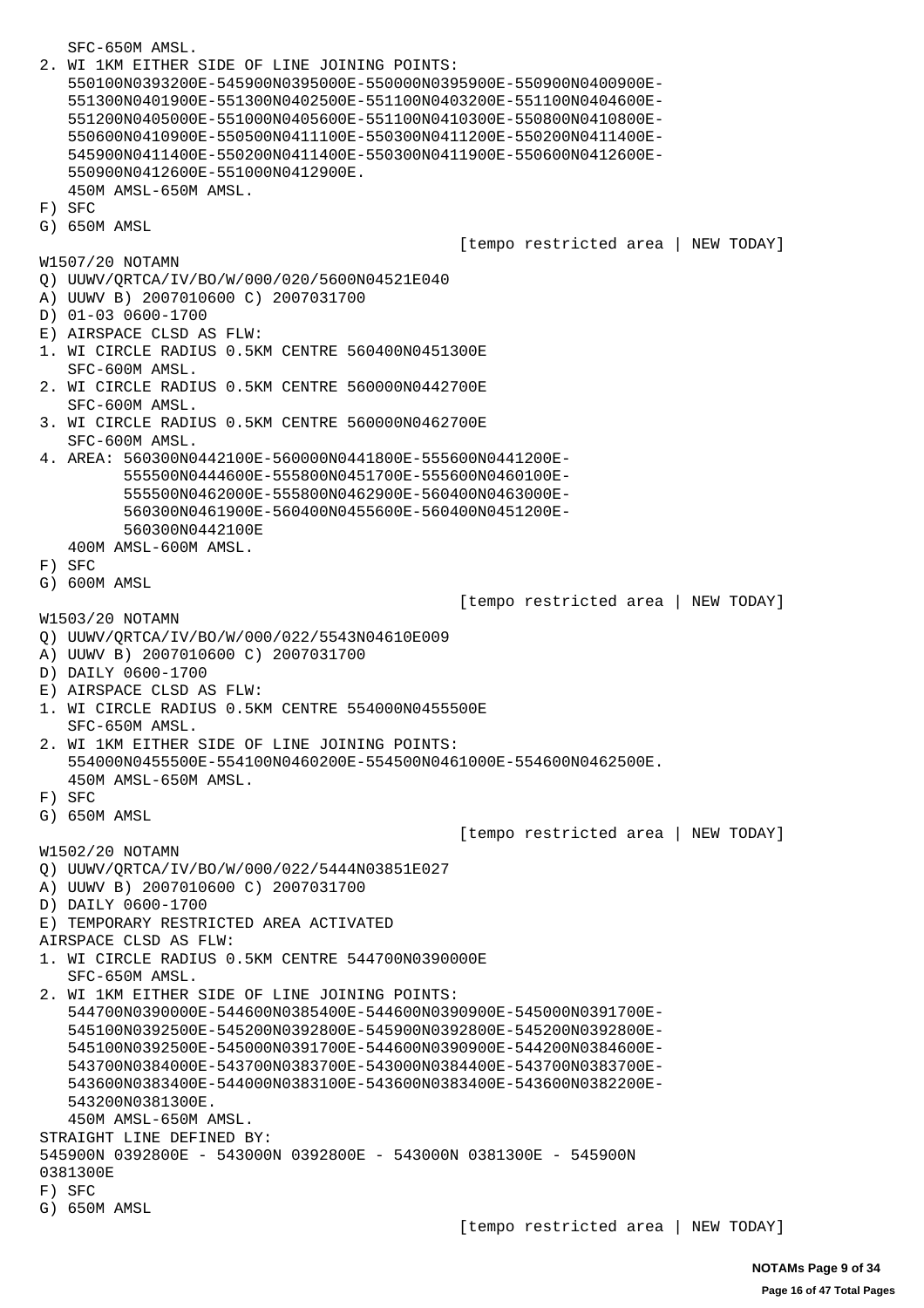```
   SFC-650M AMSL.
2. WI 1KM EITHER SIDE OF LINE JOINING POINTS:
   550100N0393200E-545900N0395000E-550000N0395900E-550900N0400900E-
   551300N0401900E-551300N0402500E-551100N0403200E-551100N0404600E-
   551200N0405000E-551000N0405600E-551100N0410300E-550800N0410800E-
   550600N0410900E-550500N0411100E-550300N0411200E-550200N0411400E-
   545900N0411400E-550200N0411400E-550300N0411900E-550600N0412600E-
   550900N0412600E-551000N0412900E.
   450M AMSL-650M AMSL.
F) SFC
G) 650M AMSL
                                                    [tempo restricted area | NEW TODAY]
W1507/20 NOTAMN
Q) UUWV/QRTCA/IV/BO/W/000/020/5600N04521E040
A) UUWV B) 2007010600 C) 2007031700
D) 01-03 0600-1700
E) AIRSPACE CLSD AS FLW:
1. WI CIRCLE RADIUS 0.5KM CENTRE 560400N0451300E
   SFC-600M AMSL.
2. WI CIRCLE RADIUS 0.5KM CENTRE 560000N0442700E
   SFC-600M AMSL.
3. WI CIRCLE RADIUS 0.5KM CENTRE 560000N0462700E
   SFC-600M AMSL.
4. AREA: 560300N0442100E-560000N0441800E-555600N0441200E-
         555500N0444600E-555800N0451700E-555600N0460100E-
         555500N0462000E-555800N0462900E-560400N0463000E-
         560300N0461900E-560400N0455600E-560400N0451200E-
         560300N0442100E
   400M AMSL-600M AMSL.
F) SFC
G) 600M AMSL
                                                    [tempo restricted area | NEW TODAY]
W1503/20 NOTAMN
Q) UUWV/QRTCA/IV/BO/W/000/022/5543N04610E009
A) UUWV B) 2007010600 C) 2007031700
D) DAILY 0600-1700
E) AIRSPACE CLSD AS FLW:
1. WI CIRCLE RADIUS 0.5KM CENTRE 554000N0455500E
   SFC-650M AMSL.
2. WI 1KM EITHER SIDE OF LINE JOINING POINTS:
   554000N0455500E-554100N0460200E-554500N0461000E-554600N0462500E.
   450M AMSL-650M AMSL.
F) SFC
G) 650M AMSL
                                                    [tempo restricted area | NEW TODAY]
W1502/20 NOTAMN
Q) UUWV/QRTCA/IV/BO/W/000/022/5444N03851E027
A) UUWV B) 2007010600 C) 2007031700
D) DAILY 0600-1700
E) TEMPORARY RESTRICTED AREA ACTIVATED
AIRSPACE CLSD AS FLW:
1. WI CIRCLE RADIUS 0.5KM CENTRE 544700N0390000E
   SFC-650M AMSL.
2. WI 1KM EITHER SIDE OF LINE JOINING POINTS:
   544700N0390000E-544600N0385400E-544600N0390900E-545000N0391700E-
   545100N0392500E-545200N0392800E-545900N0392800E-545200N0392800E-
   545100N0392500E-545000N0391700E-544600N0390900E-544200N0384600E-
   543700N0384000E-543700N0383700E-543000N0384400E-543700N0383700E-
   543600N0383400E-544000N0383100E-543600N0383400E-543600N0382200E-
   543200N0381300E.
   450M AMSL-650M AMSL.
STRAIGHT LINE DEFINED BY:
545900N 0392800E - 543000N 0392800E - 543000N 0381300E - 545900N
0381300E
F) SFC
G) 650M AMSL
                                                    [tempo restricted area | NEW TODAY]
```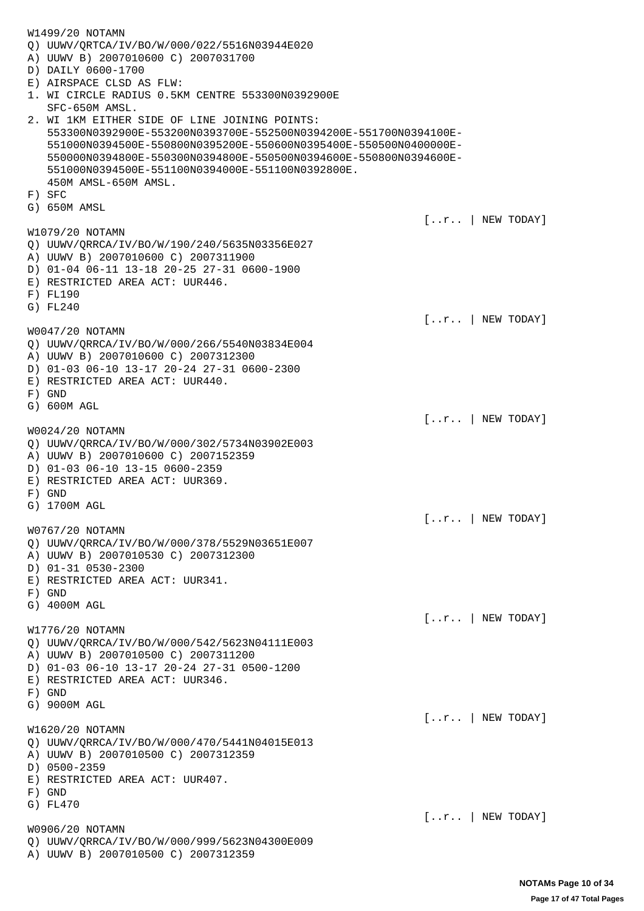```
W1499/20 NOTAMN
Q) UUWV/QRTCA/IV/BO/W/000/022/5516N03944E020
A) UUWV B) 2007010600 C) 2007031700
D) DAILY 0600-1700
E) AIRSPACE CLSD AS FLW:
1. WI CIRCLE RADIUS 0.5KM CENTRE 553300N0392900E
   SFC-650M AMSL.
2. WI 1KM EITHER SIDE OF LINE JOINING POINTS:
   553300N0392900E-553200N0393700E-552500N0394200E-551700N0394100E-
   551000N0394500E-550800N0395200E-550600N0395400E-550500N0400000E-
   550000N0394800E-550300N0394800E-550500N0394600E-550800N0394600E-
   551000N0394500E-551100N0394000E-551100N0392800E.
   450M AMSL-650M AMSL.
F) SFC
G) 650M AMSL
                                                        [..r.. | NEW TODAY]
W1079/20 NOTAMN
Q) UUWV/QRRCA/IV/BO/W/190/240/5635N03356E027
A) UUWV B) 2007010600 C) 2007311900
D) 01-04 06-11 13-18 20-25 27-31 0600-1900
E) RESTRICTED AREA ACT: UUR446.
F) FL190
G) FL240
                                                        [..r.. | NEW TODAY]
W0047/20 NOTAMN
Q) UUWV/QRRCA/IV/BO/W/000/266/5540N03834E004
A) UUWV B) 2007010600 C) 2007312300
D) 01-03 06-10 13-17 20-24 27-31 0600-2300
E) RESTRICTED AREA ACT: UUR440.
F) GND
G) 600M AGL
                                                        [..r.. | NEW TODAY]
W0024/20 NOTAMN
Q) UUWV/QRRCA/IV/BO/W/000/302/5734N03902E003
A) UUWV B) 2007010600 C) 2007152359
D) 01-03 06-10 13-15 0600-2359
E) RESTRICTED AREA ACT: UUR369.
F) GND
G) 1700M AGL
                                                        [..r.. | NEW TODAY]
W0767/20 NOTAMN
Q) UUWV/QRRCA/IV/BO/W/000/378/5529N03651E007
A) UUWV B) 2007010530 C) 2007312300
D) 01-31 0530-2300
E) RESTRICTED AREA ACT: UUR341.
F) GND
G) 4000M AGL
                                                        [..r.. | NEW TODAY]
W1776/20 NOTAMN
Q) UUWV/QRRCA/IV/BO/W/000/542/5623N04111E003
A) UUWV B) 2007010500 C) 2007311200
D) 01-03 06-10 13-17 20-24 27-31 0500-1200
E) RESTRICTED AREA ACT: UUR346.
F) GND
G) 9000M AGL
                                                        [..r.. | NEW TODAY]
W1620/20 NOTAMN
Q) UUWV/QRRCA/IV/BO/W/000/470/5441N04015E013
A) UUWV B) 2007010500 C) 2007312359
D) 0500-2359
E) RESTRICTED AREA ACT: UUR407.
F) GND
G) FL470
                                                        [..r.. | NEW TODAY]
W0906/20 NOTAMN
Q) UUWV/QRRCA/IV/BO/W/000/999/5623N04300E009
A) UUWV B) 2007010500 C) 2007312359
```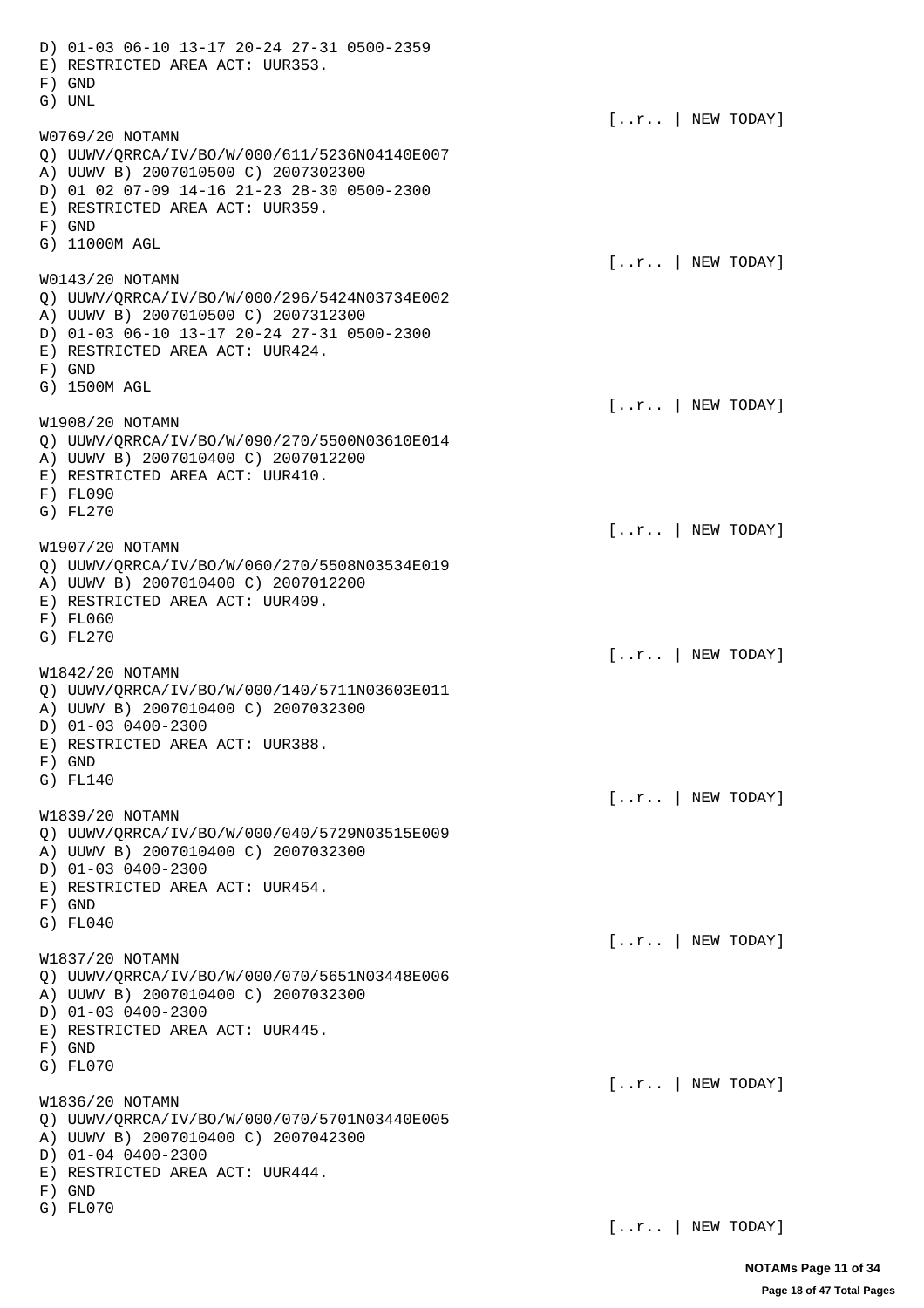D) 01-03 06-10 13-17 20-24 27-31 0500-2359
E) RESTRICTED AREA ACT: UUR353.
F) GND
G) UNL

[..r.. | NEW TODAY]

W0769/20 NOTAMN
Q) UUWV/QRRCA/IV/BO/W/000/611/5236N04140E007
A) UUWV B) 2007010500 C) 2007302300
D) 01 02 07-09 14-16 21-23 28-30 0500-2300
E) RESTRICTED AREA ACT: UUR359.
F) GND
G) 11000M AGL

[..r.. | NEW TODAY]

W0143/20 NOTAMN
Q) UUWV/QRRCA/IV/BO/W/000/296/5424N03734E002
A) UUWV B) 2007010500 C) 2007312300
D) 01-03 06-10 13-17 20-24 27-31 0500-2300
E) RESTRICTED AREA ACT: UUR424.
F) GND
G) 1500M AGL

[..r.. | NEW TODAY]

W1908/20 NOTAMN
Q) UUWV/QRRCA/IV/BO/W/090/270/5500N03610E014
A) UUWV B) 2007010400 C) 2007012200
E) RESTRICTED AREA ACT: UUR410.
F) FL090
G) FL270

[..r.. | NEW TODAY]

W1907/20 NOTAMN
Q) UUWV/QRRCA/IV/BO/W/060/270/5508N03534E019
A) UUWV B) 2007010400 C) 2007012200
E) RESTRICTED AREA ACT: UUR409.
F) FL060
G) FL270

[..r.. | NEW TODAY]

W1842/20 NOTAMN
Q) UUWV/QRRCA/IV/BO/W/000/140/5711N03603E011
A) UUWV B) 2007010400 C) 2007032300
D) 01-03 0400-2300
E) RESTRICTED AREA ACT: UUR388.
F) GND
G) FL140

[..r.. | NEW TODAY]

W1839/20 NOTAMN
Q) UUWV/QRRCA/IV/BO/W/000/040/5729N03515E009
A) UUWV B) 2007010400 C) 2007032300
D) 01-03 0400-2300
E) RESTRICTED AREA ACT: UUR454.
F) GND
G) FL040

[..r.. | NEW TODAY]

W1837/20 NOTAMN
Q) UUWV/QRRCA/IV/BO/W/000/070/5651N03448E006
A) UUWV B) 2007010400 C) 2007032300
D) 01-03 0400-2300
E) RESTRICTED AREA ACT: UUR445.
F) GND
G) FL070

[..r.. | NEW TODAY]

W1836/20 NOTAMN
Q) UUWV/QRRCA/IV/BO/W/000/070/5701N03440E005
A) UUWV B) 2007010400 C) 2007042300
D) 01-04 0400-2300
E) RESTRICTED AREA ACT: UUR444.
F) GND
G) FL070

[..r.. | NEW TODAY]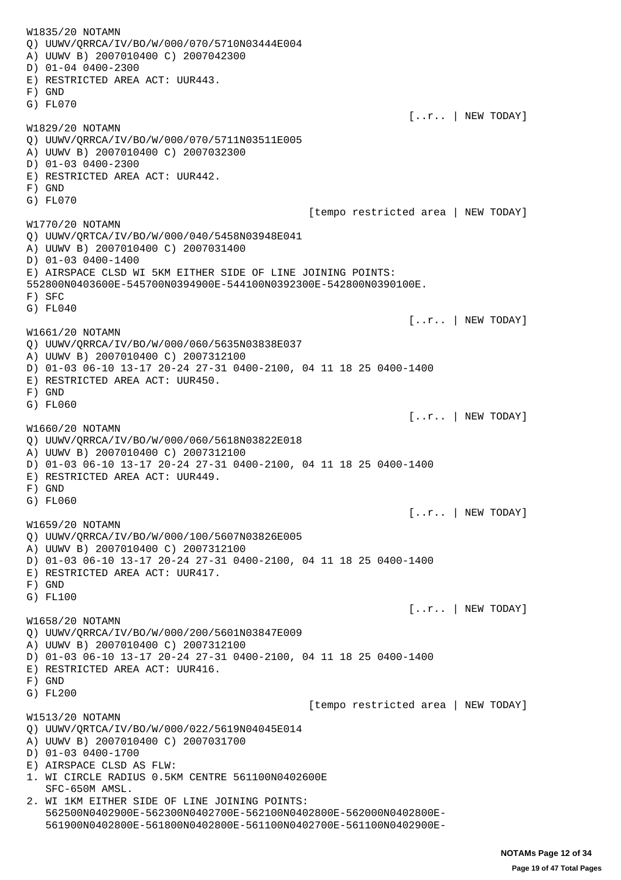```
W1835/20 NOTAMN
Q) UUWV/QRRCA/IV/BO/W/000/070/5710N03444E004
A) UUWV B) 2007010400 C) 2007042300
D) 01-04 0400-2300
E) RESTRICTED AREA ACT: UUR443.
F) GND
G) FL070
                                                              [..r.. | NEW TODAY]
W1829/20 NOTAMN
Q) UUWV/QRRCA/IV/BO/W/000/070/5711N03511E005
A) UUWV B) 2007010400 C) 2007032300
D) 01-03 0400-2300
E) RESTRICTED AREA ACT: UUR442.
F) GND
G) FL070
                                              [tempo restricted area | NEW TODAY]
W1770/20 NOTAMN
Q) UUWV/QRTCA/IV/BO/W/000/040/5458N03948E041
A) UUWV B) 2007010400 C) 2007031400
D) 01-03 0400-1400
E) AIRSPACE CLSD WI 5KM EITHER SIDE OF LINE JOINING POINTS:
552800N0403600E-545700N0394900E-544100N0392300E-542800N0390100E.
F) SFC
G) FL040
                                                              [..r.. | NEW TODAY]
W1661/20 NOTAMN
Q) UUWV/QRRCA/IV/BO/W/000/060/5635N03838E037
A) UUWV B) 2007010400 C) 2007312100
D) 01-03 06-10 13-17 20-24 27-31 0400-2100, 04 11 18 25 0400-1400
E) RESTRICTED AREA ACT: UUR450.
F) GND
G) FL060
                                                              [..r.. | NEW TODAY]
W1660/20 NOTAMN
Q) UUWV/QRRCA/IV/BO/W/000/060/5618N03822E018
A) UUWV B) 2007010400 C) 2007312100
D) 01-03 06-10 13-17 20-24 27-31 0400-2100, 04 11 18 25 0400-1400
E) RESTRICTED AREA ACT: UUR449.
F) GND
G) FL060
                                                              [..r.. | NEW TODAY]
W1659/20 NOTAMN
Q) UUWV/QRRCA/IV/BO/W/000/100/5607N03826E005
A) UUWV B) 2007010400 C) 2007312100
D) 01-03 06-10 13-17 20-24 27-31 0400-2100, 04 11 18 25 0400-1400
E) RESTRICTED AREA ACT: UUR417.
F) GND
G) FL100
                                                              [..r.. | NEW TODAY]
W1658/20 NOTAMN
Q) UUWV/QRRCA/IV/BO/W/000/200/5601N03847E009
A) UUWV B) 2007010400 C) 2007312100
D) 01-03 06-10 13-17 20-24 27-31 0400-2100, 04 11 18 25 0400-1400
E) RESTRICTED AREA ACT: UUR416.
F) GND
G) FL200
                                              [tempo restricted area | NEW TODAY]
W1513/20 NOTAMN
Q) UUWV/QRTCA/IV/BO/W/000/022/5619N04045E014
A) UUWV B) 2007010400 C) 2007031700
D) 01-03 0400-1700
E) AIRSPACE CLSD AS FLW:
1. WI CIRCLE RADIUS 0.5KM CENTRE 561100N0402600E
   SFC-650M AMSL.
2. WI 1KM EITHER SIDE OF LINE JOINING POINTS:
   562500N0402900E-562300N0402700E-562100N0402800E-562000N0402800E-
   561900N0402800E-561800N0402800E-561100N0402700E-561100N0402900E-
```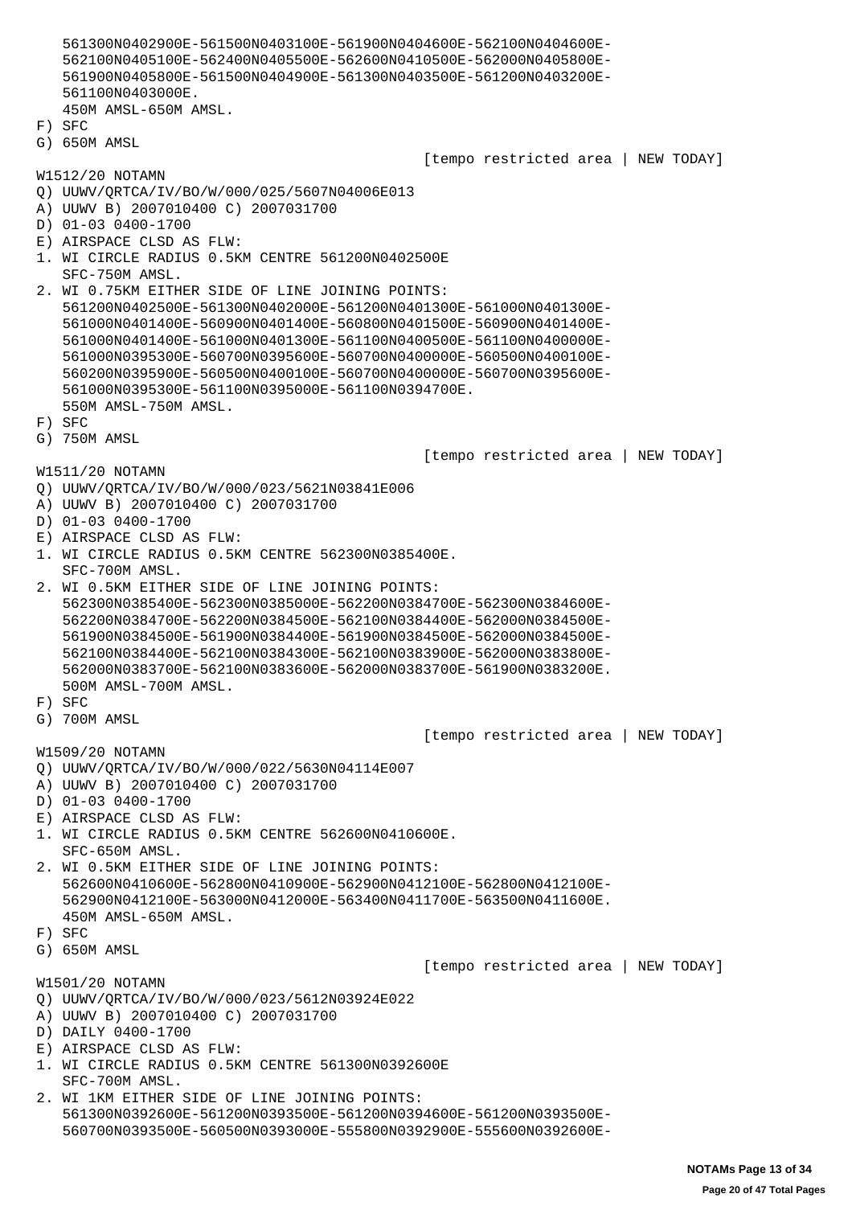```
   561300N0402900E-561500N0403100E-561900N0404600E-562100N0404600E-
   562100N0405100E-562400N0405500E-562600N0410500E-562000N0405800E-
   561900N0405800E-561500N0404900E-561300N0403500E-561200N0403200E-
   561100N0403000E.
   450M AMSL-650M AMSL.
F) SFC
G) 650M AMSL
                                              [tempo restricted area | NEW TODAY]
W1512/20 NOTAMN
Q) UUWV/QRTCA/IV/BO/W/000/025/5607N04006E013
A) UUWV B) 2007010400 C) 2007031700
D) 01-03 0400-1700
E) AIRSPACE CLSD AS FLW:
1. WI CIRCLE RADIUS 0.5KM CENTRE 561200N0402500E
   SFC-750M AMSL.
2. WI 0.75KM EITHER SIDE OF LINE JOINING POINTS:
   561200N0402500E-561300N0402000E-561200N0401300E-561000N0401300E-
   561000N0401400E-560900N0401400E-560800N0401500E-560900N0401400E-
   561000N0401400E-561000N0401300E-561100N0400500E-561100N0400000E-
   561000N0395300E-560700N0395600E-560700N0400000E-560500N0400100E-
   560200N0395900E-560500N0400100E-560700N0400000E-560700N0395600E-
   561000N0395300E-561100N0395000E-561100N0394700E.
   550M AMSL-750M AMSL.
F) SFC
G) 750M AMSL
                                              [tempo restricted area | NEW TODAY]
W1511/20 NOTAMN
Q) UUWV/QRTCA/IV/BO/W/000/023/5621N03841E006
A) UUWV B) 2007010400 C) 2007031700
D) 01-03 0400-1700
E) AIRSPACE CLSD AS FLW:
1. WI CIRCLE RADIUS 0.5KM CENTRE 562300N0385400E.
   SFC-700M AMSL.
2. WI 0.5KM EITHER SIDE OF LINE JOINING POINTS:
   562300N0385400E-562300N0385000E-562200N0384700E-562300N0384600E-
   562200N0384700E-562200N0384500E-562100N0384400E-562000N0384500E-
   561900N0384500E-561900N0384400E-561900N0384500E-562000N0384500E-
   562100N0384400E-562100N0384300E-562100N0383900E-562000N0383800E-
   562000N0383700E-562100N0383600E-562000N0383700E-561900N0383200E.
   500M AMSL-700M AMSL.
F) SFC
G) 700M AMSL
                                              [tempo restricted area | NEW TODAY]
W1509/20 NOTAMN
Q) UUWV/QRTCA/IV/BO/W/000/022/5630N04114E007
A) UUWV B) 2007010400 C) 2007031700
D) 01-03 0400-1700
E) AIRSPACE CLSD AS FLW:
1. WI CIRCLE RADIUS 0.5KM CENTRE 562600N0410600E.
   SFC-650M AMSL.
2. WI 0.5KM EITHER SIDE OF LINE JOINING POINTS:
   562600N0410600E-562800N0410900E-562900N0412100E-562800N0412100E-
   562900N0412100E-563000N0412000E-563400N0411700E-563500N0411600E.
   450M AMSL-650M AMSL.
F) SFC
G) 650M AMSL
                                              [tempo restricted area | NEW TODAY]
W1501/20 NOTAMN
Q) UUWV/QRTCA/IV/BO/W/000/023/5612N03924E022
A) UUWV B) 2007010400 C) 2007031700
D) DAILY 0400-1700
E) AIRSPACE CLSD AS FLW:
1. WI CIRCLE RADIUS 0.5KM CENTRE 561300N0392600E
   SFC-700M AMSL.
2. WI 1KM EITHER SIDE OF LINE JOINING POINTS:
   561300N0392600E-561200N0393500E-561200N0394600E-561200N0393500E-
   560700N0393500E-560500N0393000E-555800N0392900E-555600N0392600E-
```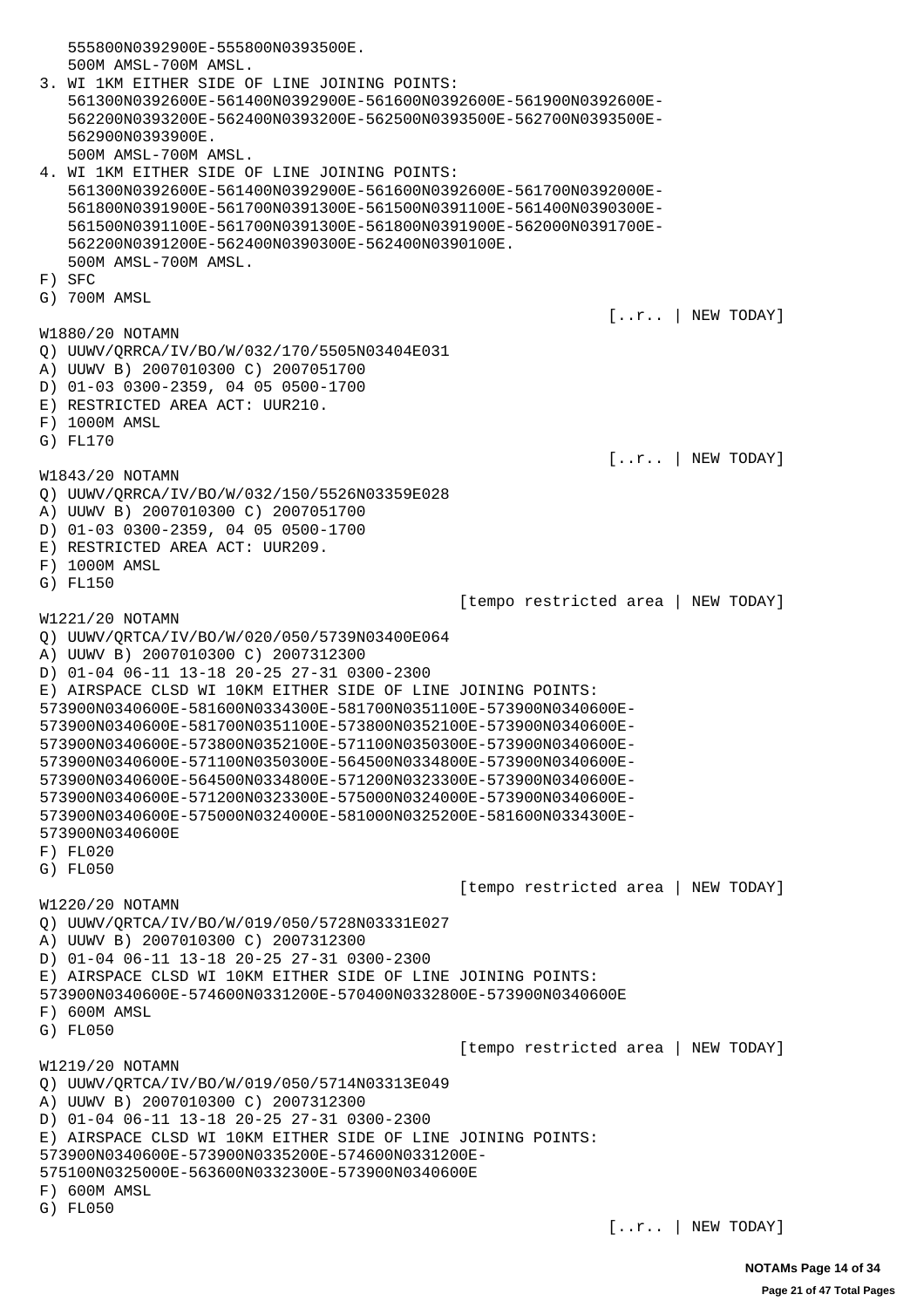```
   555800N0392900E-555800N0393500E.
   500M AMSL-700M AMSL.
3. WI 1KM EITHER SIDE OF LINE JOINING POINTS:
   561300N0392600E-561400N0392900E-561600N0392600E-561900N0392600E-
   562200N0393200E-562400N0393200E-562500N0393500E-562700N0393500E-
   562900N0393900E.
   500M AMSL-700M AMSL.
4. WI 1KM EITHER SIDE OF LINE JOINING POINTS:
   561300N0392600E-561400N0392900E-561600N0392600E-561700N0392000E-
   561800N0391900E-561700N0391300E-561500N0391100E-561400N0390300E-
   561500N0391100E-561700N0391300E-561800N0391900E-562000N0391700E-
   562200N0391200E-562400N0390300E-562400N0390100E.
   500M AMSL-700M AMSL.
F) SFC
G) 700M AMSL
                                                   [..r.. | NEW TODAY]
W1880/20 NOTAMN
Q) UUWV/QRRCA/IV/BO/W/032/170/5505N03404E031
A) UUWV B) 2007010300 C) 2007051700
D) 01-03 0300-2359, 04 05 0500-1700
E) RESTRICTED AREA ACT: UUR210.
F) 1000M AMSL
G) FL170
                                                   [..r.. | NEW TODAY]
W1843/20 NOTAMN
Q) UUWV/QRRCA/IV/BO/W/032/150/5526N03359E028
A) UUWV B) 2007010300 C) 2007051700
D) 01-03 0300-2359, 04 05 0500-1700
E) RESTRICTED AREA ACT: UUR209.
F) 1000M AMSL
G) FL150
                                       [tempo restricted area | NEW TODAY]
W1221/20 NOTAMN
Q) UUWV/QRTCA/IV/BO/W/020/050/5739N03400E064
A) UUWV B) 2007010300 C) 2007312300
D) 01-04 06-11 13-18 20-25 27-31 0300-2300
E) AIRSPACE CLSD WI 10KM EITHER SIDE OF LINE JOINING POINTS:
573900N0340600E-581600N0334300E-581700N0351100E-573900N0340600E-
573900N0340600E-581700N0351100E-573800N0352100E-573900N0340600E-
573900N0340600E-573800N0352100E-571100N0350300E-573900N0340600E-
573900N0340600E-571100N0350300E-564500N0334800E-573900N0340600E-
573900N0340600E-564500N0334800E-571200N0323300E-573900N0340600E-
573900N0340600E-571200N0323300E-575000N0324000E-573900N0340600E-
573900N0340600E-575000N0324000E-581000N0325200E-581600N0334300E-
573900N0340600E
F) FL020
G) FL050
                                       [tempo restricted area | NEW TODAY]
W1220/20 NOTAMN
Q) UUWV/QRTCA/IV/BO/W/019/050/5728N03331E027
A) UUWV B) 2007010300 C) 2007312300
D) 01-04 06-11 13-18 20-25 27-31 0300-2300
E) AIRSPACE CLSD WI 10KM EITHER SIDE OF LINE JOINING POINTS:
573900N0340600E-574600N0331200E-570400N0332800E-573900N0340600E
F) 600M AMSL
G) FL050
                                       [tempo restricted area | NEW TODAY]
W1219/20 NOTAMN
Q) UUWV/QRTCA/IV/BO/W/019/050/5714N03313E049
A) UUWV B) 2007010300 C) 2007312300
D) 01-04 06-11 13-18 20-25 27-31 0300-2300
E) AIRSPACE CLSD WI 10KM EITHER SIDE OF LINE JOINING POINTS:
573900N0340600E-573900N0335200E-574600N0331200E-
575100N0325000E-563600N0332300E-573900N0340600E
F) 600M AMSL
G) FL050
                                                   [..r.. | NEW TODAY]
```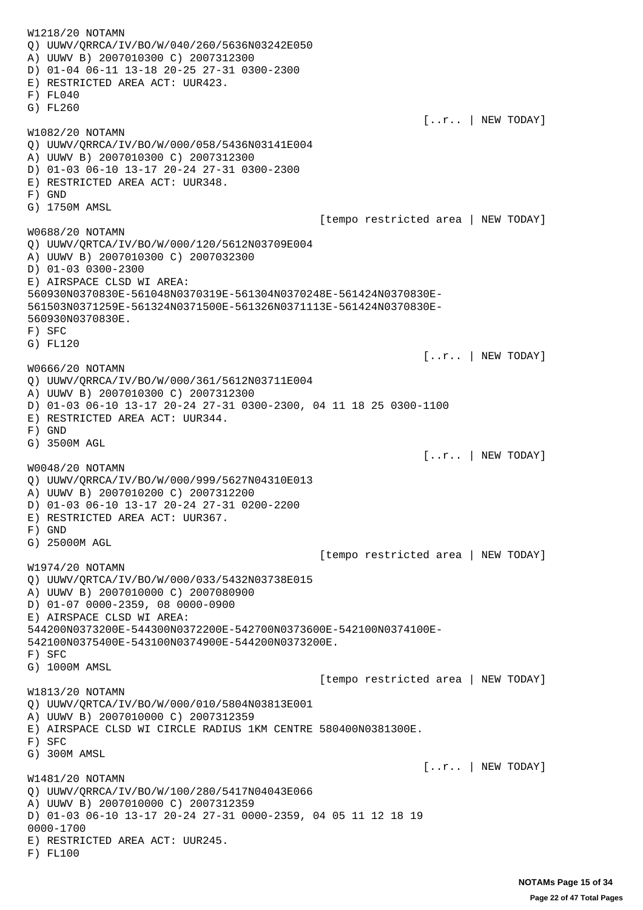W1218/20 NOTAMN
Q) UUWV/QRRCA/IV/BO/W/040/260/5636N03242E050
A) UUWV B) 2007010300 C) 2007312300
D) 01-04 06-11 13-18 20-25 27-31 0300-2300
E) RESTRICTED AREA ACT: UUR423.
F) FL040
G) FL260

[..r.. | NEW TODAY]

W1082/20 NOTAMN
Q) UUWV/QRRCA/IV/BO/W/000/058/5436N03141E004
A) UUWV B) 2007010300 C) 2007312300
D) 01-03 06-10 13-17 20-24 27-31 0300-2300
E) RESTRICTED AREA ACT: UUR348.
F) GND
G) 1750M AMSL

[tempo restricted area | NEW TODAY]

W0688/20 NOTAMN
Q) UUWV/QRTCA/IV/BO/W/000/120/5612N03709E004
A) UUWV B) 2007010300 C) 2007032300
D) 01-03 0300-2300
E) AIRSPACE CLSD WI AREA:
560930N0370830E-561048N0370319E-561304N0370248E-561424N0370830E-
561503N0371259E-561324N0371500E-561326N0371113E-561424N0370830E-
560930N0370830E.
F) SFC
G) FL120

[..r.. | NEW TODAY]

W0666/20 NOTAMN
Q) UUWV/QRRCA/IV/BO/W/000/361/5612N03711E004
A) UUWV B) 2007010300 C) 2007312300
D) 01-03 06-10 13-17 20-24 27-31 0300-2300, 04 11 18 25 0300-1100
E) RESTRICTED AREA ACT: UUR344.
F) GND
G) 3500M AGL

[..r.. | NEW TODAY]

W0048/20 NOTAMN
Q) UUWV/QRRCA/IV/BO/W/000/999/5627N04310E013
A) UUWV B) 2007010200 C) 2007312200
D) 01-03 06-10 13-17 20-24 27-31 0200-2200
E) RESTRICTED AREA ACT: UUR367.
F) GND
G) 25000M AGL

[tempo restricted area | NEW TODAY]

W1974/20 NOTAMN
Q) UUWV/QRTCA/IV/BO/W/000/033/5432N03738E015
A) UUWV B) 2007010000 C) 2007080900
D) 01-07 0000-2359, 08 0000-0900
E) AIRSPACE CLSD WI AREA:
544200N0373200E-544300N0372200E-542700N0373600E-542100N0374100E-
542100N0375400E-543100N0374900E-544200N0373200E.
F) SFC
G) 1000M AMSL

[tempo restricted area | NEW TODAY]

W1813/20 NOTAMN
Q) UUWV/QRTCA/IV/BO/W/000/010/5804N03813E001
A) UUWV B) 2007010000 C) 2007312359
E) AIRSPACE CLSD WI CIRCLE RADIUS 1KM CENTRE 580400N0381300E.
F) SFC
G) 300M AMSL

[..r.. | NEW TODAY]

W1481/20 NOTAMN
Q) UUWV/QRRCA/IV/BO/W/100/280/5417N04043E066
A) UUWV B) 2007010000 C) 2007312359
D) 01-03 06-10 13-17 20-24 27-31 0000-2359, 04 05 11 12 18 19
0000-1700
E) RESTRICTED AREA ACT: UUR245.
F) FL100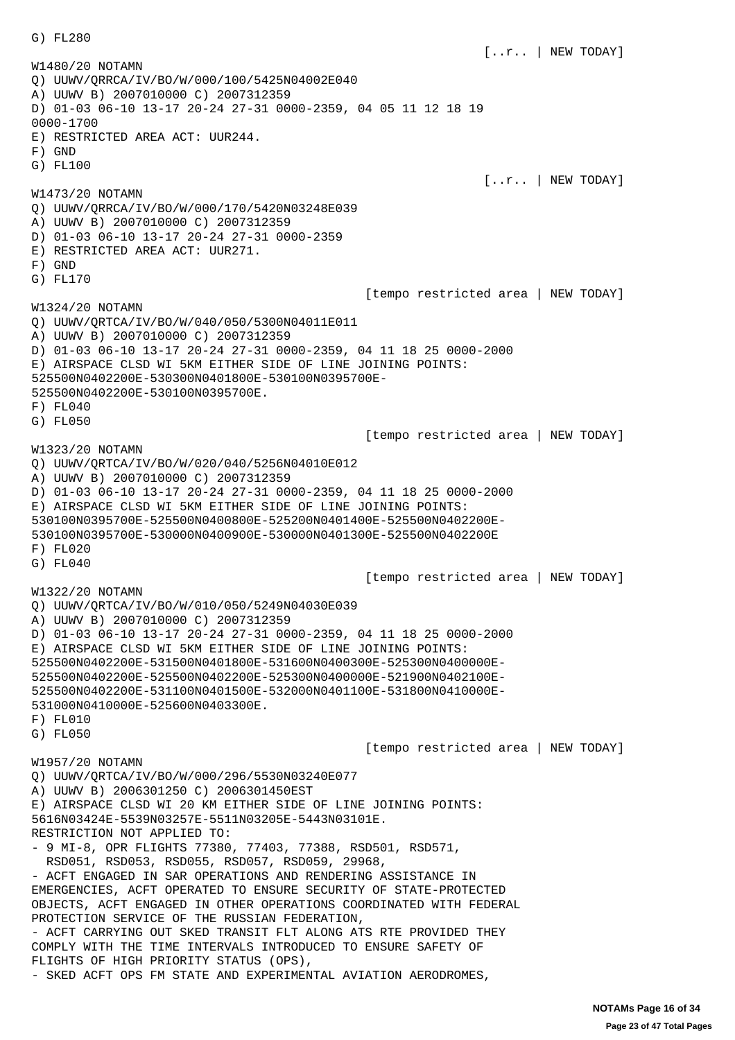G) FL280

[..r.. | NEW TODAY]

W1480/20 NOTAMN
Q) UUWV/QRRCA/IV/BO/W/000/100/5425N04002E040
A) UUWV B) 2007010000 C) 2007312359
D) 01-03 06-10 13-17 20-24 27-31 0000-2359, 04 05 11 12 18 19 0000-1700
E) RESTRICTED AREA ACT: UUR244.
F) GND
G) FL100

[..r.. | NEW TODAY]

W1473/20 NOTAMN
Q) UUWV/QRRCA/IV/BO/W/000/170/5420N03248E039
A) UUWV B) 2007010000 C) 2007312359
D) 01-03 06-10 13-17 20-24 27-31 0000-2359
E) RESTRICTED AREA ACT: UUR271.
F) GND
G) FL170

[tempo restricted area | NEW TODAY]

W1324/20 NOTAMN
Q) UUWV/QRTCA/IV/BO/W/040/050/5300N04011E011
A) UUWV B) 2007010000 C) 2007312359
D) 01-03 06-10 13-17 20-24 27-31 0000-2359, 04 11 18 25 0000-2000
E) AIRSPACE CLSD WI 5KM EITHER SIDE OF LINE JOINING POINTS:
525500N0402200E-530300N0401800E-530100N0395700E-
525500N0402200E-530100N0395700E.
F) FL040
G) FL050

[tempo restricted area | NEW TODAY]

W1323/20 NOTAMN
Q) UUWV/QRTCA/IV/BO/W/020/040/5256N04010E012
A) UUWV B) 2007010000 C) 2007312359
D) 01-03 06-10 13-17 20-24 27-31 0000-2359, 04 11 18 25 0000-2000
E) AIRSPACE CLSD WI 5KM EITHER SIDE OF LINE JOINING POINTS:
530100N0395700E-525500N0400800E-525200N0401400E-525500N0402200E-
530100N0395700E-530000N0400900E-530000N0401300E-525500N0402200E
F) FL020
G) FL040

[tempo restricted area | NEW TODAY]

W1322/20 NOTAMN
Q) UUWV/QRTCA/IV/BO/W/010/050/5249N04030E039
A) UUWV B) 2007010000 C) 2007312359
D) 01-03 06-10 13-17 20-24 27-31 0000-2359, 04 11 18 25 0000-2000
E) AIRSPACE CLSD WI 5KM EITHER SIDE OF LINE JOINING POINTS:
525500N0402200E-531500N0401800E-531600N0400300E-525300N0400000E-
525500N0402200E-525500N0402200E-525300N0400000E-521900N0402100E-
525500N0402200E-531100N0401500E-532000N0401100E-531800N0410000E-
531000N0410000E-525600N0403300E.
F) FL010
G) FL050

[tempo restricted area | NEW TODAY]

W1957/20 NOTAMN
Q) UUWV/QRTCA/IV/BO/W/000/296/5530N03240E077
A) UUWV B) 2006301250 C) 2006301450EST
E) AIRSPACE CLSD WI 20 KM EITHER SIDE OF LINE JOINING POINTS:
5616N03424E-5539N03257E-5511N03205E-5443N03101E.
RESTRICTION NOT APPLIED TO:
- 9 MI-8, OPR FLIGHTS 77380, 77403, 77388, RSD501, RSD571,
  RSD051, RSD053, RSD055, RSD057, RSD059, 29968,
- ACFT ENGAGED IN SAR OPERATIONS AND RENDERING ASSISTANCE IN
EMERGENCIES, ACFT OPERATED TO ENSURE SECURITY OF STATE-PROTECTED
OBJECTS, ACFT ENGAGED IN OTHER OPERATIONS COORDINATED WITH FEDERAL
PROTECTION SERVICE OF THE RUSSIAN FEDERATION,
- ACFT CARRYING OUT SKED TRANSIT FLT ALONG ATS RTE PROVIDED THEY
COMPLY WITH THE TIME INTERVALS INTRODUCED TO ENSURE SAFETY OF
FLIGHTS OF HIGH PRIORITY STATUS (OPS),
- SKED ACFT OPS FM STATE AND EXPERIMENTAL AVIATION AERODROMES,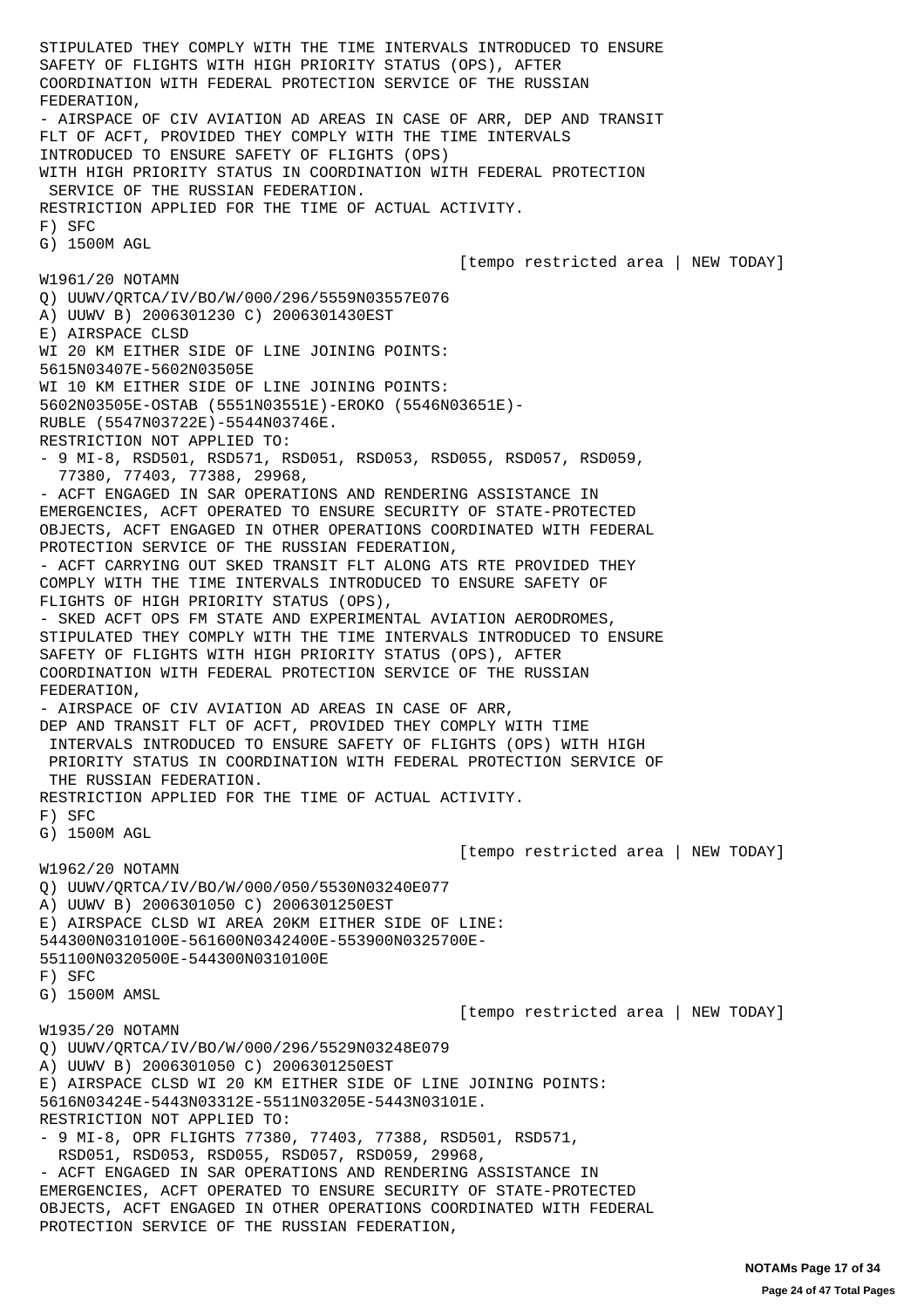STIPULATED THEY COMPLY WITH THE TIME INTERVALS INTRODUCED TO ENSURE SAFETY OF FLIGHTS WITH HIGH PRIORITY STATUS (OPS), AFTER COORDINATION WITH FEDERAL PROTECTION SERVICE OF THE RUSSIAN FEDERATION,
- AIRSPACE OF CIV AVIATION AD AREAS IN CASE OF ARR, DEP AND TRANSIT FLT OF ACFT, PROVIDED THEY COMPLY WITH THE TIME INTERVALS INTRODUCED TO ENSURE SAFETY OF FLIGHTS (OPS) WITH HIGH PRIORITY STATUS IN COORDINATION WITH FEDERAL PROTECTION SERVICE OF THE RUSSIAN FEDERATION.
RESTRICTION APPLIED FOR THE TIME OF ACTUAL ACTIVITY.
F) SFC
G) 1500M AGL

[tempo restricted area | NEW TODAY]

W1961/20 NOTAMN
Q) UUWV/QRTCA/IV/BO/W/000/296/5559N03557E076
A) UUWV B) 2006301230 C) 2006301430EST
E) AIRSPACE CLSD
WI 20 KM EITHER SIDE OF LINE JOINING POINTS:
5615N03407E-5602N03505E
WI 10 KM EITHER SIDE OF LINE JOINING POINTS:
5602N03505E-OSTAB (5551N03551E)-EROKO (5546N03651E)-RUBLE (5547N03722E)-5544N03746E.
RESTRICTION NOT APPLIED TO:
- 9 MI-8, RSD501, RSD571, RSD051, RSD053, RSD055, RSD057, RSD059, 77380, 77403, 77388, 29968,
- ACFT ENGAGED IN SAR OPERATIONS AND RENDERING ASSISTANCE IN EMERGENCIES, ACFT OPERATED TO ENSURE SECURITY OF STATE-PROTECTED OBJECTS, ACFT ENGAGED IN OTHER OPERATIONS COORDINATED WITH FEDERAL PROTECTION SERVICE OF THE RUSSIAN FEDERATION,
- ACFT CARRYING OUT SKED TRANSIT FLT ALONG ATS RTE PROVIDED THEY COMPLY WITH THE TIME INTERVALS INTRODUCED TO ENSURE SAFETY OF FLIGHTS OF HIGH PRIORITY STATUS (OPS),
- SKED ACFT OPS FM STATE AND EXPERIMENTAL AVIATION AERODROMES, STIPULATED THEY COMPLY WITH THE TIME INTERVALS INTRODUCED TO ENSURE SAFETY OF FLIGHTS WITH HIGH PRIORITY STATUS (OPS), AFTER COORDINATION WITH FEDERAL PROTECTION SERVICE OF THE RUSSIAN FEDERATION,
- AIRSPACE OF CIV AVIATION AD AREAS IN CASE OF ARR, DEP AND TRANSIT FLT OF ACFT, PROVIDED THEY COMPLY WITH TIME INTERVALS INTRODUCED TO ENSURE SAFETY OF FLIGHTS (OPS) WITH HIGH PRIORITY STATUS IN COORDINATION WITH FEDERAL PROTECTION SERVICE OF THE RUSSIAN FEDERATION.
RESTRICTION APPLIED FOR THE TIME OF ACTUAL ACTIVITY.
F) SFC
G) 1500M AGL

[tempo restricted area | NEW TODAY]

W1962/20 NOTAMN
Q) UUWV/QRTCA/IV/BO/W/000/050/5530N03240E077
A) UUWV B) 2006301050 C) 2006301250EST
E) AIRSPACE CLSD WI AREA 20KM EITHER SIDE OF LINE:
544300N0310100E-561600N0342400E-553900N0325700E-551100N0320500E-544300N0310100E
F) SFC
G) 1500M AMSL

[tempo restricted area | NEW TODAY]

W1935/20 NOTAMN
Q) UUWV/QRTCA/IV/BO/W/000/296/5529N03248E079
A) UUWV B) 2006301050 C) 2006301250EST
E) AIRSPACE CLSD WI 20 KM EITHER SIDE OF LINE JOINING POINTS:
5616N03424E-5443N03312E-5511N03205E-5443N03101E.
RESTRICTION NOT APPLIED TO:
- 9 MI-8, OPR FLIGHTS 77380, 77403, 77388, RSD501, RSD571, RSD051, RSD053, RSD055, RSD057, RSD059, 29968,
- ACFT ENGAGED IN SAR OPERATIONS AND RENDERING ASSISTANCE IN EMERGENCIES, ACFT OPERATED TO ENSURE SECURITY OF STATE-PROTECTED OBJECTS, ACFT ENGAGED IN OTHER OPERATIONS COORDINATED WITH FEDERAL PROTECTION SERVICE OF THE RUSSIAN FEDERATION,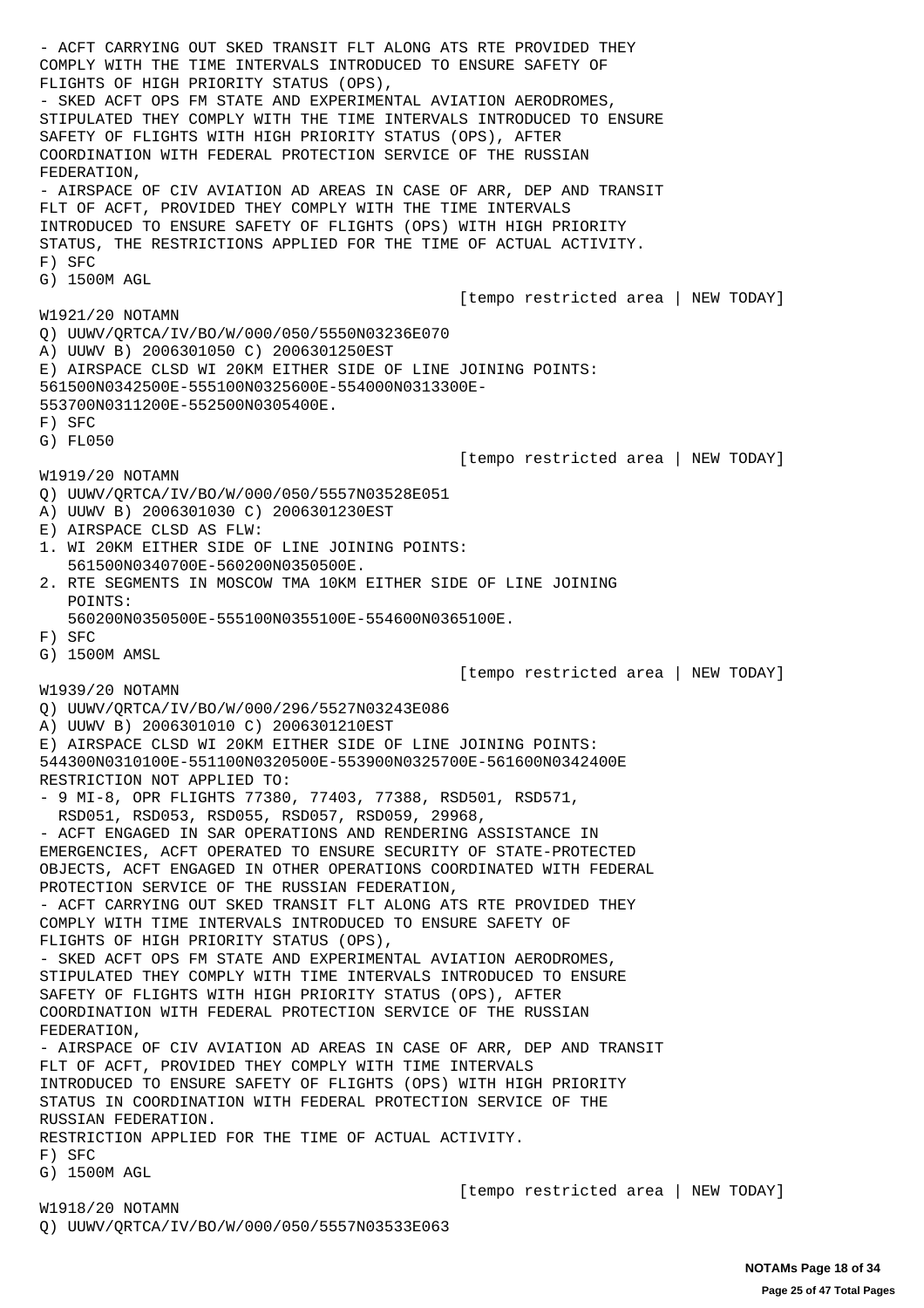- ACFT CARRYING OUT SKED TRANSIT FLT ALONG ATS RTE PROVIDED THEY COMPLY WITH THE TIME INTERVALS INTRODUCED TO ENSURE SAFETY OF FLIGHTS OF HIGH PRIORITY STATUS (OPS),
- SKED ACFT OPS FM STATE AND EXPERIMENTAL AVIATION AERODROMES, STIPULATED THEY COMPLY WITH THE TIME INTERVALS INTRODUCED TO ENSURE SAFETY OF FLIGHTS WITH HIGH PRIORITY STATUS (OPS), AFTER COORDINATION WITH FEDERAL PROTECTION SERVICE OF THE RUSSIAN FEDERATION,
- AIRSPACE OF CIV AVIATION AD AREAS IN CASE OF ARR, DEP AND TRANSIT FLT OF ACFT, PROVIDED THEY COMPLY WITH THE TIME INTERVALS INTRODUCED TO ENSURE SAFETY OF FLIGHTS (OPS) WITH HIGH PRIORITY STATUS, THE RESTRICTIONS APPLIED FOR THE TIME OF ACTUAL ACTIVITY.

F) SFC
G) 1500M AGL

[tempo restricted area | NEW TODAY]

W1921/20 NOTAMN
Q) UUWV/QRTCA/IV/BO/W/000/050/5550N03236E070
A) UUWV B) 2006301050 C) 2006301250EST
E) AIRSPACE CLSD WI 20KM EITHER SIDE OF LINE JOINING POINTS:
561500N0342500E-555100N0325600E-554000N0313300E-553700N0311200E-552500N0305400E.
F) SFC
G) FL050

[tempo restricted area | NEW TODAY]

W1919/20 NOTAMN
Q) UUWV/QRTCA/IV/BO/W/000/050/5557N03528E051
A) UUWV B) 2006301030 C) 2006301230EST
E) AIRSPACE CLSD AS FLW:
1. WI 20KM EITHER SIDE OF LINE JOINING POINTS:
   561500N0340700E-560200N0350500E.
2. RTE SEGMENTS IN MOSCOW TMA 10KM EITHER SIDE OF LINE JOINING POINTS:
   560200N0350500E-555100N0355100E-554600N0365100E.

F) SFC
G) 1500M AMSL

[tempo restricted area | NEW TODAY]

W1939/20 NOTAMN
Q) UUWV/QRTCA/IV/BO/W/000/296/5527N03243E086
A) UUWV B) 2006301010 C) 2006301210EST
E) AIRSPACE CLSD WI 20KM EITHER SIDE OF LINE JOINING POINTS:
544300N0310100E-551100N0320500E-553900N0325700E-561600N0342400E
RESTRICTION NOT APPLIED TO:
- 9 MI-8, OPR FLIGHTS 77380, 77403, 77388, RSD501, RSD571, RSD051, RSD053, RSD055, RSD057, RSD059, 29968,
- ACFT ENGAGED IN SAR OPERATIONS AND RENDERING ASSISTANCE IN EMERGENCIES, ACFT OPERATED TO ENSURE SECURITY OF STATE-PROTECTED OBJECTS, ACFT ENGAGED IN OTHER OPERATIONS COORDINATED WITH FEDERAL PROTECTION SERVICE OF THE RUSSIAN FEDERATION,
- ACFT CARRYING OUT SKED TRANSIT FLT ALONG ATS RTE PROVIDED THEY COMPLY WITH TIME INTERVALS INTRODUCED TO ENSURE SAFETY OF FLIGHTS OF HIGH PRIORITY STATUS (OPS),
- SKED ACFT OPS FM STATE AND EXPERIMENTAL AVIATION AERODROMES, STIPULATED THEY COMPLY WITH TIME INTERVALS INTRODUCED TO ENSURE SAFETY OF FLIGHTS WITH HIGH PRIORITY STATUS (OPS), AFTER COORDINATION WITH FEDERAL PROTECTION SERVICE OF THE RUSSIAN FEDERATION,
- AIRSPACE OF CIV AVIATION AD AREAS IN CASE OF ARR, DEP AND TRANSIT FLT OF ACFT, PROVIDED THEY COMPLY WITH TIME INTERVALS INTRODUCED TO ENSURE SAFETY OF FLIGHTS (OPS) WITH HIGH PRIORITY STATUS IN COORDINATION WITH FEDERAL PROTECTION SERVICE OF THE RUSSIAN FEDERATION.

RESTRICTION APPLIED FOR THE TIME OF ACTUAL ACTIVITY.
F) SFC
G) 1500M AGL

[tempo restricted area | NEW TODAY]

W1918/20 NOTAMN
Q) UUWV/QRTCA/IV/BO/W/000/050/5557N03533E063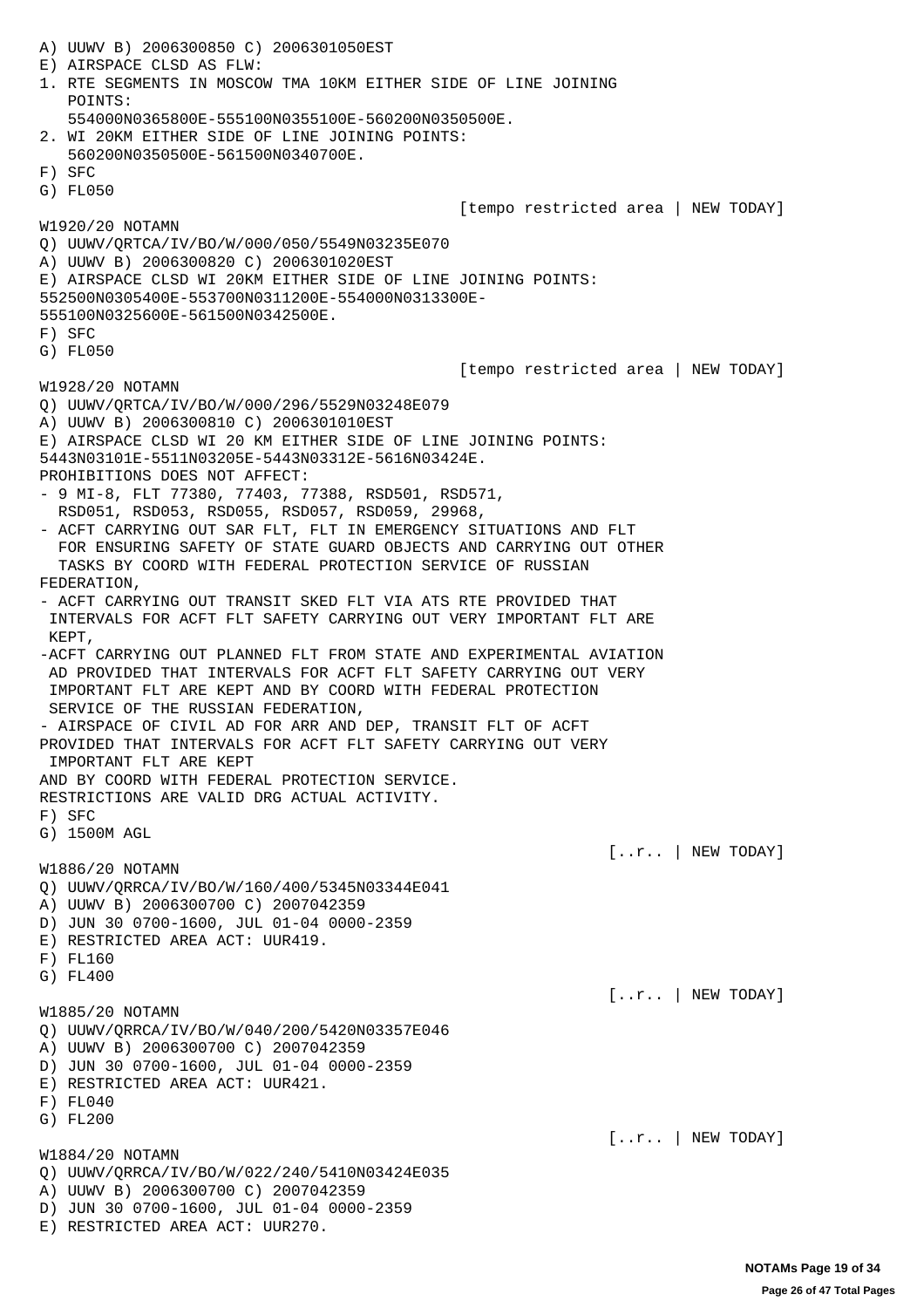A) UUWV B) 2006300850 C) 2006301050EST
E) AIRSPACE CLSD AS FLW:
1. RTE SEGMENTS IN MOSCOW TMA 10KM EITHER SIDE OF LINE JOINING
   POINTS:
   554000N0365800E-555100N0355100E-560200N0350500E.
2. WI 20KM EITHER SIDE OF LINE JOINING POINTS:
   560200N0350500E-561500N0340700E.
F) SFC
G) FL050

[tempo restricted area | NEW TODAY]

W1920/20 NOTAMN
Q) UUWV/QRTCA/IV/BO/W/000/050/5549N03235E070
A) UUWV B) 2006300820 C) 2006301020EST
E) AIRSPACE CLSD WI 20KM EITHER SIDE OF LINE JOINING POINTS:
552500N0305400E-553700N0311200E-554000N0313300E-
555100N0325600E-561500N0342500E.
F) SFC
G) FL050

[tempo restricted area | NEW TODAY]

W1928/20 NOTAMN
Q) UUWV/QRTCA/IV/BO/W/000/296/5529N03248E079
A) UUWV B) 2006300810 C) 2006301010EST
E) AIRSPACE CLSD WI 20 KM EITHER SIDE OF LINE JOINING POINTS:
5443N03101E-5511N03205E-5443N03312E-5616N03424E.
PROHIBITIONS DOES NOT AFFECT:
- 9 MI-8, FLT 77380, 77403, 77388, RSD501, RSD571,
  RSD051, RSD053, RSD055, RSD057, RSD059, 29968,
- ACFT CARRYING OUT SAR FLT, FLT IN EMERGENCY SITUATIONS AND FLT
  FOR ENSURING SAFETY OF STATE GUARD OBJECTS AND CARRYING OUT OTHER
  TASKS BY COORD WITH FEDERAL PROTECTION SERVICE OF RUSSIAN
FEDERATION,
- ACFT CARRYING OUT TRANSIT SKED FLT VIA ATS RTE PROVIDED THAT
 INTERVALS FOR ACFT FLT SAFETY CARRYING OUT VERY IMPORTANT FLT ARE
 KEPT,
-ACFT CARRYING OUT PLANNED FLT FROM STATE AND EXPERIMENTAL AVIATION
 AD PROVIDED THAT INTERVALS FOR ACFT FLT SAFETY CARRYING OUT VERY
 IMPORTANT FLT ARE KEPT AND BY COORD WITH FEDERAL PROTECTION
 SERVICE OF THE RUSSIAN FEDERATION,
- AIRSPACE OF CIVIL AD FOR ARR AND DEP, TRANSIT FLT OF ACFT
PROVIDED THAT INTERVALS FOR ACFT FLT SAFETY CARRYING OUT VERY
 IMPORTANT FLT ARE KEPT
AND BY COORD WITH FEDERAL PROTECTION SERVICE.
RESTRICTIONS ARE VALID DRG ACTUAL ACTIVITY.
F) SFC
G) 1500M AGL

[..r.. | NEW TODAY]

W1886/20 NOTAMN
Q) UUWV/QRRCA/IV/BO/W/160/400/5345N03344E041
A) UUWV B) 2006300700 C) 2007042359
D) JUN 30 0700-1600, JUL 01-04 0000-2359
E) RESTRICTED AREA ACT: UUR419.
F) FL160
G) FL400

[..r.. | NEW TODAY]

W1885/20 NOTAMN
Q) UUWV/QRRCA/IV/BO/W/040/200/5420N03357E046
A) UUWV B) 2006300700 C) 2007042359
D) JUN 30 0700-1600, JUL 01-04 0000-2359
E) RESTRICTED AREA ACT: UUR421.
F) FL040
G) FL200

[..r.. | NEW TODAY]

W1884/20 NOTAMN
Q) UUWV/QRRCA/IV/BO/W/022/240/5410N03424E035
A) UUWV B) 2006300700 C) 2007042359
D) JUN 30 0700-1600, JUL 01-04 0000-2359
E) RESTRICTED AREA ACT: UUR270.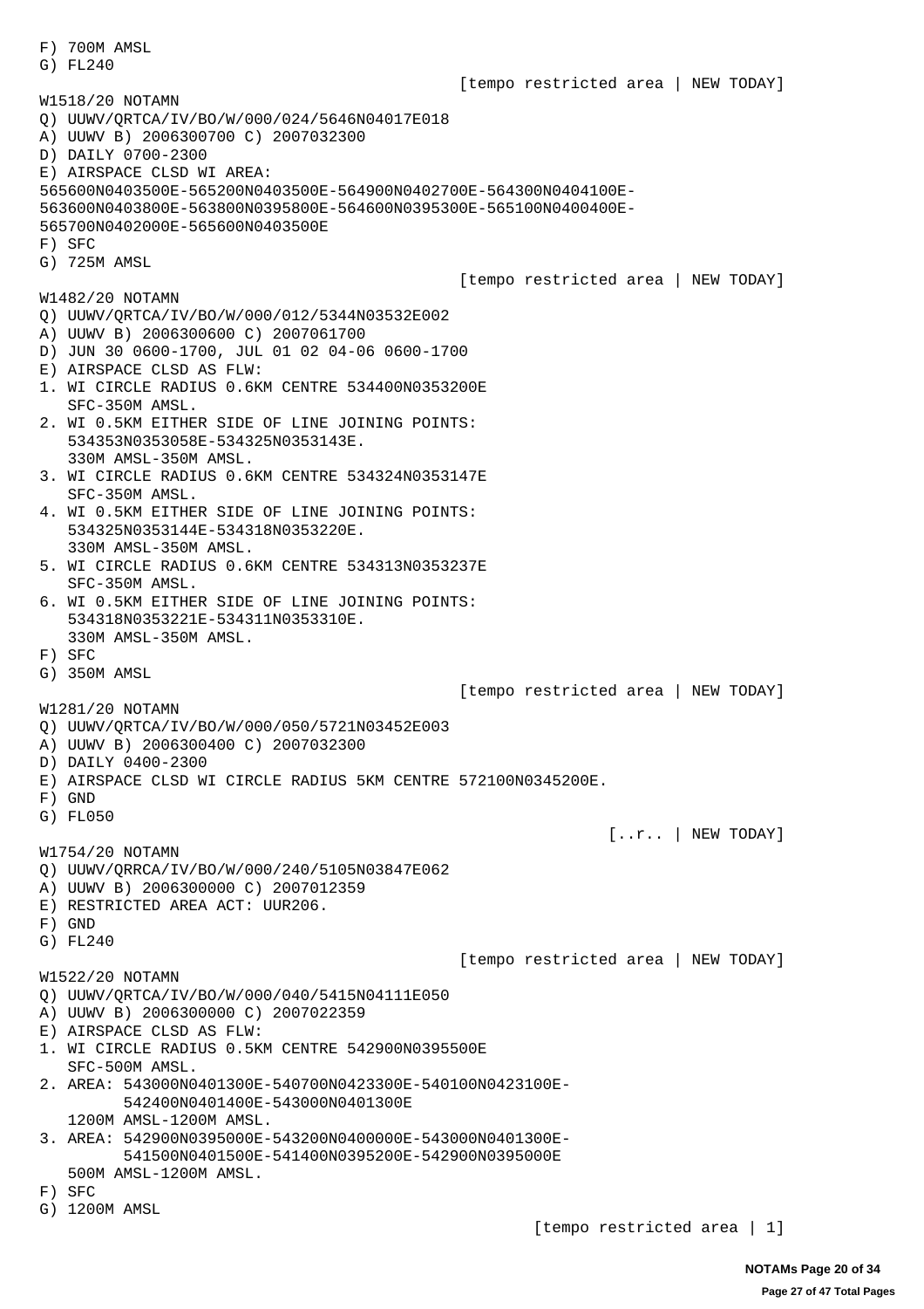```
F) 700M AMSL
G) FL240
                                                  [tempo restricted area | NEW TODAY]
W1518/20 NOTAMN
Q) UUWV/QRTCA/IV/BO/W/000/024/5646N04017E018
A) UUWV B) 2006300700 C) 2007032300
D) DAILY 0700-2300
E) AIRSPACE CLSD WI AREA:
565600N0403500E-565200N0403500E-564900N0402700E-564300N0404100E-
563600N0403800E-563800N0395800E-564600N0395300E-565100N0400400E-
565700N0402000E-565600N0403500E
F) SFC
G) 725M AMSL
                                                  [tempo restricted area | NEW TODAY]
W1482/20 NOTAMN
Q) UUWV/QRTCA/IV/BO/W/000/012/5344N03532E002
A) UUWV B) 2006300600 C) 2007061700
D) JUN 30 0600-1700, JUL 01 02 04-06 0600-1700
E) AIRSPACE CLSD AS FLW:
1. WI CIRCLE RADIUS 0.6KM CENTRE 534400N0353200E
   SFC-350M AMSL.
2. WI 0.5KM EITHER SIDE OF LINE JOINING POINTS:
   534353N0353058E-534325N0353143E.
   330M AMSL-350M AMSL.
3. WI CIRCLE RADIUS 0.6KM CENTRE 534324N0353147E
   SFC-350M AMSL.
4. WI 0.5KM EITHER SIDE OF LINE JOINING POINTS:
   534325N0353144E-534318N0353220E.
   330M AMSL-350M AMSL.
5. WI CIRCLE RADIUS 0.6KM CENTRE 534313N0353237E
   SFC-350M AMSL.
6. WI 0.5KM EITHER SIDE OF LINE JOINING POINTS:
   534318N0353221E-534311N0353310E.
   330M AMSL-350M AMSL.
F) SFC
G) 350M AMSL
                                                  [tempo restricted area | NEW TODAY]
W1281/20 NOTAMN
Q) UUWV/QRTCA/IV/BO/W/000/050/5721N03452E003
A) UUWV B) 2006300400 C) 2007032300
D) DAILY 0400-2300
E) AIRSPACE CLSD WI CIRCLE RADIUS 5KM CENTRE 572100N0345200E.
F) GND
G) FL050
                                                                [..r.. | NEW TODAY]
W1754/20 NOTAMN
Q) UUWV/QRRCA/IV/BO/W/000/240/5105N03847E062
A) UUWV B) 2006300000 C) 2007012359
E) RESTRICTED AREA ACT: UUR206.
F) GND
G) FL240
                                                  [tempo restricted area | NEW TODAY]
W1522/20 NOTAMN
Q) UUWV/QRTCA/IV/BO/W/000/040/5415N04111E050
A) UUWV B) 2006300000 C) 2007022359
E) AIRSPACE CLSD AS FLW:
1. WI CIRCLE RADIUS 0.5KM CENTRE 542900N0395500E
   SFC-500M AMSL.
2. AREA: 543000N0401300E-540700N0423300E-540100N0423100E-
         542400N0401400E-543000N0401300E
   1200M AMSL-1200M AMSL.
3. AREA: 542900N0395000E-543200N0400000E-543000N0401300E-
         541500N0401500E-541400N0395200E-542900N0395000E
   500M AMSL-1200M AMSL.
F) SFC
G) 1200M AMSL
                                                          [tempo restricted area | 1]
```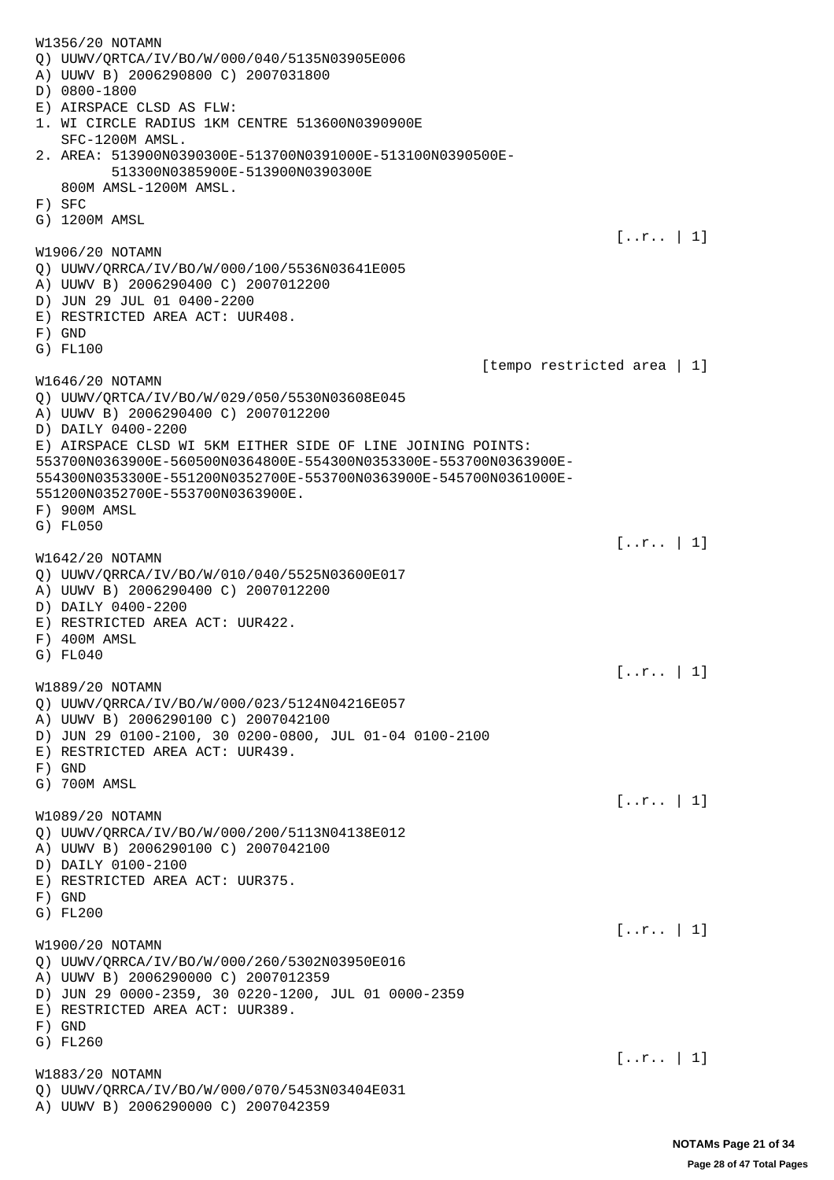```
W1356/20 NOTAMN
Q) UUWV/QRTCA/IV/BO/W/000/040/5135N03905E006
A) UUWV B) 2006290800 C) 2007031800
D) 0800-1800
E) AIRSPACE CLSD AS FLW:
1. WI CIRCLE RADIUS 1KM CENTRE 513600N0390900E
   SFC-1200M AMSL.
2. AREA: 513900N0390300E-513700N0391000E-513100N0390500E-
         513300N0385900E-513900N0390300E
   800M AMSL-1200M AMSL.
F) SFC
G) 1200M AMSL
                                                              [..r.. | 1]
W1906/20 NOTAMN
Q) UUWV/QRRCA/IV/BO/W/000/100/5536N03641E005
A) UUWV B) 2006290400 C) 2007012200
D) JUN 29 JUL 01 0400-2200
E) RESTRICTED AREA ACT: UUR408.
F) GND
G) FL100
                                               [tempo restricted area | 1]
W1646/20 NOTAMN
Q) UUWV/QRTCA/IV/BO/W/029/050/5530N03608E045
A) UUWV B) 2006290400 C) 2007012200
D) DAILY 0400-2200
E) AIRSPACE CLSD WI 5KM EITHER SIDE OF LINE JOINING POINTS:
553700N0363900E-560500N0364800E-554300N0353300E-553700N0363900E-
554300N0353300E-551200N0352700E-553700N0363900E-545700N0361000E-
551200N0352700E-553700N0363900E.
F) 900M AMSL
G) FL050
                                                              [..r.. | 1]
W1642/20 NOTAMN
Q) UUWV/QRRCA/IV/BO/W/010/040/5525N03600E017
A) UUWV B) 2006290400 C) 2007012200
D) DAILY 0400-2200
E) RESTRICTED AREA ACT: UUR422.
F) 400M AMSL
G) FL040
                                                              [..r.. | 1]
W1889/20 NOTAMN
Q) UUWV/QRRCA/IV/BO/W/000/023/5124N04216E057
A) UUWV B) 2006290100 C) 2007042100
D) JUN 29 0100-2100, 30 0200-0800, JUL 01-04 0100-2100
E) RESTRICTED AREA ACT: UUR439.
F) GND
G) 700M AMSL
                                                              [..r.. | 1]
W1089/20 NOTAMN
Q) UUWV/QRRCA/IV/BO/W/000/200/5113N04138E012
A) UUWV B) 2006290100 C) 2007042100
D) DAILY 0100-2100
E) RESTRICTED AREA ACT: UUR375.
F) GND
G) FL200
                                                              [..r.. | 1]
W1900/20 NOTAMN
Q) UUWV/QRRCA/IV/BO/W/000/260/5302N03950E016
A) UUWV B) 2006290000 C) 2007012359
D) JUN 29 0000-2359, 30 0220-1200, JUL 01 0000-2359
E) RESTRICTED AREA ACT: UUR389.
F) GND
G) FL260
                                                              [..r.. | 1]
W1883/20 NOTAMN
Q) UUWV/QRRCA/IV/BO/W/000/070/5453N03404E031
A) UUWV B) 2006290000 C) 2007042359
```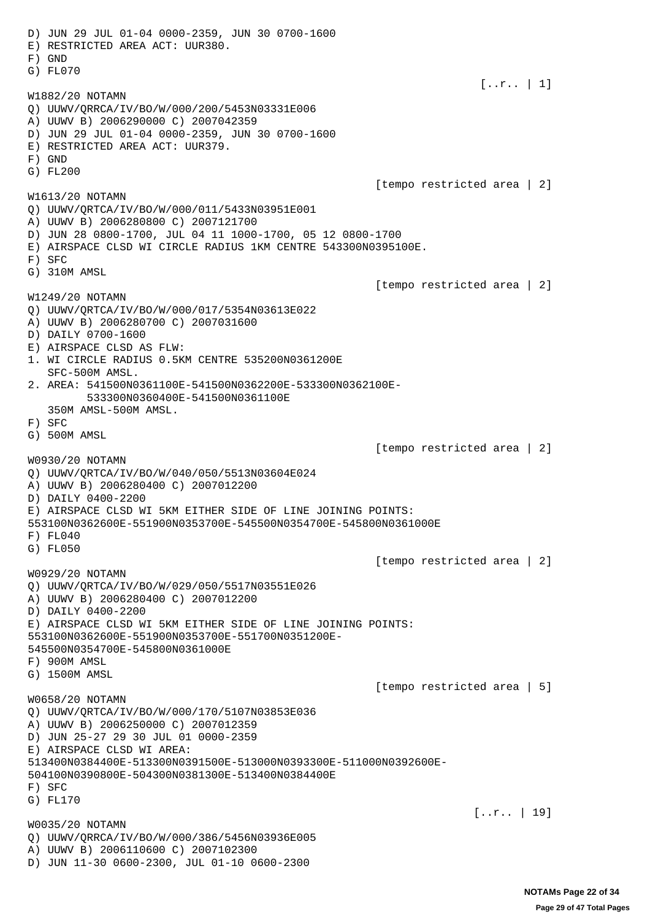D) JUN 29 JUL 01-04 0000-2359, JUN 30 0700-1600
E) RESTRICTED AREA ACT: UUR380.
F) GND
G) FL070

[..r.. | 1]

W1882/20 NOTAMN
Q) UUWV/QRRCA/IV/BO/W/000/200/5453N03331E006
A) UUWV B) 2006290000 C) 2007042359
D) JUN 29 JUL 01-04 0000-2359, JUN 30 0700-1600
E) RESTRICTED AREA ACT: UUR379.
F) GND
G) FL200

[tempo restricted area | 2]

W1613/20 NOTAMN
Q) UUWV/QRTCA/IV/BO/W/000/011/5433N03951E001
A) UUWV B) 2006280800 C) 2007121700
D) JUN 28 0800-1700, JUL 04 11 1000-1700, 05 12 0800-1700
E) AIRSPACE CLSD WI CIRCLE RADIUS 1KM CENTRE 543300N0395100E.
F) SFC
G) 310M AMSL

[tempo restricted area | 2]

W1249/20 NOTAMN
Q) UUWV/QRTCA/IV/BO/W/000/017/5354N03613E022
A) UUWV B) 2006280700 C) 2007031600
D) DAILY 0700-1600
E) AIRSPACE CLSD AS FLW:
1. WI CIRCLE RADIUS 0.5KM CENTRE 535200N0361200E
   SFC-500M AMSL.
2. AREA: 541500N0361100E-541500N0362200E-533300N0362100E-
         533300N0360400E-541500N0361100E
   350M AMSL-500M AMSL.
F) SFC
G) 500M AMSL

[tempo restricted area | 2]

W0930/20 NOTAMN
Q) UUWV/QRTCA/IV/BO/W/040/050/5513N03604E024
A) UUWV B) 2006280400 C) 2007012200
D) DAILY 0400-2200
E) AIRSPACE CLSD WI 5KM EITHER SIDE OF LINE JOINING POINTS:
553100N0362600E-551900N0353700E-545500N0354700E-545800N0361000E
F) FL040
G) FL050

[tempo restricted area | 2]

W0929/20 NOTAMN
Q) UUWV/QRTCA/IV/BO/W/029/050/5517N03551E026
A) UUWV B) 2006280400 C) 2007012200
D) DAILY 0400-2200
E) AIRSPACE CLSD WI 5KM EITHER SIDE OF LINE JOINING POINTS:
553100N0362600E-551900N0353700E-551700N0351200E-
545500N0354700E-545800N0361000E
F) 900M AMSL
G) 1500M AMSL

[tempo restricted area | 5]

W0658/20 NOTAMN
Q) UUWV/QRTCA/IV/BO/W/000/170/5107N03853E036
A) UUWV B) 2006250000 C) 2007012359
D) JUN 25-27 29 30 JUL 01 0000-2359
E) AIRSPACE CLSD WI AREA:
513400N0384400E-513300N0391500E-513000N0393300E-511000N0392600E-
504100N0390800E-504300N0381300E-513400N0384400E
F) SFC
G) FL170

[..r.. | 19]

W0035/20 NOTAMN
Q) UUWV/QRRCA/IV/BO/W/000/386/5456N03936E005
A) UUWV B) 2006110600 C) 2007102300
D) JUN 11-30 0600-2300, JUL 01-10 0600-2300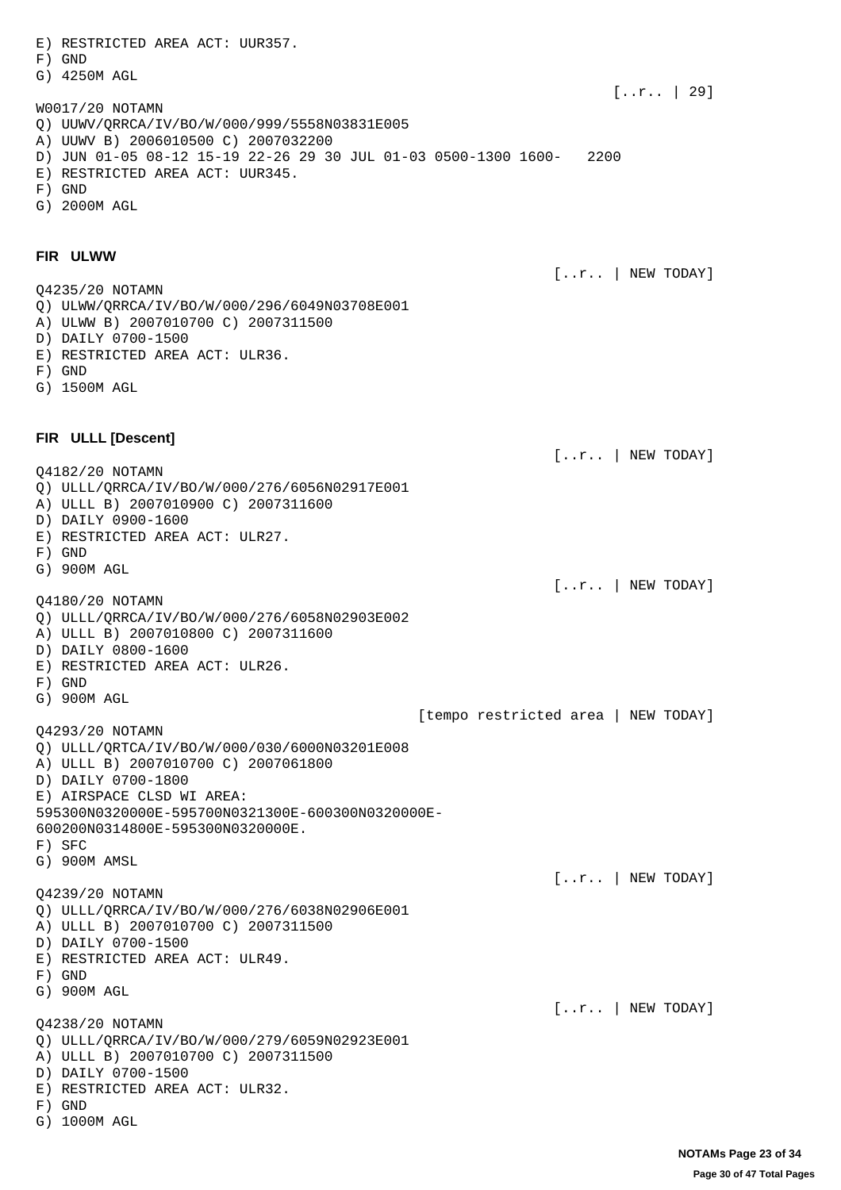E) RESTRICTED AREA ACT: UUR357.
F) GND
G) 4250M AGL

[..r.. | 29]

W0017/20 NOTAMN
Q) UUWV/QRRCA/IV/BO/W/000/999/5558N03831E005
A) UUWV B) 2006010500 C) 2007032200
D) JUN 01-05 08-12 15-19 22-26 29 30 JUL 01-03 0500-1300 1600- 2200
E) RESTRICTED AREA ACT: UUR345.
F) GND
G) 2000M AGL

**FIR ULWW**

[..r.. | NEW TODAY]

Q4235/20 NOTAMN
Q) ULWW/QRRCA/IV/BO/W/000/296/6049N03708E001
A) ULWW B) 2007010700 C) 2007311500
D) DAILY 0700-1500
E) RESTRICTED AREA ACT: ULR36.
F) GND
G) 1500M AGL

**FIR ULLL [Descent]**

[..r.. | NEW TODAY]

Q4182/20 NOTAMN
Q) ULLL/QRRCA/IV/BO/W/000/276/6056N02917E001
A) ULLL B) 2007010900 C) 2007311600
D) DAILY 0900-1600
E) RESTRICTED AREA ACT: ULR27.
F) GND
G) 900M AGL

[..r.. | NEW TODAY]

Q4180/20 NOTAMN
Q) ULLL/QRRCA/IV/BO/W/000/276/6058N02903E002
A) ULLL B) 2007010800 C) 2007311600
D) DAILY 0800-1600
E) RESTRICTED AREA ACT: ULR26.
F) GND
G) 900M AGL

[tempo restricted area | NEW TODAY]

Q4293/20 NOTAMN
Q) ULLL/QRTCA/IV/BO/W/000/030/6000N03201E008
A) ULLL B) 2007010700 C) 2007061800
D) DAILY 0700-1800
E) AIRSPACE CLSD WI AREA:
595300N0320000E-595700N0321300E-600300N0320000E-
600200N0314800E-595300N0320000E.
F) SFC
G) 900M AMSL

[..r.. | NEW TODAY]

Q4239/20 NOTAMN
Q) ULLL/QRRCA/IV/BO/W/000/276/6038N02906E001
A) ULLL B) 2007010700 C) 2007311500
D) DAILY 0700-1500
E) RESTRICTED AREA ACT: ULR49.
F) GND
G) 900M AGL

[..r.. | NEW TODAY]

Q4238/20 NOTAMN
Q) ULLL/QRRCA/IV/BO/W/000/279/6059N02923E001
A) ULLL B) 2007010700 C) 2007311500
D) DAILY 0700-1500
E) RESTRICTED AREA ACT: ULR32.
F) GND
G) 1000M AGL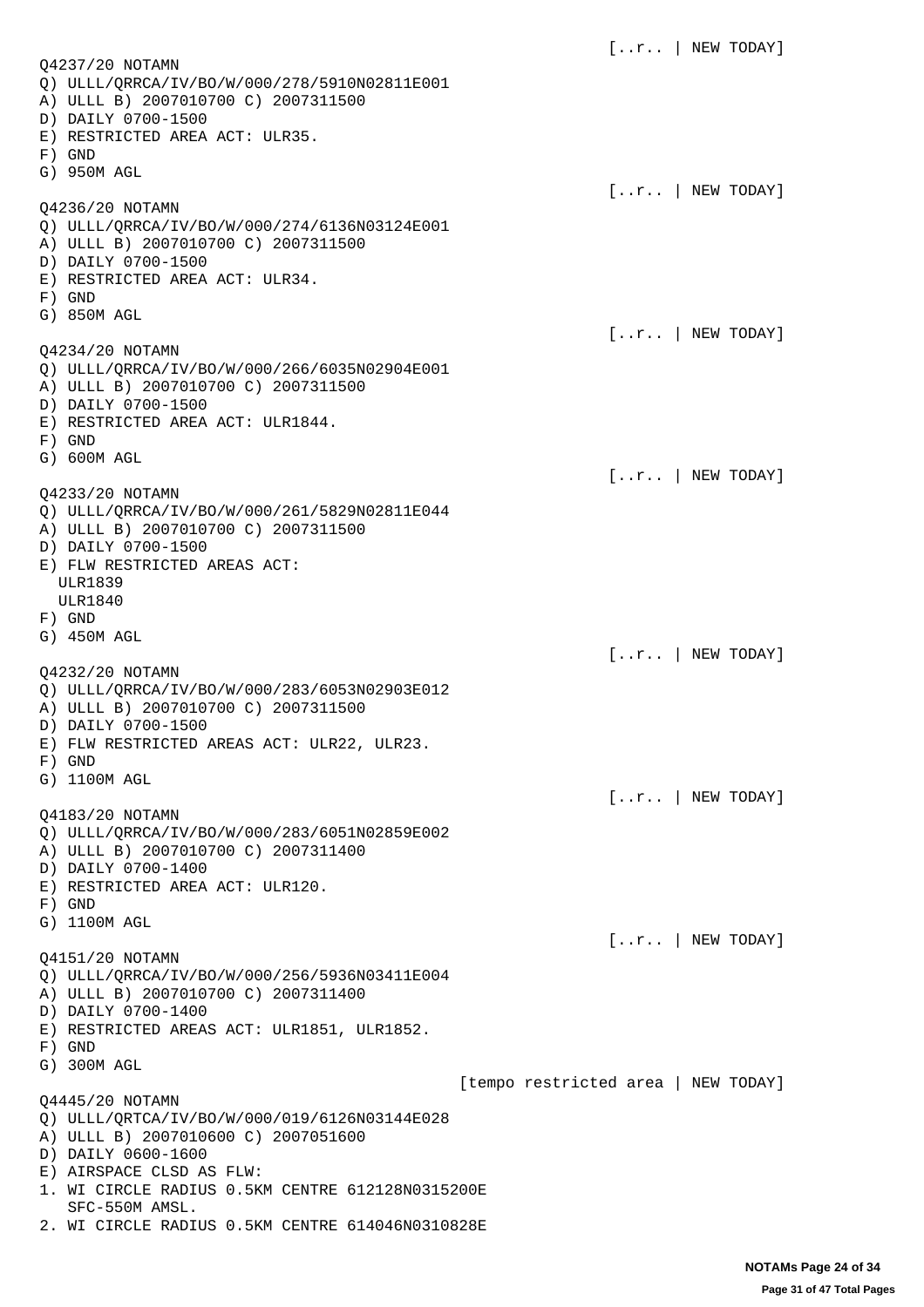[..r.. | NEW TODAY]

Q4237/20 NOTAMN
Q) ULLL/QRRCA/IV/BO/W/000/278/5910N02811E001
A) ULLL B) 2007010700 C) 2007311500
D) DAILY 0700-1500
E) RESTRICTED AREA ACT: ULR35.
F) GND
G) 950M AGL

[..r.. | NEW TODAY]

Q4236/20 NOTAMN
Q) ULLL/QRRCA/IV/BO/W/000/274/6136N03124E001
A) ULLL B) 2007010700 C) 2007311500
D) DAILY 0700-1500
E) RESTRICTED AREA ACT: ULR34.
F) GND
G) 850M AGL

[..r.. | NEW TODAY]

Q4234/20 NOTAMN
Q) ULLL/QRRCA/IV/BO/W/000/266/6035N02904E001
A) ULLL B) 2007010700 C) 2007311500
D) DAILY 0700-1500
E) RESTRICTED AREA ACT: ULR1844.
F) GND
G) 600M AGL

[..r.. | NEW TODAY]

Q4233/20 NOTAMN
Q) ULLL/QRRCA/IV/BO/W/000/261/5829N02811E044
A) ULLL B) 2007010700 C) 2007311500
D) DAILY 0700-1500
E) FLW RESTRICTED AREAS ACT:
  ULR1839
  ULR1840
F) GND
G) 450M AGL

[..r.. | NEW TODAY]

Q4232/20 NOTAMN
Q) ULLL/QRRCA/IV/BO/W/000/283/6053N02903E012
A) ULLL B) 2007010700 C) 2007311500
D) DAILY 0700-1500
E) FLW RESTRICTED AREAS ACT: ULR22, ULR23.
F) GND
G) 1100M AGL

[..r.. | NEW TODAY]

Q4183/20 NOTAMN
Q) ULLL/QRRCA/IV/BO/W/000/283/6051N02859E002
A) ULLL B) 2007010700 C) 2007311400
D) DAILY 0700-1400
E) RESTRICTED AREA ACT: ULR120.
F) GND
G) 1100M AGL

[..r.. | NEW TODAY]

Q4151/20 NOTAMN
Q) ULLL/QRRCA/IV/BO/W/000/256/5936N03411E004
A) ULLL B) 2007010700 C) 2007311400
D) DAILY 0700-1400
E) RESTRICTED AREAS ACT: ULR1851, ULR1852.
F) GND
G) 300M AGL

[tempo restricted area | NEW TODAY]

Q4445/20 NOTAMN
Q) ULLL/QRTCA/IV/BO/W/000/019/6126N03144E028
A) ULLL B) 2007010600 C) 2007051600
D) DAILY 0600-1600
E) AIRSPACE CLSD AS FLW:
1. WI CIRCLE RADIUS 0.5KM CENTRE 612128N0315200E
   SFC-550M AMSL.
2. WI CIRCLE RADIUS 0.5KM CENTRE 614046N0310828E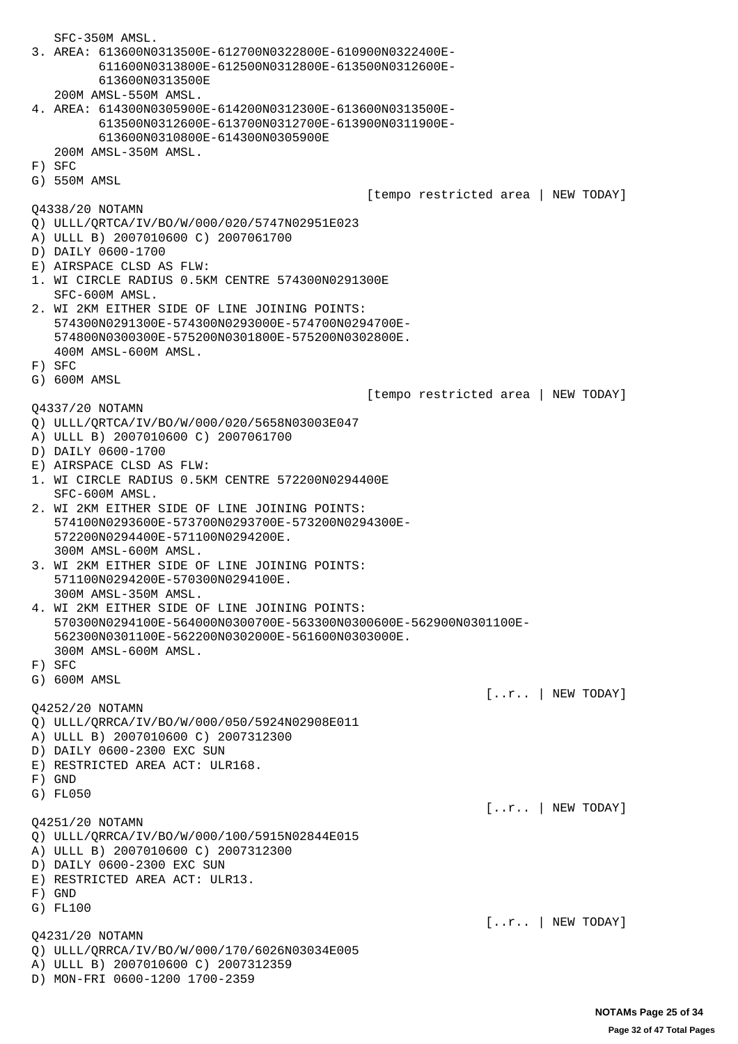```
   SFC-350M AMSL.
3. AREA: 613600N0313500E-612700N0322800E-610900N0322400E-
         611600N0313800E-612500N0312800E-613500N0312600E-
         613600N0313500E
   200M AMSL-550M AMSL.
4. AREA: 614300N0305900E-614200N0312300E-613600N0313500E-
         613500N0312600E-613700N0312700E-613900N0311900E-
         613600N0310800E-614300N0305900E
   200M AMSL-350M AMSL.
F) SFC
G) 550M AMSL
                                                 [tempo restricted area | NEW TODAY]
Q4338/20 NOTAMN
Q) ULLL/QRTCA/IV/BO/W/000/020/5747N02951E023
A) ULLL B) 2007010600 C) 2007061700
D) DAILY 0600-1700
E) AIRSPACE CLSD AS FLW:
1. WI CIRCLE RADIUS 0.5KM CENTRE 574300N0291300E
   SFC-600M AMSL.
2. WI 2KM EITHER SIDE OF LINE JOINING POINTS:
   574300N0291300E-574300N0293000E-574700N0294700E-
   574800N0300300E-575200N0301800E-575200N0302800E.
   400M AMSL-600M AMSL.
F) SFC
G) 600M AMSL
                                                 [tempo restricted area | NEW TODAY]
Q4337/20 NOTAMN
Q) ULLL/QRTCA/IV/BO/W/000/020/5658N03003E047
A) ULLL B) 2007010600 C) 2007061700
D) DAILY 0600-1700
E) AIRSPACE CLSD AS FLW:
1. WI CIRCLE RADIUS 0.5KM CENTRE 572200N0294400E
   SFC-600M AMSL.
2. WI 2KM EITHER SIDE OF LINE JOINING POINTS:
   574100N0293600E-573700N0293700E-573200N0294300E-
   572200N0294400E-571100N0294200E.
   300M AMSL-600M AMSL.
3. WI 2KM EITHER SIDE OF LINE JOINING POINTS:
   571100N0294200E-570300N0294100E.
   300M AMSL-350M AMSL.
4. WI 2KM EITHER SIDE OF LINE JOINING POINTS:
   570300N0294100E-564000N0300700E-563300N0300600E-562900N0301100E-
   562300N0301100E-562200N0302000E-561600N0303000E.
   300M AMSL-600M AMSL.
F) SFC
G) 600M AMSL
                                                              [..r.. | NEW TODAY]
Q4252/20 NOTAMN
Q) ULLL/QRRCA/IV/BO/W/000/050/5924N02908E011
A) ULLL B) 2007010600 C) 2007312300
D) DAILY 0600-2300 EXC SUN
E) RESTRICTED AREA ACT: ULR168.
F) GND
G) FL050
                                                              [..r.. | NEW TODAY]
Q4251/20 NOTAMN
Q) ULLL/QRRCA/IV/BO/W/000/100/5915N02844E015
A) ULLL B) 2007010600 C) 2007312300
D) DAILY 0600-2300 EXC SUN
E) RESTRICTED AREA ACT: ULR13.
F) GND
G) FL100
                                                              [..r.. | NEW TODAY]
Q4231/20 NOTAMN
Q) ULLL/QRRCA/IV/BO/W/000/170/6026N03034E005
A) ULLL B) 2007010600 C) 2007312359
D) MON-FRI 0600-1200 1700-2359
```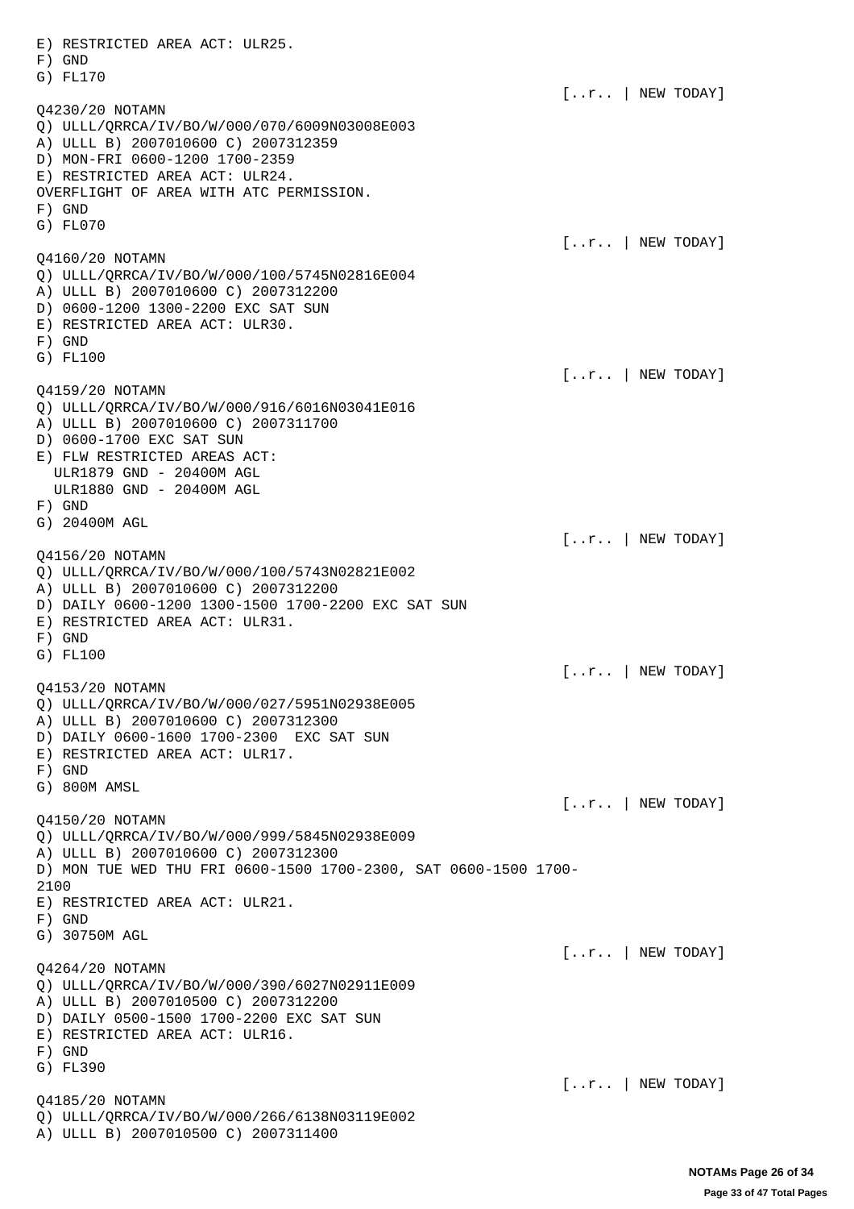E) RESTRICTED AREA ACT: ULR25.
F) GND
G) FL170

[..r.. | NEW TODAY]

Q4230/20 NOTAMN
Q) ULLL/QRRCA/IV/BO/W/000/070/6009N03008E003
A) ULLL B) 2007010600 C) 2007312359
D) MON-FRI 0600-1200 1700-2359
E) RESTRICTED AREA ACT: ULR24.
OVERFLIGHT OF AREA WITH ATC PERMISSION.
F) GND
G) FL070

[..r.. | NEW TODAY]

Q4160/20 NOTAMN
Q) ULLL/QRRCA/IV/BO/W/000/100/5745N02816E004
A) ULLL B) 2007010600 C) 2007312200
D) 0600-1200 1300-2200 EXC SAT SUN
E) RESTRICTED AREA ACT: ULR30.
F) GND
G) FL100

[..r.. | NEW TODAY]

Q4159/20 NOTAMN
Q) ULLL/QRRCA/IV/BO/W/000/916/6016N03041E016
A) ULLL B) 2007010600 C) 2007311700
D) 0600-1700 EXC SAT SUN
E) FLW RESTRICTED AREAS ACT:
ULR1879 GND - 20400M AGL
ULR1880 GND - 20400M AGL
F) GND
G) 20400M AGL

[..r.. | NEW TODAY]

Q4156/20 NOTAMN
Q) ULLL/QRRCA/IV/BO/W/000/100/5743N02821E002
A) ULLL B) 2007010600 C) 2007312200
D) DAILY 0600-1200 1300-1500 1700-2200 EXC SAT SUN
E) RESTRICTED AREA ACT: ULR31.
F) GND
G) FL100

[..r.. | NEW TODAY]

Q4153/20 NOTAMN
Q) ULLL/QRRCA/IV/BO/W/000/027/5951N02938E005
A) ULLL B) 2007010600 C) 2007312300
D) DAILY 0600-1600 1700-2300 EXC SAT SUN
E) RESTRICTED AREA ACT: ULR17.
F) GND
G) 800M AMSL

[..r.. | NEW TODAY]

Q4150/20 NOTAMN
Q) ULLL/QRRCA/IV/BO/W/000/999/5845N02938E009
A) ULLL B) 2007010600 C) 2007312300
D) MON TUE WED THU FRI 0600-1500 1700-2300, SAT 0600-1500 1700-2100
E) RESTRICTED AREA ACT: ULR21.
F) GND
G) 30750M AGL

[..r.. | NEW TODAY]

Q4264/20 NOTAMN
Q) ULLL/QRRCA/IV/BO/W/000/390/6027N02911E009
A) ULLL B) 2007010500 C) 2007312200
D) DAILY 0500-1500 1700-2200 EXC SAT SUN
E) RESTRICTED AREA ACT: ULR16.
F) GND
G) FL390

[..r.. | NEW TODAY]

Q4185/20 NOTAMN
Q) ULLL/QRRCA/IV/BO/W/000/266/6138N03119E002
A) ULLL B) 2007010500 C) 2007311400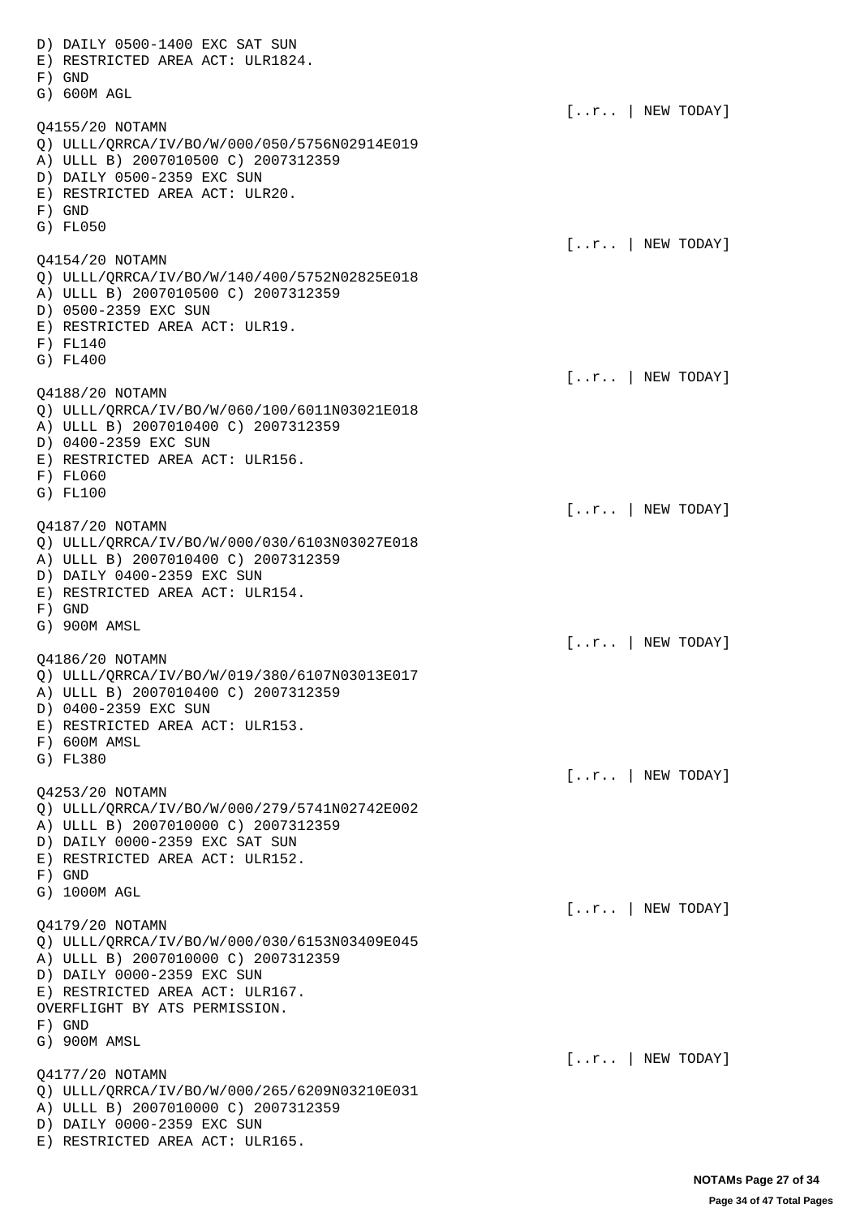D) DAILY 0500-1400 EXC SAT SUN
E) RESTRICTED AREA ACT: ULR1824.
F) GND
G) 600M AGL

[..r.. | NEW TODAY]

Q4155/20 NOTAMN
Q) ULLL/QRRCA/IV/BO/W/000/050/5756N02914E019
A) ULLL B) 2007010500 C) 2007312359
D) DAILY 0500-2359 EXC SUN
E) RESTRICTED AREA ACT: ULR20.
F) GND
G) FL050

[..r.. | NEW TODAY]

Q4154/20 NOTAMN
Q) ULLL/QRRCA/IV/BO/W/140/400/5752N02825E018
A) ULLL B) 2007010500 C) 2007312359
D) 0500-2359 EXC SUN
E) RESTRICTED AREA ACT: ULR19.
F) FL140
G) FL400

[..r.. | NEW TODAY]

Q4188/20 NOTAMN
Q) ULLL/QRRCA/IV/BO/W/060/100/6011N03021E018
A) ULLL B) 2007010400 C) 2007312359
D) 0400-2359 EXC SUN
E) RESTRICTED AREA ACT: ULR156.
F) FL060
G) FL100

[..r.. | NEW TODAY]

Q4187/20 NOTAMN
Q) ULLL/QRRCA/IV/BO/W/000/030/6103N03027E018
A) ULLL B) 2007010400 C) 2007312359
D) DAILY 0400-2359 EXC SUN
E) RESTRICTED AREA ACT: ULR154.
F) GND
G) 900M AMSL

[..r.. | NEW TODAY]

Q4186/20 NOTAMN
Q) ULLL/QRRCA/IV/BO/W/019/380/6107N03013E017
A) ULLL B) 2007010400 C) 2007312359
D) 0400-2359 EXC SUN
E) RESTRICTED AREA ACT: ULR153.
F) 600M AMSL
G) FL380

[..r.. | NEW TODAY]

Q4253/20 NOTAMN
Q) ULLL/QRRCA/IV/BO/W/000/279/5741N02742E002
A) ULLL B) 2007010000 C) 2007312359
D) DAILY 0000-2359 EXC SAT SUN
E) RESTRICTED AREA ACT: ULR152.
F) GND
G) 1000M AGL

[..r.. | NEW TODAY]

Q4179/20 NOTAMN
Q) ULLL/QRRCA/IV/BO/W/000/030/6153N03409E045
A) ULLL B) 2007010000 C) 2007312359
D) DAILY 0000-2359 EXC SUN
E) RESTRICTED AREA ACT: ULR167.
OVERFLIGHT BY ATS PERMISSION.
F) GND
G) 900M AMSL

[..r.. | NEW TODAY]

Q4177/20 NOTAMN
Q) ULLL/QRRCA/IV/BO/W/000/265/6209N03210E031
A) ULLL B) 2007010000 C) 2007312359
D) DAILY 0000-2359 EXC SUN
E) RESTRICTED AREA ACT: ULR165.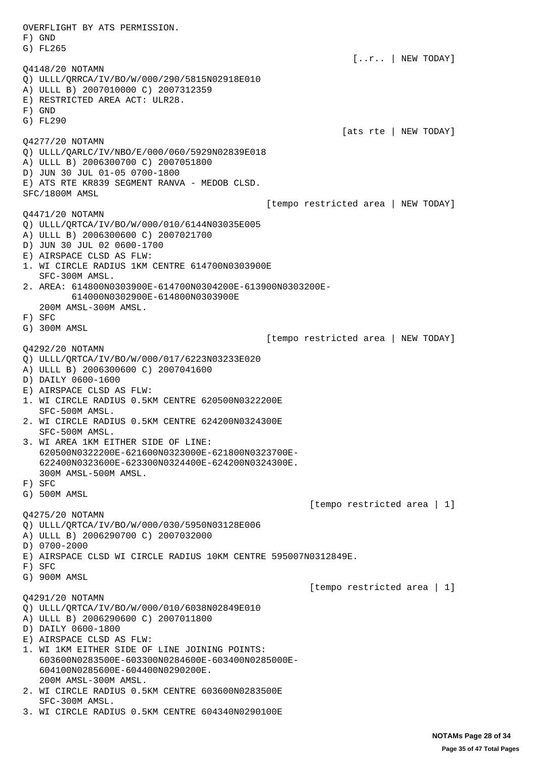OVERFLIGHT BY ATS PERMISSION.
F) GND
G) FL265

[..r.. | NEW TODAY]

Q4148/20 NOTAMN
Q) ULLL/QRRCA/IV/BO/W/000/290/5815N02918E010
A) ULLL B) 2007010000 C) 2007312359
E) RESTRICTED AREA ACT: ULR28.
F) GND
G) FL290

[ats rte | NEW TODAY]

Q4277/20 NOTAMN
Q) ULLL/QARLC/IV/NBO/E/000/060/5929N02839E018
A) ULLL B) 2006300700 C) 2007051800
D) JUN 30 JUL 01-05 0700-1800
E) ATS RTE KR839 SEGMENT RANVA - MEDOB CLSD.
SFC/1800M AMSL

[tempo restricted area | NEW TODAY]

Q4471/20 NOTAMN
Q) ULLL/QRTCA/IV/BO/W/000/010/6144N03035E005
A) ULLL B) 2006300600 C) 2007021700
D) JUN 30 JUL 02 0600-1700
E) AIRSPACE CLSD AS FLW:
1. WI CIRCLE RADIUS 1KM CENTRE 614700N0303900E
   SFC-300M AMSL.
2. AREA: 614800N0303900E-614700N0304200E-613900N0303200E-
   614000N0302900E-614800N0303900E
   200M AMSL-300M AMSL.
F) SFC
G) 300M AMSL

[tempo restricted area | NEW TODAY]

Q4292/20 NOTAMN
Q) ULLL/QRTCA/IV/BO/W/000/017/6223N03233E020
A) ULLL B) 2006300600 C) 2007041600
D) DAILY 0600-1600
E) AIRSPACE CLSD AS FLW:
1. WI CIRCLE RADIUS 0.5KM CENTRE 620500N0322200E
   SFC-500M AMSL.
2. WI CIRCLE RADIUS 0.5KM CENTRE 624200N0324300E
   SFC-500M AMSL.
3. WI AREA 1KM EITHER SIDE OF LINE:
   620500N0322200E-621600N0323000E-621800N0323700E-
   622400N0323600E-623300N0324400E-624200N0324300E.
   300M AMSL-500M AMSL.
F) SFC
G) 500M AMSL

[tempo restricted area | 1]

Q4275/20 NOTAMN
Q) ULLL/QRTCA/IV/BO/W/000/030/5950N03128E006
A) ULLL B) 2006290700 C) 2007032000
D) 0700-2000
E) AIRSPACE CLSD WI CIRCLE RADIUS 10KM CENTRE 595007N0312849E.
F) SFC
G) 900M AMSL

[tempo restricted area | 1]

Q4291/20 NOTAMN
Q) ULLL/QRTCA/IV/BO/W/000/010/6038N02849E010
A) ULLL B) 2006290600 C) 2007011800
D) DAILY 0600-1800
E) AIRSPACE CLSD AS FLW:
1. WI 1KM EITHER SIDE OF LINE JOINING POINTS:
   603600N0283500E-603300N0284600E-603400N0285000E-
   604100N0285600E-604400N0290200E.
   200M AMSL-300M AMSL.
2. WI CIRCLE RADIUS 0.5KM CENTRE 603600N0283500E
   SFC-300M AMSL.
3. WI CIRCLE RADIUS 0.5KM CENTRE 604340N0290100E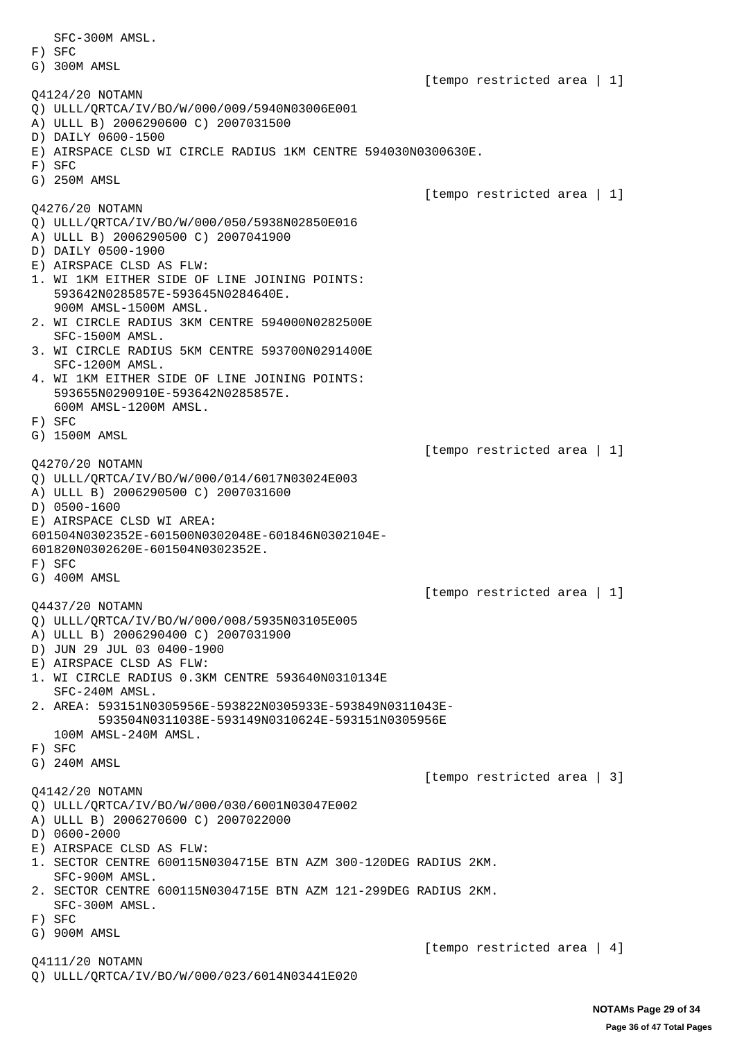```
   SFC-300M AMSL.
F) SFC
G) 300M AMSL
                                                        [tempo restricted area | 1]
Q4124/20 NOTAMN
Q) ULLL/QRTCA/IV/BO/W/000/009/5940N03006E001
A) ULLL B) 2006290600 C) 2007031500
D) DAILY 0600-1500
E) AIRSPACE CLSD WI CIRCLE RADIUS 1KM CENTRE 594030N0300630E.
F) SFC
G) 250M AMSL
                                                        [tempo restricted area | 1]
Q4276/20 NOTAMN
Q) ULLL/QRTCA/IV/BO/W/000/050/5938N02850E016
A) ULLL B) 2006290500 C) 2007041900
D) DAILY 0500-1900
E) AIRSPACE CLSD AS FLW:
1. WI 1KM EITHER SIDE OF LINE JOINING POINTS:
   593642N0285857E-593645N0284640E.
   900M AMSL-1500M AMSL.
2. WI CIRCLE RADIUS 3KM CENTRE 594000N0282500E
   SFC-1500M AMSL.
3. WI CIRCLE RADIUS 5KM CENTRE 593700N0291400E
   SFC-1200M AMSL.
4. WI 1KM EITHER SIDE OF LINE JOINING POINTS:
   593655N0290910E-593642N0285857E.
   600M AMSL-1200M AMSL.
F) SFC
G) 1500M AMSL
                                                        [tempo restricted area | 1]
Q4270/20 NOTAMN
Q) ULLL/QRTCA/IV/BO/W/000/014/6017N03024E003
A) ULLL B) 2006290500 C) 2007031600
D) 0500-1600
E) AIRSPACE CLSD WI AREA:
601504N0302352E-601500N0302048E-601846N0302104E-
601820N0302620E-601504N0302352E.
F) SFC
G) 400M AMSL
                                                        [tempo restricted area | 1]
Q4437/20 NOTAMN
Q) ULLL/QRTCA/IV/BO/W/000/008/5935N03105E005
A) ULLL B) 2006290400 C) 2007031900
D) JUN 29 JUL 03 0400-1900
E) AIRSPACE CLSD AS FLW:
1. WI CIRCLE RADIUS 0.3KM CENTRE 593640N0310134E
   SFC-240M AMSL.
2. AREA: 593151N0305956E-593822N0305933E-593849N0311043E-
         593504N0311038E-593149N0310624E-593151N0305956E
   100M AMSL-240M AMSL.
F) SFC
G) 240M AMSL
                                                        [tempo restricted area | 3]
Q4142/20 NOTAMN
Q) ULLL/QRTCA/IV/BO/W/000/030/6001N03047E002
A) ULLL B) 2006270600 C) 2007022000
D) 0600-2000
E) AIRSPACE CLSD AS FLW:
1. SECTOR CENTRE 600115N0304715E BTN AZM 300-120DEG RADIUS 2KM.
   SFC-900M AMSL.
2. SECTOR CENTRE 600115N0304715E BTN AZM 121-299DEG RADIUS 2KM.
   SFC-300M AMSL.
F) SFC
G) 900M AMSL
                                                        [tempo restricted area | 4]
Q4111/20 NOTAMN
Q) ULLL/QRTCA/IV/BO/W/000/023/6014N03441E020
```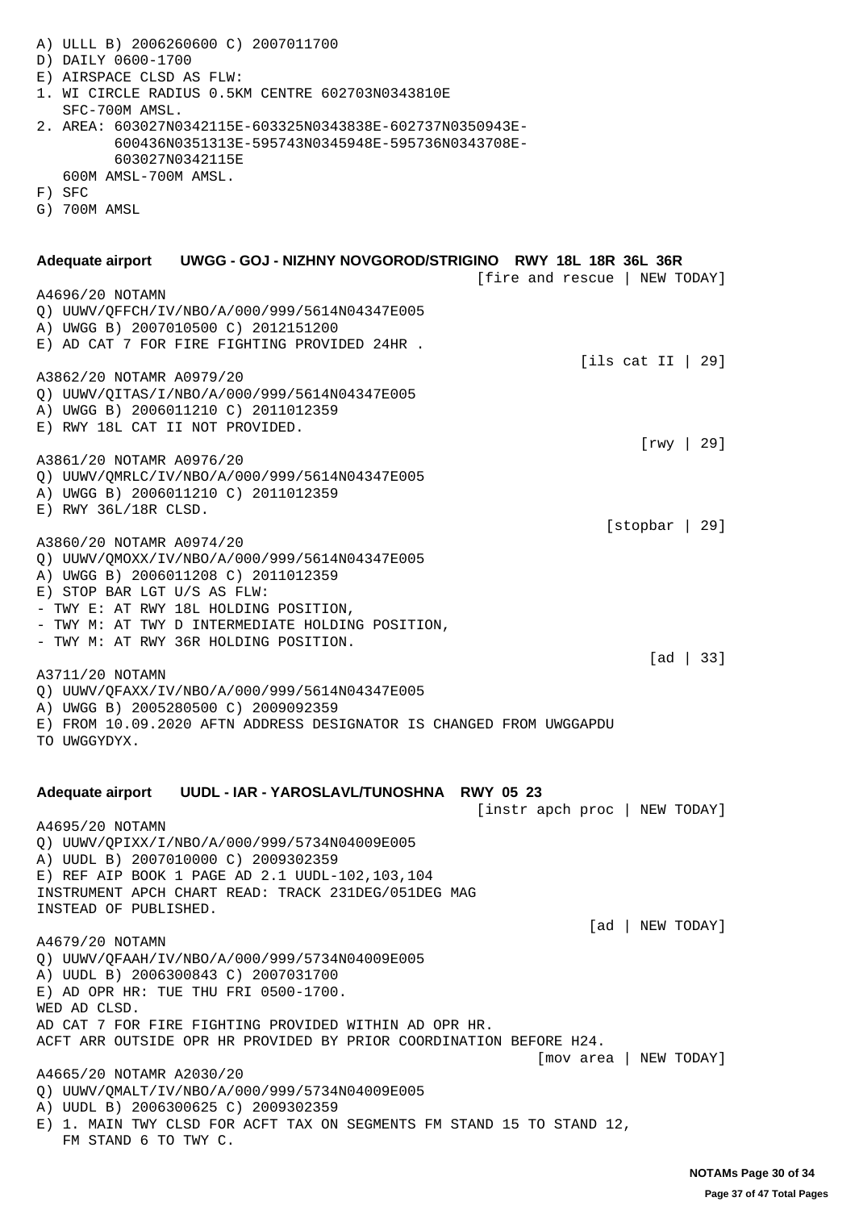A) ULLL B) 2006260600 C) 2007011700
D) DAILY 0600-1700
E) AIRSPACE CLSD AS FLW:
1. WI CIRCLE RADIUS 0.5KM CENTRE 602703N0343810E
   SFC-700M AMSL.
2. AREA: 603027N0342115E-603325N0343838E-602737N0350943E-
         600436N0351313E-595743N0345948E-595736N0343708E-
         603027N0342115E
   600M AMSL-700M AMSL.
F) SFC
G) 700M AMSL

**Adequate airport UWGG - GOJ - NIZHNY NOVGOROD/STRIGINO RWY 18L 18R 36L 36R**

[fire and rescue | NEW TODAY]

A4696/20 NOTAMN
Q) UUWV/QFFCH/IV/NBO/A/000/999/5614N04347E005
A) UWGG B) 2007010500 C) 2012151200
E) AD CAT 7 FOR FIRE FIGHTING PROVIDED 24HR .

[ils cat II | 29]

A3862/20 NOTAMR A0979/20
Q) UUWV/QITAS/I/NBO/A/000/999/5614N04347E005
A) UWGG B) 2006011210 C) 2011012359
E) RWY 18L CAT II NOT PROVIDED.

[rwy | 29]

A3861/20 NOTAMR A0976/20
Q) UUWV/QMRLC/IV/NBO/A/000/999/5614N04347E005
A) UWGG B) 2006011210 C) 2011012359
E) RWY 36L/18R CLSD.

[stopbar | 29]

A3860/20 NOTAMR A0974/20
Q) UUWV/QMOXX/IV/NBO/A/000/999/5614N04347E005
A) UWGG B) 2006011208 C) 2011012359
E) STOP BAR LGT U/S AS FLW:
- TWY E: AT RWY 18L HOLDING POSITION,
- TWY M: AT TWY D INTERMEDIATE HOLDING POSITION,
- TWY M: AT RWY 36R HOLDING POSITION.

[ad | 33]

A3711/20 NOTAMN
Q) UUWV/QFAXX/IV/NBO/A/000/999/5614N04347E005
A) UWGG B) 2005280500 C) 2009092359
E) FROM 10.09.2020 AFTN ADDRESS DESIGNATOR IS CHANGED FROM UWGGAPDU
TO UWGGYDYX.

**Adequate airport UUDL - IAR - YAROSLAVL/TUNOSHNA RWY 05 23**

[instr apch proc | NEW TODAY]

A4695/20 NOTAMN
Q) UUWV/QPIXX/I/NBO/A/000/999/5734N04009E005
A) UUDL B) 2007010000 C) 2009302359
E) REF AIP BOOK 1 PAGE AD 2.1 UUDL-102,103,104
INSTRUMENT APCH CHART READ: TRACK 231DEG/051DEG MAG
INSTEAD OF PUBLISHED.

[ad | NEW TODAY]

A4679/20 NOTAMN
Q) UUWV/QFAAH/IV/NBO/A/000/999/5734N04009E005
A) UUDL B) 2006300843 C) 2007031700
E) AD OPR HR: TUE THU FRI 0500-1700.
WED AD CLSD.
AD CAT 7 FOR FIRE FIGHTING PROVIDED WITHIN AD OPR HR.
ACFT ARR OUTSIDE OPR HR PROVIDED BY PRIOR COORDINATION BEFORE H24.

[mov area | NEW TODAY]

A4665/20 NOTAMR A2030/20
Q) UUWV/QMALT/IV/NBO/A/000/999/5734N04009E005
A) UUDL B) 2006300625 C) 2009302359
E) 1. MAIN TWY CLSD FOR ACFT TAX ON SEGMENTS FM STAND 15 TO STAND 12,
   FM STAND 6 TO TWY C.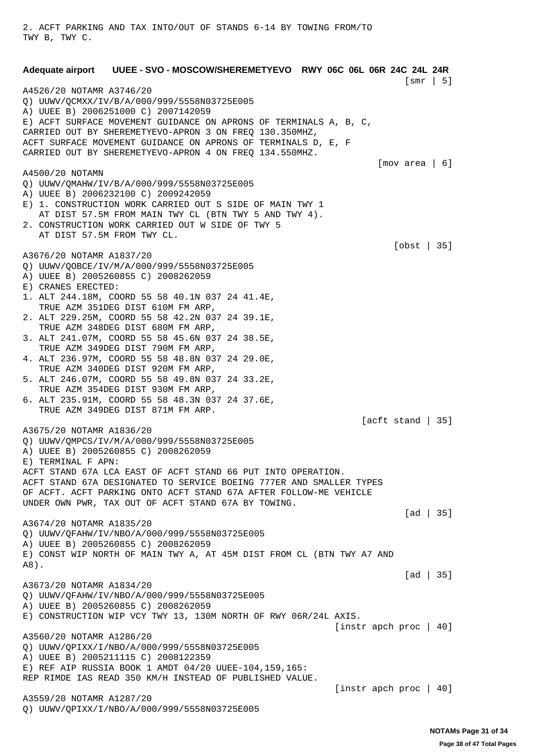2. ACFT PARKING AND TAX INTO/OUT OF STANDS 6-14 BY TOWING FROM/TO
TWY B, TWY C.

**Adequate airport UUEE - SVO - MOSCOW/SHEREMETYEVO RWY 06C 06L 06R 24C 24L 24R**

[smr | 5]

A4526/20 NOTAMR A3746/20
Q) UUWV/QCMXX/IV/B/A/000/999/5558N03725E005
A) UUEE B) 2006251000 C) 2007142059
E) ACFT SURFACE MOVEMENT GUIDANCE ON APRONS OF TERMINALS A, B, C,
CARRIED OUT BY SHEREMETYEVO-APRON 3 ON FREQ 130.350MHZ,
ACFT SURFACE MOVEMENT GUIDANCE ON APRONS OF TERMINALS D, E, F
CARRIED OUT BY SHEREMETYEVO-APRON 4 ON FREQ 134.550MHZ.

[mov area | 6]

A4500/20 NOTAMN
Q) UUWV/QMAHW/IV/B/A/000/999/5558N03725E005
A) UUEE B) 2006232100 C) 2009242059
E) 1. CONSTRUCTION WORK CARRIED OUT S SIDE OF MAIN TWY 1
AT DIST 57.5M FROM MAIN TWY CL (BTN TWY 5 AND TWY 4).
2. CONSTRUCTION WORK CARRIED OUT W SIDE OF TWY 5
AT DIST 57.5M FROM TWY CL.

[obst | 35]

A3676/20 NOTAMR A1837/20
Q) UUWV/QOBCE/IV/M/A/000/999/5558N03725E005
A) UUEE B) 2005260855 C) 2008262059
E) CRANES ERECTED:
1. ALT 244.18M, COORD 55 58 40.1N 037 24 41.4E,
TRUE AZM 351DEG DIST 610M FM ARP,
2. ALT 229.25M, COORD 55 58 42.2N 037 24 39.1E,
TRUE AZM 348DEG DIST 680M FM ARP,
3. ALT 241.07M, COORD 55 58 45.6N 037 24 38.5E,
TRUE AZM 349DEG DIST 790M FM ARP,
4. ALT 236.97M, COORD 55 58 48.8N 037 24 29.0E,
TRUE AZM 340DEG DIST 920M FM ARP,
5. ALT 246.07M, COORD 55 58 49.8N 037 24 33.2E,
TRUE AZM 354DEG DIST 930M FM ARP,
6. ALT 235.91M, COORD 55 58 48.3N 037 24 37.6E,
TRUE AZM 349DEG DIST 871M FM ARP.

[acft stand | 35]

A3675/20 NOTAMR A1836/20
Q) UUWV/QMPCS/IV/M/A/000/999/5558N03725E005
A) UUEE B) 2005260855 C) 2008262059
E) TERMINAL F APN:
ACFT STAND 67A LCA EAST OF ACFT STAND 66 PUT INTO OPERATION.
ACFT STAND 67A DESIGNATED TO SERVICE BOEING 777ER AND SMALLER TYPES
OF ACFT. ACFT PARKING ONTO ACFT STAND 67A AFTER FOLLOW-ME VEHICLE
UNDER OWN PWR, TAX OUT OF ACFT STAND 67A BY TOWING.

[ad | 35]

A3674/20 NOTAMR A1835/20
Q) UUWV/QFAHW/IV/NBO/A/000/999/5558N03725E005
A) UUEE B) 2005260855 C) 2008262059
E) CONST WIP NORTH OF MAIN TWY A, AT 45M DIST FROM CL (BTN TWY A7 AND
A8).

[ad | 35]

A3673/20 NOTAMR A1834/20
Q) UUWV/QFAHW/IV/NBO/A/000/999/5558N03725E005
A) UUEE B) 2005260855 C) 2008262059
E) CONSTRUCTION WIP VCY TWY 13, 130M NORTH OF RWY 06R/24L AXIS.

[instr apch proc | 40]

A3560/20 NOTAMR A1286/20
Q) UUWV/QPIXX/I/NBO/A/000/999/5558N03725E005
A) UUEE B) 2005211115 C) 2008122359
E) REF AIP RUSSIA BOOK 1 AMDT 04/20 UUEE-104,159,165:
REP RIMDE IAS READ 350 KM/H INSTEAD OF PUBLISHED VALUE.

[instr apch proc | 40]

A3559/20 NOTAMR A1287/20
Q) UUWV/QPIXX/I/NBO/A/000/999/5558N03725E005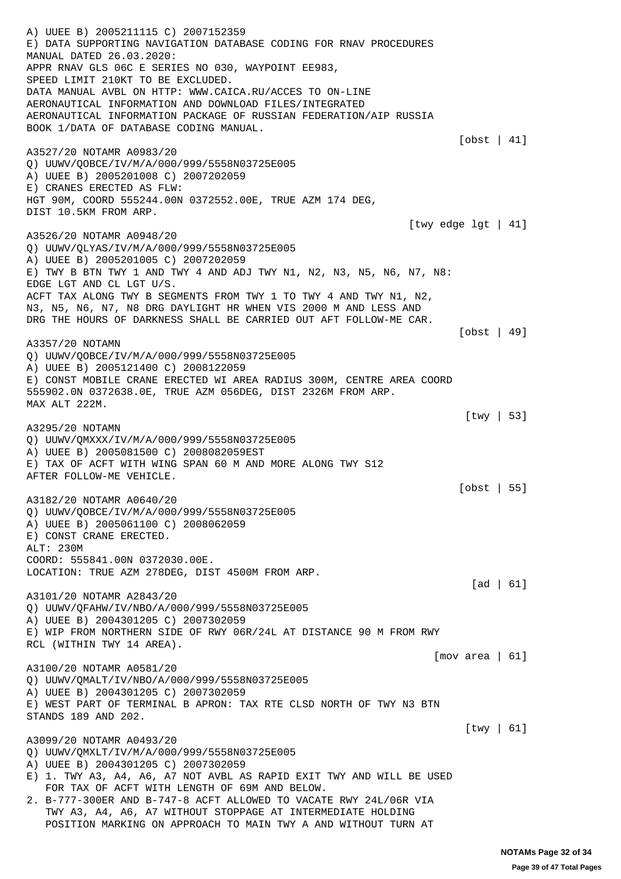A) UUEE B) 2005211115 C) 2007152359
E) DATA SUPPORTING NAVIGATION DATABASE CODING FOR RNAV PROCEDURES
MANUAL DATED 26.03.2020:
APPR RNAV GLS 06C E SERIES NO 030, WAYPOINT EE983,
SPEED LIMIT 210KT TO BE EXCLUDED.
DATA MANUAL AVBL ON HTTP: WWW.CAICA.RU/ACCES TO ON-LINE
AERONAUTICAL INFORMATION AND DOWNLOAD FILES/INTEGRATED
AERONAUTICAL INFORMATION PACKAGE OF RUSSIAN FEDERATION/AIP RUSSIA
BOOK 1/DATA OF DATABASE CODING MANUAL.

[obst | 41]

A3527/20 NOTAMR A0983/20
Q) UUWV/QOBCE/IV/M/A/000/999/5558N03725E005
A) UUEE B) 2005201008 C) 2007202059
E) CRANES ERECTED AS FLW:
HGT 90M, COORD 555244.00N 0372552.00E, TRUE AZM 174 DEG,
DIST 10.5KM FROM ARP.

[twy edge lgt | 41]

A3526/20 NOTAMR A0948/20
Q) UUWV/QLYAS/IV/M/A/000/999/5558N03725E005
A) UUEE B) 2005201005 C) 2007202059
E) TWY B BTN TWY 1 AND TWY 4 AND ADJ TWY N1, N2, N3, N5, N6, N7, N8:
EDGE LGT AND CL LGT U/S.
ACFT TAX ALONG TWY B SEGMENTS FROM TWY 1 TO TWY 4 AND TWY N1, N2,
N3, N5, N6, N7, N8 DRG DAYLIGHT HR WHEN VIS 2000 M AND LESS AND
DRG THE HOURS OF DARKNESS SHALL BE CARRIED OUT AFT FOLLOW-ME CAR.

[obst | 49]

A3357/20 NOTAMN
Q) UUWV/QOBCE/IV/M/A/000/999/5558N03725E005
A) UUEE B) 2005121400 C) 2008122059
E) CONST MOBILE CRANE ERECTED WI AREA RADIUS 300M, CENTRE AREA COORD
555902.0N 0372638.0E, TRUE AZM 056DEG, DIST 2326M FROM ARP.
MAX ALT 222M.

[twy | 53]

A3295/20 NOTAMN
Q) UUWV/QMXXX/IV/M/A/000/999/5558N03725E005
A) UUEE B) 2005081500 C) 2008082059EST
E) TAX OF ACFT WITH WING SPAN 60 M AND MORE ALONG TWY S12
AFTER FOLLOW-ME VEHICLE.

[obst | 55]

A3182/20 NOTAMR A0640/20
Q) UUWV/QOBCE/IV/M/A/000/999/5558N03725E005
A) UUEE B) 2005061100 C) 2008062059
E) CONST CRANE ERECTED.
ALT: 230M
COORD: 555841.00N 0372030.00E.
LOCATION: TRUE AZM 278DEG, DIST 4500M FROM ARP.

[ad | 61]

A3101/20 NOTAMR A2843/20
Q) UUWV/QFAHW/IV/NBO/A/000/999/5558N03725E005
A) UUEE B) 2004301205 C) 2007302059
E) WIP FROM NORTHERN SIDE OF RWY 06R/24L AT DISTANCE 90 M FROM RWY
RCL (WITHIN TWY 14 AREA).

[mov area | 61]

A3100/20 NOTAMR A0581/20
Q) UUWV/QMALT/IV/NBO/A/000/999/5558N03725E005
A) UUEE B) 2004301205 C) 2007302059
E) WEST PART OF TERMINAL B APRON: TAX RTE CLSD NORTH OF TWY N3 BTN
STANDS 189 AND 202.

[twy | 61]

A3099/20 NOTAMR A0493/20
Q) UUWV/QMXLT/IV/M/A/000/999/5558N03725E005
A) UUEE B) 2004301205 C) 2007302059
E) 1. TWY A3, A4, A6, A7 NOT AVBL AS RAPID EXIT TWY AND WILL BE USED
FOR TAX OF ACFT WITH LENGTH OF 69M AND BELOW.
2. B-777-300ER AND B-747-8 ACFT ALLOWED TO VACATE RWY 24L/06R VIA
TWY A3, A4, A6, A7 WITHOUT STOPPAGE AT INTERMEDIATE HOLDING
POSITION MARKING ON APPROACH TO MAIN TWY A AND WITHOUT TURN AT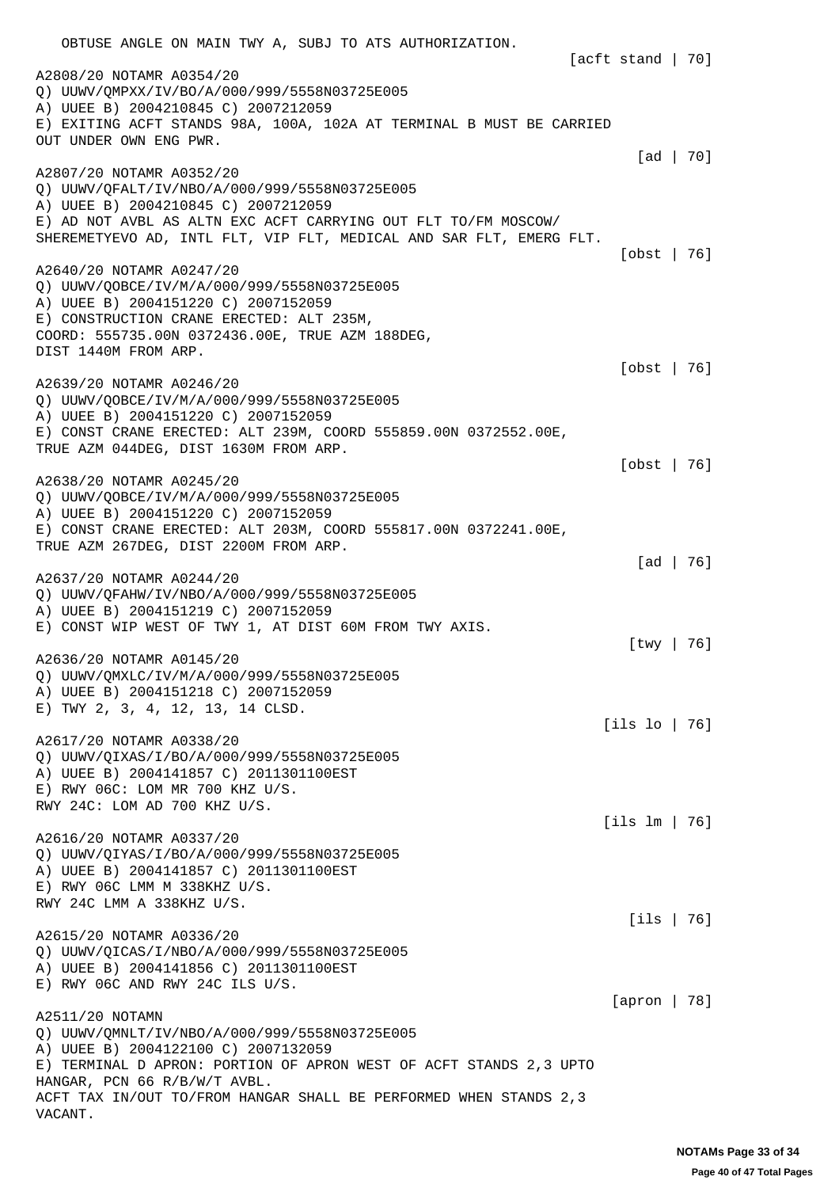OBTUSE ANGLE ON MAIN TWY A, SUBJ TO ATS AUTHORIZATION.

[acft stand | 70]

A2808/20 NOTAMR A0354/20
Q) UUWV/QMPXX/IV/BO/A/000/999/5558N03725E005
A) UUEE B) 2004210845 C) 2007212059
E) EXITING ACFT STANDS 98A, 100A, 102A AT TERMINAL B MUST BE CARRIED OUT UNDER OWN ENG PWR.

[ad | 70]

A2807/20 NOTAMR A0352/20
Q) UUWV/QFALT/IV/NBO/A/000/999/5558N03725E005
A) UUEE B) 2004210845 C) 2007212059
E) AD NOT AVBL AS ALTN EXC ACFT CARRYING OUT FLT TO/FM MOSCOW/ SHEREMETYEVO AD, INTL FLT, VIP FLT, MEDICAL AND SAR FLT, EMERG FLT.

[obst | 76]

A2640/20 NOTAMR A0247/20
Q) UUWV/QOBCE/IV/M/A/000/999/5558N03725E005
A) UUEE B) 2004151220 C) 2007152059
E) CONSTRUCTION CRANE ERECTED: ALT 235M, COORD: 555735.00N 0372436.00E, TRUE AZM 188DEG, DIST 1440M FROM ARP.

[obst | 76]

A2639/20 NOTAMR A0246/20
Q) UUWV/QOBCE/IV/M/A/000/999/5558N03725E005
A) UUEE B) 2004151220 C) 2007152059
E) CONST CRANE ERECTED: ALT 239M, COORD 555859.00N 0372552.00E, TRUE AZM 044DEG, DIST 1630M FROM ARP.

[obst | 76]

A2638/20 NOTAMR A0245/20
Q) UUWV/QOBCE/IV/M/A/000/999/5558N03725E005
A) UUEE B) 2004151220 C) 2007152059
E) CONST CRANE ERECTED: ALT 203M, COORD 555817.00N 0372241.00E, TRUE AZM 267DEG, DIST 2200M FROM ARP.

[ad | 76]

A2637/20 NOTAMR A0244/20
Q) UUWV/QFAHW/IV/NBO/A/000/999/5558N03725E005
A) UUEE B) 2004151219 C) 2007152059
E) CONST WIP WEST OF TWY 1, AT DIST 60M FROM TWY AXIS.

[twy | 76]

A2636/20 NOTAMR A0145/20
Q) UUWV/QMXLC/IV/M/A/000/999/5558N03725E005
A) UUEE B) 2004151218 C) 2007152059
E) TWY 2, 3, 4, 12, 13, 14 CLSD.

[ils lo | 76]

A2617/20 NOTAMR A0338/20
Q) UUWV/QIXAS/I/BO/A/000/999/5558N03725E005
A) UUEE B) 2004141857 C) 2011301100EST
E) RWY 06C: LOM MR 700 KHZ U/S.
RWY 24C: LOM AD 700 KHZ U/S.

[ils lm | 76]

A2616/20 NOTAMR A0337/20
Q) UUWV/QIYAS/I/BO/A/000/999/5558N03725E005
A) UUEE B) 2004141857 C) 2011301100EST
E) RWY 06C LMM M 338KHZ U/S.
RWY 24C LMM A 338KHZ U/S.

[ils | 76]

A2615/20 NOTAMR A0336/20
Q) UUWV/QICAS/I/NBO/A/000/999/5558N03725E005
A) UUEE B) 2004141856 C) 2011301100EST
E) RWY 06C AND RWY 24C ILS U/S.

[apron | 78]

A2511/20 NOTAMN
Q) UUWV/QMNLT/IV/NBO/A/000/999/5558N03725E005
A) UUEE B) 2004122100 C) 2007132059
E) TERMINAL D APRON: PORTION OF APRON WEST OF ACFT STANDS 2,3 UPTO HANGAR, PCN 66 R/B/W/T AVBL.
ACFT TAX IN/OUT TO/FROM HANGAR SHALL BE PERFORMED WHEN STANDS 2,3 VACANT.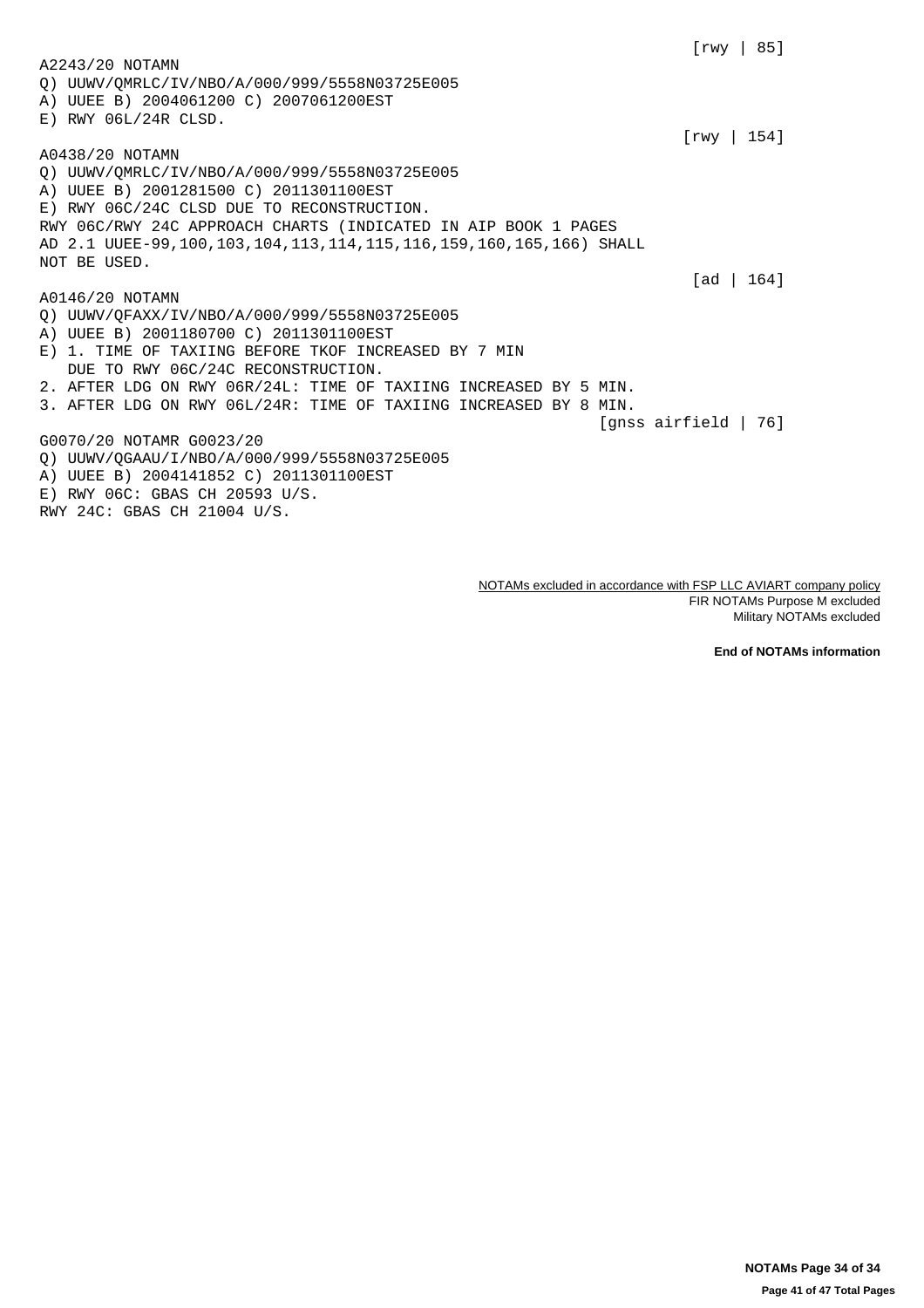[rwy | 85]

A2243/20 NOTAMN
Q) UUWV/QMRLC/IV/NBO/A/000/999/5558N03725E005
A) UUEE B) 2004061200 C) 2007061200EST
E) RWY 06L/24R CLSD.

[rwy | 154]

A0438/20 NOTAMN
Q) UUWV/QMRLC/IV/NBO/A/000/999/5558N03725E005
A) UUEE B) 2001281500 C) 2011301100EST
E) RWY 06C/24C CLSD DUE TO RECONSTRUCTION.
RWY 06C/RWY 24C APPROACH CHARTS (INDICATED IN AIP BOOK 1 PAGES
AD 2.1 UUEE-99,100,103,104,113,114,115,116,159,160,165,166) SHALL
NOT BE USED.

[ad | 164]

A0146/20 NOTAMN
Q) UUWV/QFAXX/IV/NBO/A/000/999/5558N03725E005
A) UUEE B) 2001180700 C) 2011301100EST
E) 1. TIME OF TAXIING BEFORE TKOF INCREASED BY 7 MIN
   DUE TO RWY 06C/24C RECONSTRUCTION.
2. AFTER LDG ON RWY 06R/24L: TIME OF TAXIING INCREASED BY 5 MIN.
3. AFTER LDG ON RWY 06L/24R: TIME OF TAXIING INCREASED BY 8 MIN.

[gnss airfield | 76]

G0070/20 NOTAMR G0023/20
Q) UUWV/QGAAU/I/NBO/A/000/999/5558N03725E005
A) UUEE B) 2004141852 C) 2011301100EST
E) RWY 06C: GBAS CH 20593 U/S.
RWY 24C: GBAS CH 21004 U/S.

NOTAMs excluded in accordance with FSP LLC AVIART company policy
FIR NOTAMs Purpose M excluded
Military NOTAMs excluded

**End of NOTAMs information**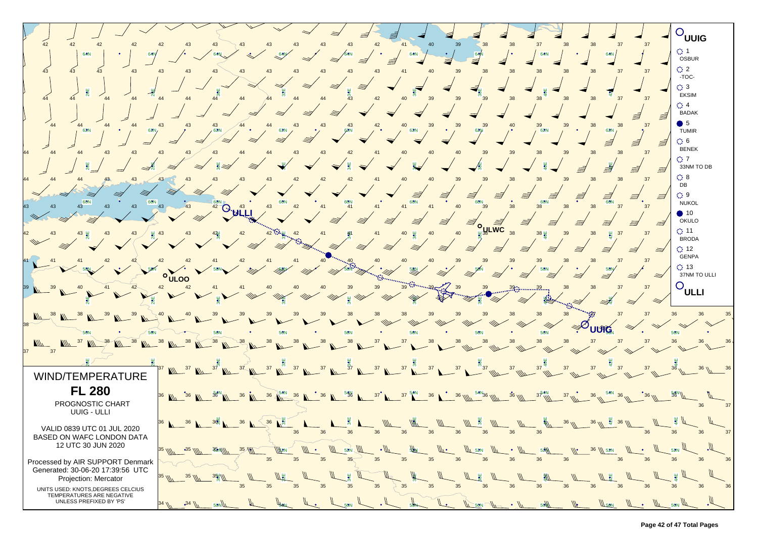# WIND/TEMPERATURE

## FL 280

PROGNOSTIC CHART
UUIG - ULLI

VALID 0839 UTC 01 JUL 2020
BASED ON WAFC LONDON DATA
12 UTC 30 JUN 2020

Processed by AIR SUPPORT Denmark
Generated: 30-06-20 17:39:56 UTC
Projection: Mercator

UNITS USED: KNOTS,DEGREES CELCIUS
TEMPERATURES ARE NEGATIVE
UNLESS PREFIXED BY 'PS'

**UUIG**
1 OSBUR
2 -TOC-
3 EKSIM
4 BADAK
5 TUMIR
6 BENEK
7 33NM TO DB
8 DB
9 NUKOL
10 OKULO
11 BRODA
12 GENPA
13 37NM TO ULLI
**ULLI**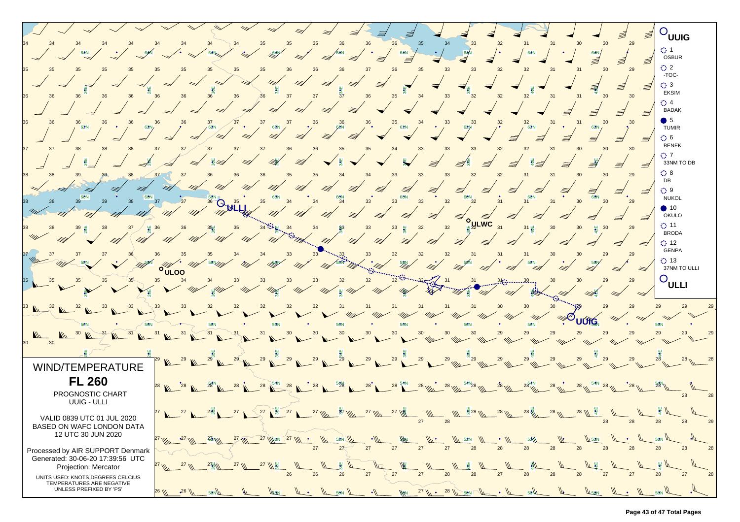# WIND/TEMPERATURE

## FL 260

PROGNOSTIC CHART
UUIG - ULLI

VALID 0839 UTC 01 JUL 2020
BASED ON WAFC LONDON DATA
12 UTC 30 JUN 2020

Processed by AIR SUPPORT Denmark
Generated: 30-06-20 17:39:56 UTC
Projection: Mercator

UNITS USED: KNOTS,DEGREES CELCIUS
TEMPERATURES ARE NEGATIVE
UNLESS PREFIXED BY 'PS'

**UUIG**

1. OSBUR
2. -TOC-
3. EKSIM
4. BADAK
5. TUMIR
6. BENEK
7. 33NM TO DB
8. DB
9. NUKOL
10. OKULO
11. BRODA
12. GENPA
13. 37NM TO ULLI

**ULLI**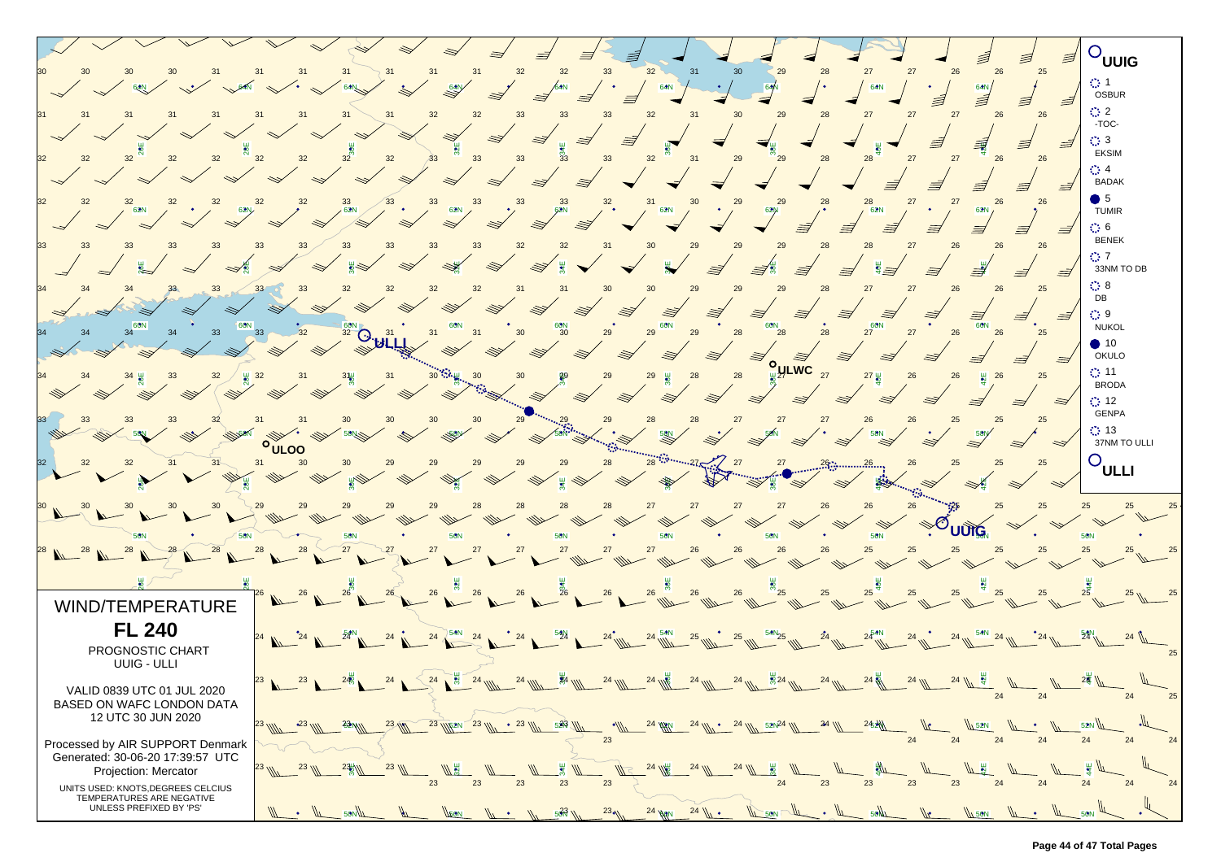## WIND/TEMPERATURE

# FL 240

PROGNOSTIC CHART
UUIG - ULLI

VALID 0839 UTC 01 JUL 2020
BASED ON WAFC LONDON DATA
12 UTC 30 JUN 2020

Processed by AIR SUPPORT Denmark
Generated: 30-06-20 17:39:57 UTC
Projection: Mercator

UNITS USED: KNOTS,DEGREES CELCIUS
TEMPERATURES ARE NEGATIVE
UNLESS PREFIXED BY 'PS'

**UUIG**

1 OSBUR
2 -TOC-
3 EKSIM
4 BADAK
5 TUMIR
6 BENEK
7 33NM TO DB
8 DB
9 NUKOL
10 OKULO
11 BRODA
12 GENPA
13 37NM TO ULLI

**ULLI**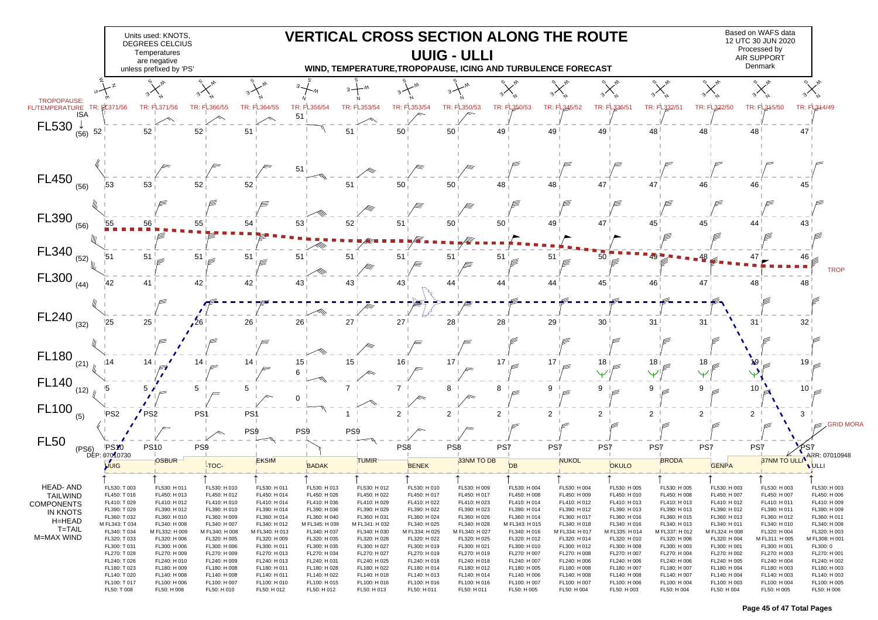# VERTICAL CROSS SECTION ALONG THE ROUTE

## UUIG - ULLI

### WIND, TEMPERATURE, TROPOPAUSE, ICING AND TURBULENCE FORECAST

Units used: KNOTS, DEGREES CELCIUS
Temperatures are negative unless prefixed by 'PS'

Based on WAFS data
12 UTC 30 JUN 2020
Processed by
AIR SUPPORT
Denmark

TROPOPAUSE: FL/TEMPERATURE

| | UUIG | OSBUR | -TOC- | EKSIM | BADAK | TUMIR | BENEK | 33NM TO DB | DB | NUKOL | OKULO | BRODA | GENPA | 37NM TO ULLI | ULLI |
|---|---|---|---|---|---|---|---|---|---|---|---|---|---|---|---|
| TR | FL371/56 | FL371/56 | FL366/55 | FL364/55 | FL356/54 | FL353/54 | FL353/54 | FL350/53 | FL350/53 | FL345/52 | FL336/51 | FL332/51 | FL322/50 | FL315/50 | FL314/49 |
| FL530 (56) | 52 | 52 | 52 | 51 | 51 | 51 | 50 | 50 | 49 | 49 | 49 | 48 | 48 | 48 | 47 |
| FL450 (56) | 53 | 53 | 52 | 52 | 51 | 51 | 50 | 50 | 48 | 48 | 47 | 47 | 46 | 46 | 45 |
| FL390 (56) | 55 | 56 | 55 | 54 | 53 | 52 | 51 | 50 | 50 | 49 | 47 | 45 | 45 | 44 | 43 |
| FL340 (52) | 51 | 51 | 51 | 51 | 51 | 51 | 51 | 51 | 51 | 51 | 50 | 49 | 48 | 47 | 46 |
| FL300 (44) | 42 | 41 | 42 | 42 | 43 | 43 | 43 | 44 | 44 | 44 | 45 | 46 | 47 | 48 | 48 |
| FL240 (32) | 25 | 25 | 26 | 26 | 26 | 27 | 27 | 28 | 28 | 29 | 30 | 31 | 31 | 31 | 32 |
| FL180 (21) | 14 | 14 | 14 | 14 | 15 | 15 | 16 | 17 | 17 | 17 | 18 | 18 | 18 | 19 | 19 |
| FL140 (12) | 5 | 5 | 5 | 5 | 6 | 7 | 7 | 8 | 8 | 9 | 9 | 9 | 9 | 10 | 10 |
| FL100 (5) | PS2 | PS2 | PS1 | PS1 | 0 | 1 | 2 | 2 | 2 | 2 | 2 | 2 | 2 | 2 | 3 |
| FL50 (PS6) | PS10 | PS10 | PS9 | PS9 | PS9 | PS9 | PS8 | PS8 | PS7 | PS7 | PS7 | PS7 | PS7 | PS7 | PS7 |

DEP: 07010730 — ARR: 07010948

TROP — GRID MORA

HEAD- AND TAILWIND COMPONENTS IN KNOTS
H=HEAD
T=TAIL
M=MAX WIND

| UUIG | OSBUR | -TOC- | EKSIM | BADAK | TUMIR | BENEK | 33NM TO DB | DB | NUKOL | OKULO | BRODA | GENPA | 37NM TO ULLI | ULLI |
|---|---|---|---|---|---|---|---|---|---|---|---|---|---|---|
| FL530: T 003 | FL530: H 011 | FL530: H 010 | FL530: H 011 | FL530: H 013 | FL530: H 012 | FL530: H 010 | FL530: H 009 | FL530: H 004 | FL530: H 004 | FL530: H 005 | FL530: H 005 | FL530: H 003 | FL530: H 003 | FL530: H 003 |
| FL450: T 016 | FL450: H 013 | FL450: H 012 | FL450: H 014 | FL450: H 026 | FL450: H 022 | FL450: H 017 | FL450: H 017 | FL450: H 008 | FL450: H 009 | FL450: H 010 | FL450: H 008 | FL450: H 007 | FL450: H 007 | FL450: H 006 |
| FL410: T 029 | FL410: H 012 | FL410: H 010 | FL410: H 014 | FL410: H 036 | FL410: H 029 | FL410: H 022 | FL410: H 023 | FL410: H 014 | FL410: H 012 | FL410: H 013 | FL410: H 013 | FL410: H 012 | FL410: H 011 | FL410: H 009 |
| FL390: T 029 | FL390: H 012 | FL390: H 010 | FL390: H 014 | FL390: H 036 | FL390: H 029 | FL390: H 022 | FL390: H 022 | FL390: H 014 | FL390: H 014 | FL390: H 013 | FL390: H 013 | FL390: H 012 | FL390: H 011 | FL390: H 009 |
| FL360: T 032 | FL360: H 010 | FL360: H 009 | FL360: H 014 | FL360: H 040 | FL360: H 031 | FL360: H 024 | FL360: H 026 | FL360: H 014 | FL360: H 017 | FL360: H 016 | FL360: H 015 | FL360: H 013 | FL360: H 012 | FL360: H 011 |
| M FL343: T 034 | FL340: H 008 | FL340: H 007 | FL340: H 012 | M FL345: H 039 | M FL341: H 032 | FL340: H 025 | FL340: H 028 | M FL343: H 015 | FL340: H 018 | FL340: H 016 | FL340: H 013 | FL340: H 011 | FL340: H 010 | FL340: H 008 |
| FL340: T 034 | M FL332: H 009 | M FL340: H 008 | M FL340: H 013 | FL340: H 037 | FL340: H 030 | M FL334: H 025 | M FL340: H 027 | FL340: H 016 | M FL334: H 017 | M FL335: H 014 | M FL337: H 012 | M FL324: H 008 | FL320: H 004 | FL320: H 003 |
| FL320: T 033 | FL320: H 006 | FL320: H 005 | FL320: H 009 | FL320: H 035 | FL320: H 028 | FL320: H 022 | FL320: H 025 | FL320: H 012 | FL320: H 014 | FL320: H 010 | FL320: H 006 | FL320: H 004 | M FL311: H 005 | M FL308: H 001 |
| FL300: T 031 | FL300: H 006 | FL300: H 006 | FL300: H 011 | FL300: H 035 | FL300: H 027 | FL300: H 019 | FL300: H 021 | FL300: H 010 | FL300: H 012 | FL300: H 008 | FL300: H 003 | FL300: H 001 | FL300: H 001 | FL300: 0 |
| FL270: T 028 | FL270: H 009 | FL270: H 009 | FL270: H 013 | FL270: H 034 | FL270: H 027 | FL270: H 019 | FL270: H 019 | FL270: H 007 | FL270: H 008 | FL270: H 007 | FL270: H 004 | FL270: H 002 | FL270: H 003 | FL270: H 001 |
| FL240: T 026 | FL240: H 010 | FL240: H 009 | FL240: H 013 | FL240: H 031 | FL240: H 025 | FL240: H 018 | FL240: H 018 | FL240: H 007 | FL240: H 006 | FL240: H 006 | FL240: H 006 | FL240: H 005 | FL240: H 004 | FL240: H 002 |
| FL180: T 023 | FL180: H 009 | FL180: H 008 | FL180: H 011 | FL180: H 028 | FL180: H 022 | FL180: H 014 | FL180: H 012 | FL180: H 005 | FL180: H 008 | FL180: H 007 | FL180: H 007 | FL180: H 004 | FL180: H 003 | FL180: H 003 |
| FL140: T 020 | FL140: H 008 | FL140: H 008 | FL140: H 011 | FL140: H 022 | FL140: H 018 | FL140: H 013 | FL140: H 014 | FL140: H 006 | FL140: H 008 | FL140: H 008 | FL140: H 007 | FL140: H 004 | FL140: H 003 | FL140: H 003 |
| FL100: T 017 | FL100: H 006 | FL100: H 007 | FL100: H 010 | FL100: H 015 | FL100: H 016 | FL100: H 016 | FL100: H 016 | FL100: H 007 | FL100: H 007 | FL100: H 006 | FL100: H 004 | FL100: H 003 | FL100: H 004 | FL100: H 005 |
| FL50: T 008 | FL50: H 008 | FL50: H 010 | FL50: H 012 | FL50: H 012 | FL50: H 013 | FL50: H 011 | FL50: H 011 | FL50: H 005 | FL50: H 004 | FL50: H 003 | FL50: H 004 | FL50: H 004 | FL50: H 005 | FL50: H 006 |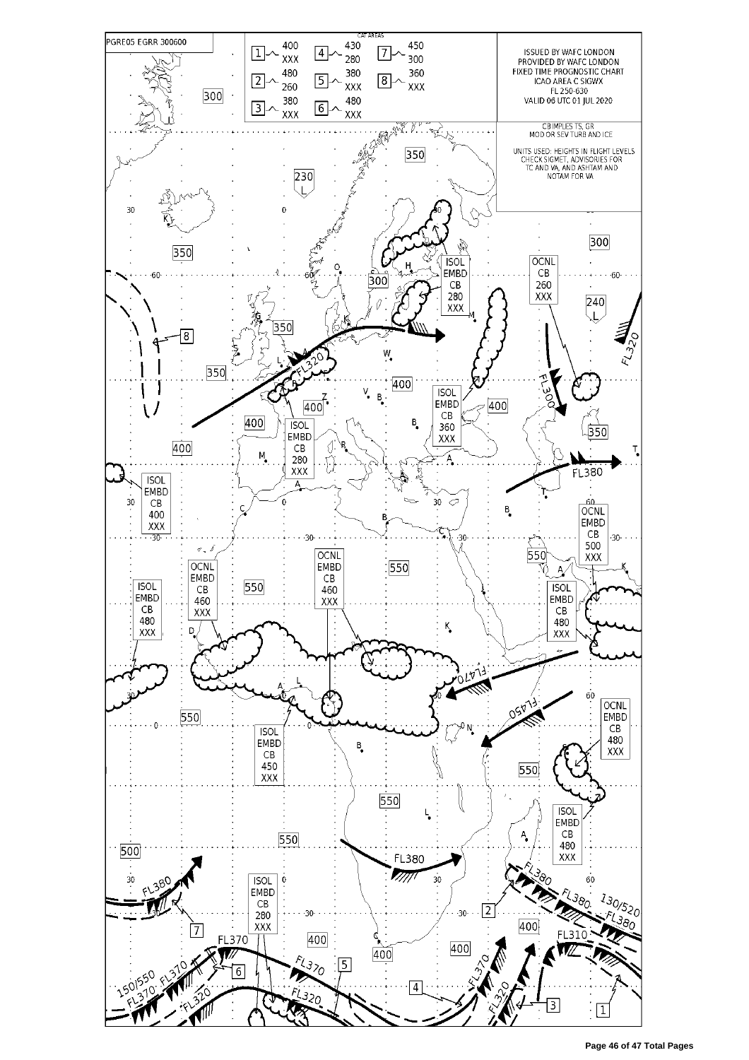PGRE05 EGRR 300600

CAT AREAS

| | | | | | |
|---|---|---|---|---|---|
| 1 | 400 / XXX | 4 | 430 / 280 | 7 | 450 / 300 |
| 2 | 480 / 260 | 5 | 380 / XXX | 8 | 360 / XXX |
| 3 | 380 / XXX | 6 | 480 / XXX | | |

ISSUED BY WAFC LONDON
PROVIDED BY WAFC LONDON
FIXED TIME PROGNOSTIC CHART
ICAO AREA C SIGWX
FL 250-630
VALID 06 UTC 01 JUL 2020

CB IMPLIES TS, GR
MOD OR SEV TURB AND ICE

UNITS USED: HEIGHTS IN FLIGHT LEVELS
CHECK SIGMET, ADVISORIES FOR
TC AND VA, AND ASHTAM AND
NOTAM FOR VA

ISOL EMBD CB 280 XXX

OCNL CB 260 XXX

ISOL EMBD CB 360 XXX

ISOL EMBD CB 280 XXX

ISOL EMBD CB 400 XXX

OCNL EMBD CB 500 XXX

OCNL EMBD CB 460 XXX

OCNL EMBD CB 460 XXX

ISOL EMBD CB 480 XXX

ISOL EMBD CB 480 XXX

ISOL EMBD CB 450 XXX

OCNL EMBD CB 480 XXX

ISOL EMBD CB 480 XXX

ISOL EMBD CB 280 XXX

FL320 FL300 FL380 FL470 FL450 FL380 FL370 FL320 FL310 130/520 150/550

230 L

240 L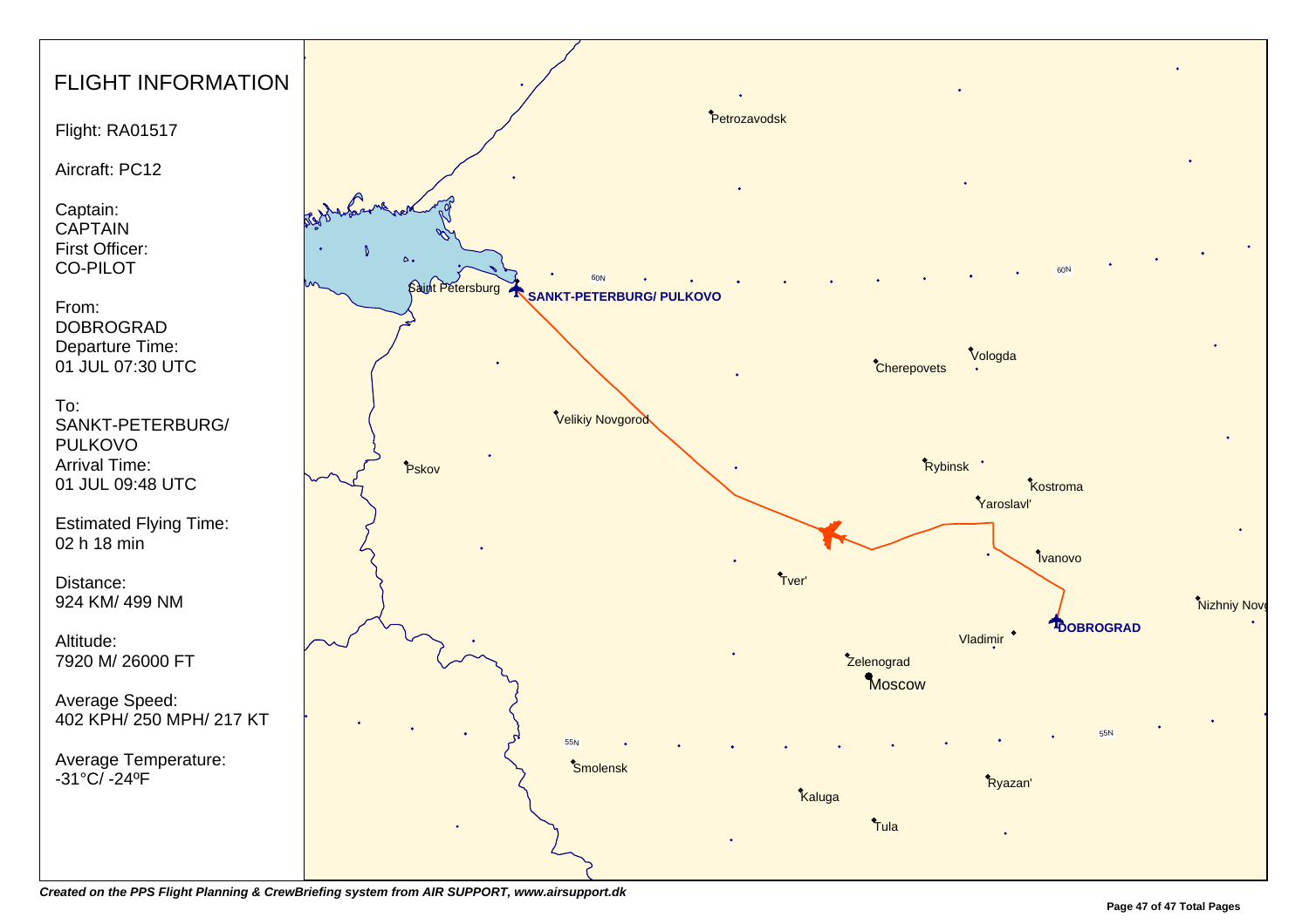## FLIGHT INFORMATION

Flight: RA01517

Aircraft: PC12

Captain:
CAPTAIN
First Officer:
CO-PILOT

From:
DOBROGRAD
Departure Time:
01 JUL 07:30 UTC

To:
SANKT-PETERBURG/
PULKOVO
Arrival Time:
01 JUL 09:48 UTC

Estimated Flying Time:
02 h 18 min

Distance:
924 KM/ 499 NM

Altitude:
7920 M/ 26000 FT

Average Speed:
402 KPH/ 250 MPH/ 217 KT

Average Temperature:
-31°C/ -24ºF

Petrozavodsk
Saint Petersburg
SANKT-PETERBURG/ PULKOVO
60N
60N
Cherepovets
Vologda
Velikiy Novgorod
Pskov
Rybinsk
Kostroma
Yaroslavl'
Ivanovo
Tver'
Nizhniy Novg
DOBROGRAD
Vladimir
Zelenograd
Moscow
55N
55N
Smolensk
Ryazan'
Kaluga
Tula

*Created on the PPS Flight Planning & CrewBriefing system from AIR SUPPORT, www.airsupport.dk*